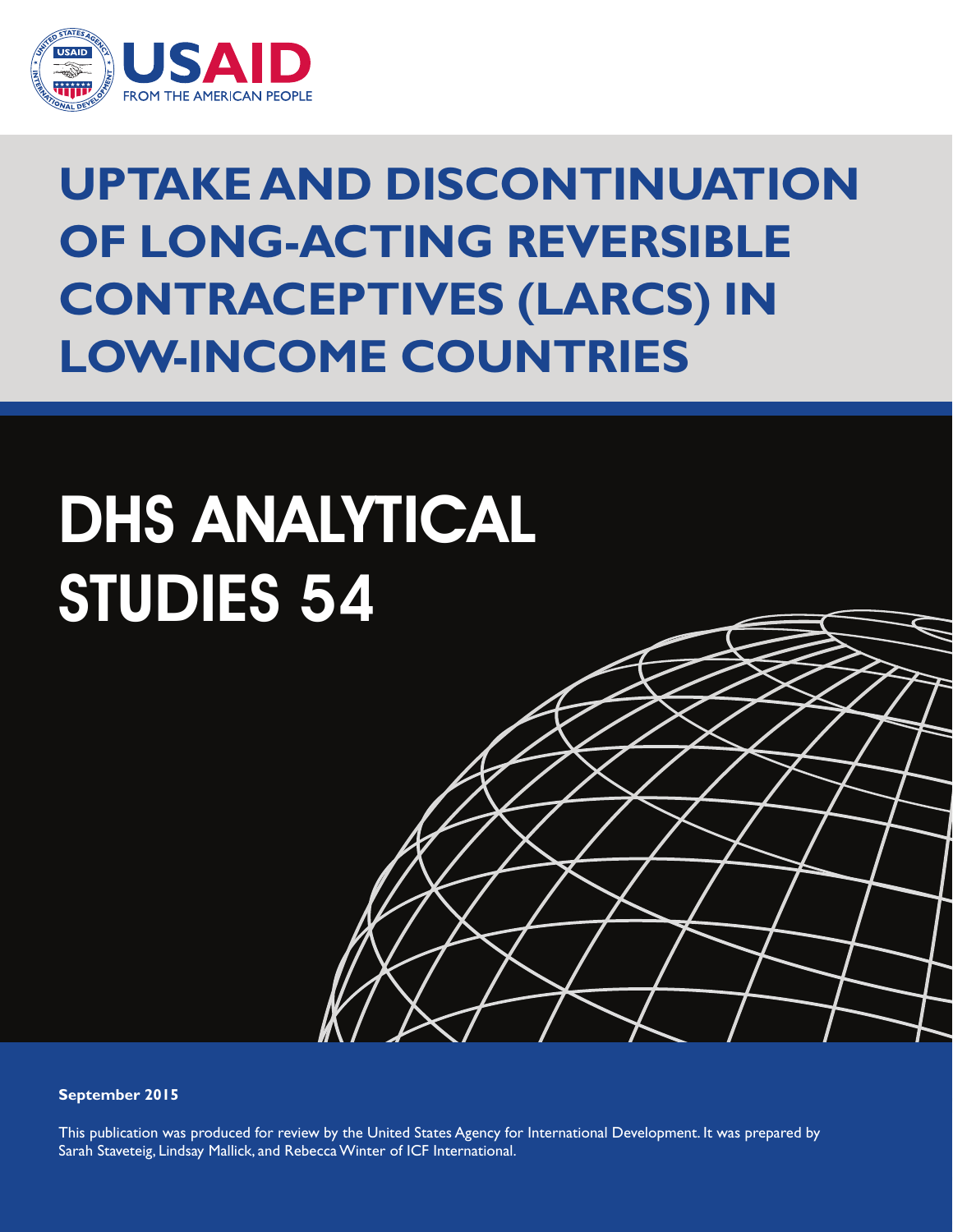USAID

FROM THE AMERICAN PEOPLE

# UPTAKE AND DISCONTINUATION OF LONG-ACTING REVERSIBLE CONTRACEPTIVES (LARCS) IN LOW-INCOME COUNTRIES

## DHS ANALYTICAL STUDIES 54

**September 2015**

This publication was produced for review by the United States Agency for International Development. It was prepared by Sarah Staveteig, Lindsay Mallick, and Rebecca Winter of ICF International.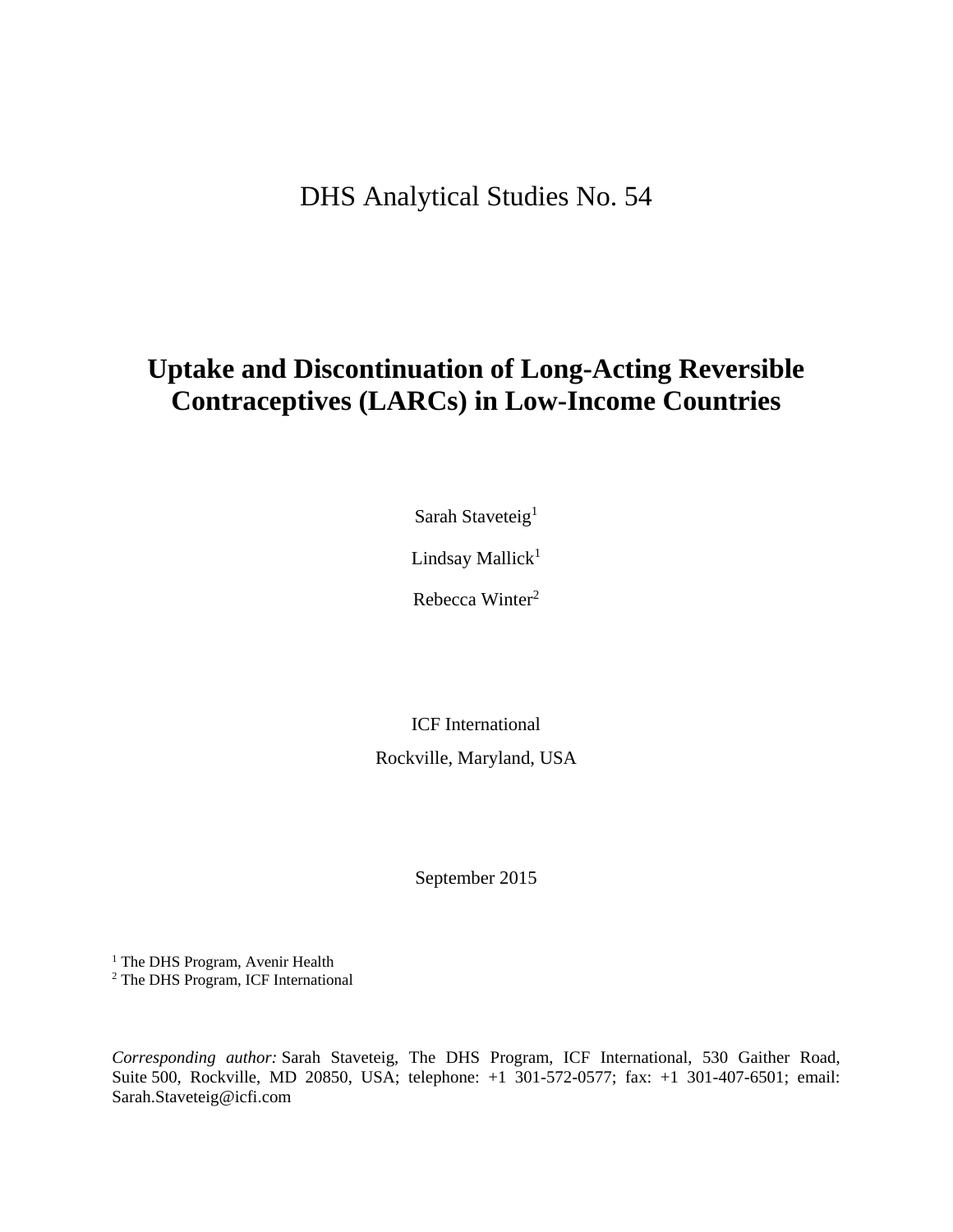DHS Analytical Studies No. 54

# Uptake and Discontinuation of Long-Acting Reversible Contraceptives (LARCs) in Low-Income Countries

Sarah Staveteig[1]

Lindsay Mallick[1]

Rebecca Winter[2]

ICF International

Rockville, Maryland, USA

September 2015

[1] The DHS Program, Avenir Health
[2] The DHS Program, ICF International

*Corresponding author:* Sarah Staveteig, The DHS Program, ICF International, 530 Gaither Road, Suite 500, Rockville, MD 20850, USA; telephone: +1 301-572-0577; fax: +1 301-407-6501; email: Sarah.Staveteig@icfi.com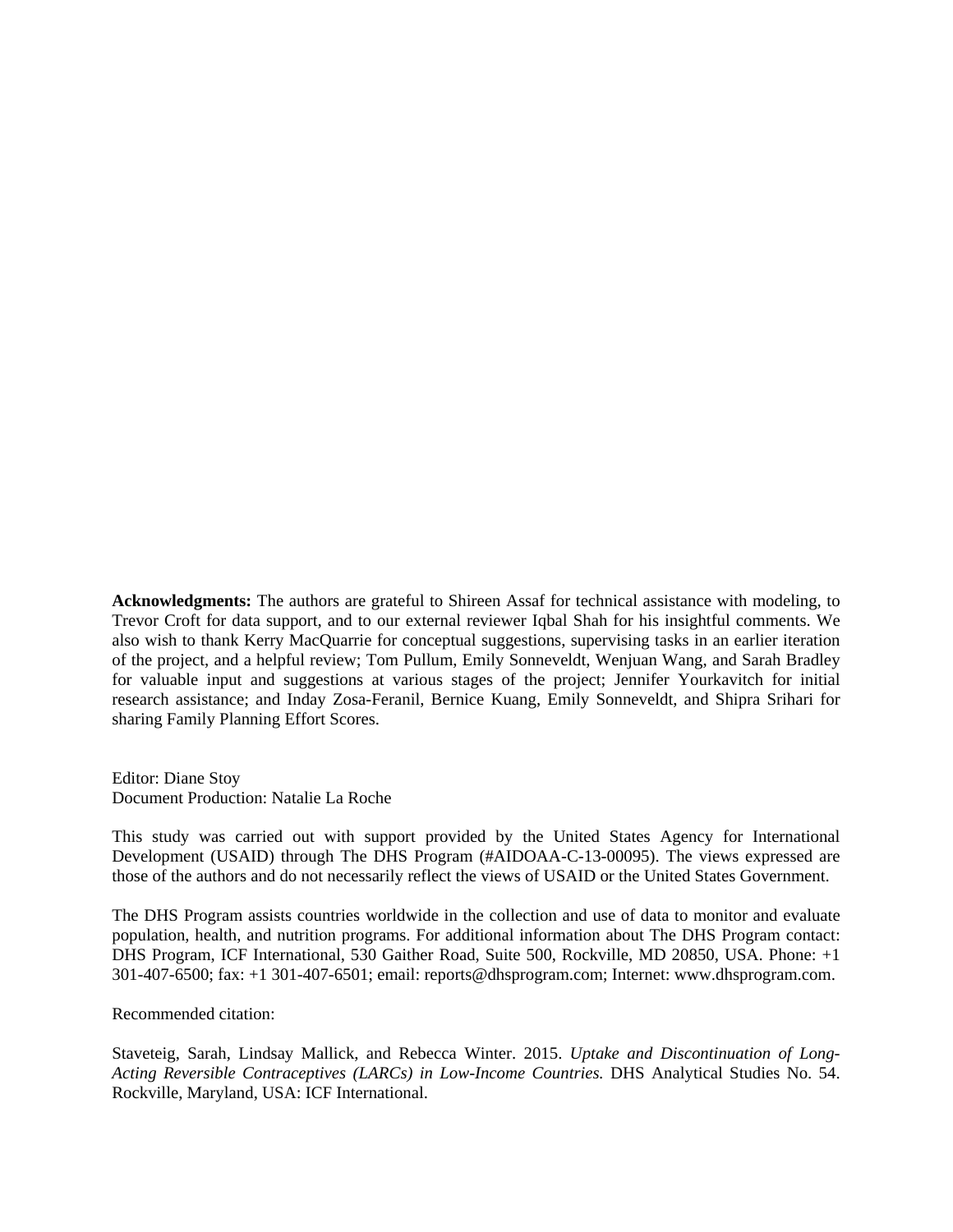**Acknowledgments:** The authors are grateful to Shireen Assaf for technical assistance with modeling, to Trevor Croft for data support, and to our external reviewer Iqbal Shah for his insightful comments. We also wish to thank Kerry MacQuarrie for conceptual suggestions, supervising tasks in an earlier iteration of the project, and a helpful review; Tom Pullum, Emily Sonneveldt, Wenjuan Wang, and Sarah Bradley for valuable input and suggestions at various stages of the project; Jennifer Yourkavitch for initial research assistance; and Inday Zosa-Feranil, Bernice Kuang, Emily Sonneveldt, and Shipra Srihari for sharing Family Planning Effort Scores.

Editor: Diane Stoy
Document Production: Natalie La Roche

This study was carried out with support provided by the United States Agency for International Development (USAID) through The DHS Program (#AIDOAA-C-13-00095). The views expressed are those of the authors and do not necessarily reflect the views of USAID or the United States Government.

The DHS Program assists countries worldwide in the collection and use of data to monitor and evaluate population, health, and nutrition programs. For additional information about The DHS Program contact: DHS Program, ICF International, 530 Gaither Road, Suite 500, Rockville, MD 20850, USA. Phone: +1 301-407-6500; fax: +1 301-407-6501; email: reports@dhsprogram.com; Internet: www.dhsprogram.com.

Recommended citation:

Staveteig, Sarah, Lindsay Mallick, and Rebecca Winter. 2015. *Uptake and Discontinuation of Long-Acting Reversible Contraceptives (LARCs) in Low-Income Countries.* DHS Analytical Studies No. 54. Rockville, Maryland, USA: ICF International.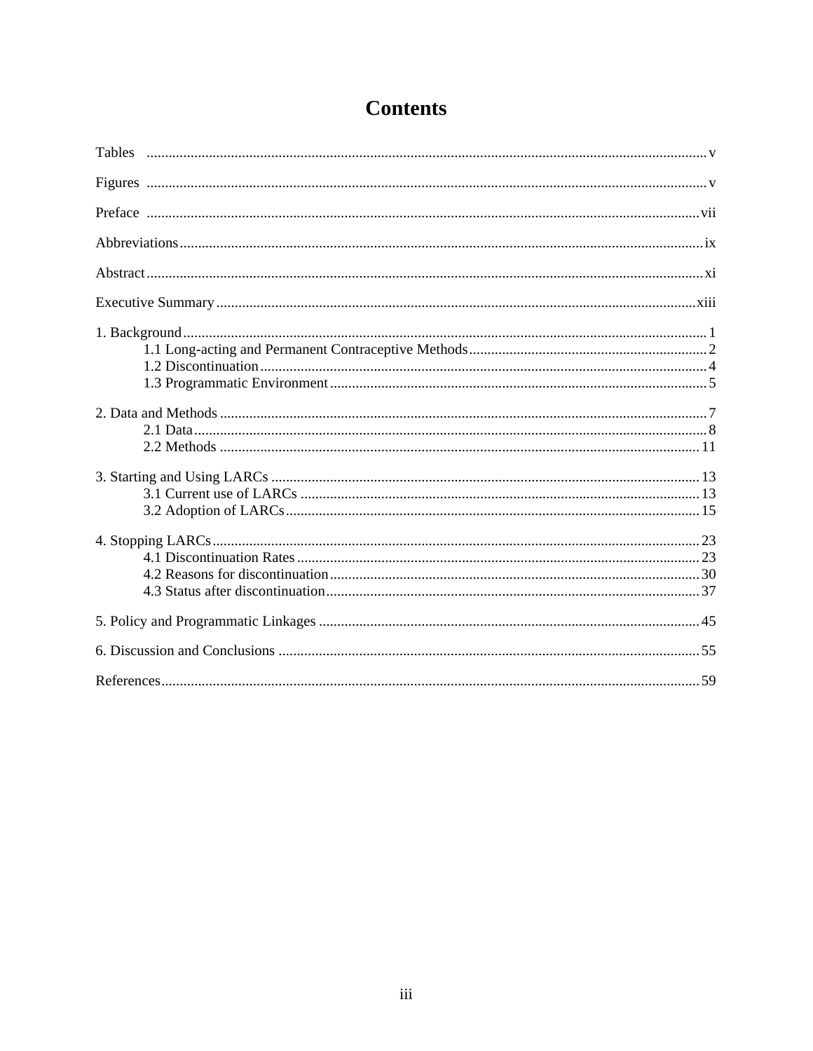# Contents

Tables ........................................................................................................................................ v

Figures ........................................................................................................................................ v

Preface ....................................................................................................................................... vii

Abbreviations ............................................................................................................................. ix

Abstract ....................................................................................................................................... xi

Executive Summary .................................................................................................................. xiii

1. Background ............................................................................................................................. 1
    - 1.1 Long-acting and Permanent Contraceptive Methods ................................................. 2
    - 1.2 Discontinuation ........................................................................................................ 4
    - 1.3 Programmatic Environment ...................................................................................... 5

2. Data and Methods .................................................................................................................... 7
    - 2.1 Data .......................................................................................................................... 8
    - 2.2 Methods .................................................................................................................. 11

3. Starting and Using LARCs ..................................................................................................... 13
    - 3.1 Current use of LARCs ............................................................................................ 13
    - 3.2 Adoption of LARCs ................................................................................................ 15

4. Stopping LARCs .................................................................................................................... 23
    - 4.1 Discontinuation Rates ............................................................................................. 23
    - 4.2 Reasons for discontinuation .................................................................................... 30
    - 4.3 Status after discontinuation ..................................................................................... 37

5. Policy and Programmatic Linkages ....................................................................................... 45

6. Discussion and Conclusions .................................................................................................. 55

References .................................................................................................................................. 59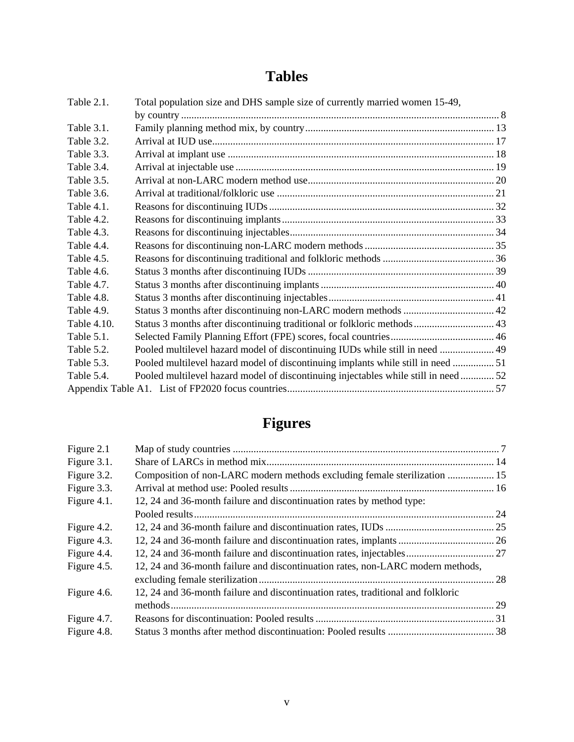# Tables

| | | |
|---|---|---|
| Table 2.1. | Total population size and DHS sample size of currently married women 15-49, by country | 8 |
| Table 3.1. | Family planning method mix, by country | 13 |
| Table 3.2. | Arrival at IUD use | 17 |
| Table 3.3. | Arrival at implant use | 18 |
| Table 3.4. | Arrival at injectable use | 19 |
| Table 3.5. | Arrival at non-LARC modern method use | 20 |
| Table 3.6. | Arrival at traditional/folkloric use | 21 |
| Table 4.1. | Reasons for discontinuing IUDs | 32 |
| Table 4.2. | Reasons for discontinuing implants | 33 |
| Table 4.3. | Reasons for discontinuing injectables | 34 |
| Table 4.4. | Reasons for discontinuing non-LARC modern methods | 35 |
| Table 4.5. | Reasons for discontinuing traditional and folkloric methods | 36 |
| Table 4.6. | Status 3 months after discontinuing IUDs | 39 |
| Table 4.7. | Status 3 months after discontinuing implants | 40 |
| Table 4.8. | Status 3 months after discontinuing injectables | 41 |
| Table 4.9. | Status 3 months after discontinuing non-LARC modern methods | 42 |
| Table 4.10. | Status 3 months after discontinuing traditional or folkloric methods | 43 |
| Table 5.1. | Selected Family Planning Effort (FPE) scores, focal countries | 46 |
| Table 5.2. | Pooled multilevel hazard model of discontinuing IUDs while still in need | 49 |
| Table 5.3. | Pooled multilevel hazard model of discontinuing implants while still in need | 51 |
| Table 5.4. | Pooled multilevel hazard model of discontinuing injectables while still in need | 52 |
| Appendix Table A1. | List of FP2020 focus countries | 57 |

# Figures

| | | |
|---|---|---|
| Figure 2.1 | Map of study countries | 7 |
| Figure 3.1. | Share of LARCs in method mix | 14 |
| Figure 3.2. | Composition of non-LARC modern methods excluding female sterilization | 15 |
| Figure 3.3. | Arrival at method use: Pooled results | 16 |
| Figure 4.1. | 12, 24 and 36-month failure and discontinuation rates by method type: Pooled results | 24 |
| Figure 4.2. | 12, 24 and 36-month failure and discontinuation rates, IUDs | 25 |
| Figure 4.3. | 12, 24 and 36-month failure and discontinuation rates, implants | 26 |
| Figure 4.4. | 12, 24 and 36-month failure and discontinuation rates, injectables | 27 |
| Figure 4.5. | 12, 24 and 36-month failure and discontinuation rates, non-LARC modern methods, excluding female sterilization | 28 |
| Figure 4.6. | 12, 24 and 36-month failure and discontinuation rates, traditional and folkloric methods | 29 |
| Figure 4.7. | Reasons for discontinuation: Pooled results | 31 |
| Figure 4.8. | Status 3 months after method discontinuation: Pooled results | 38 |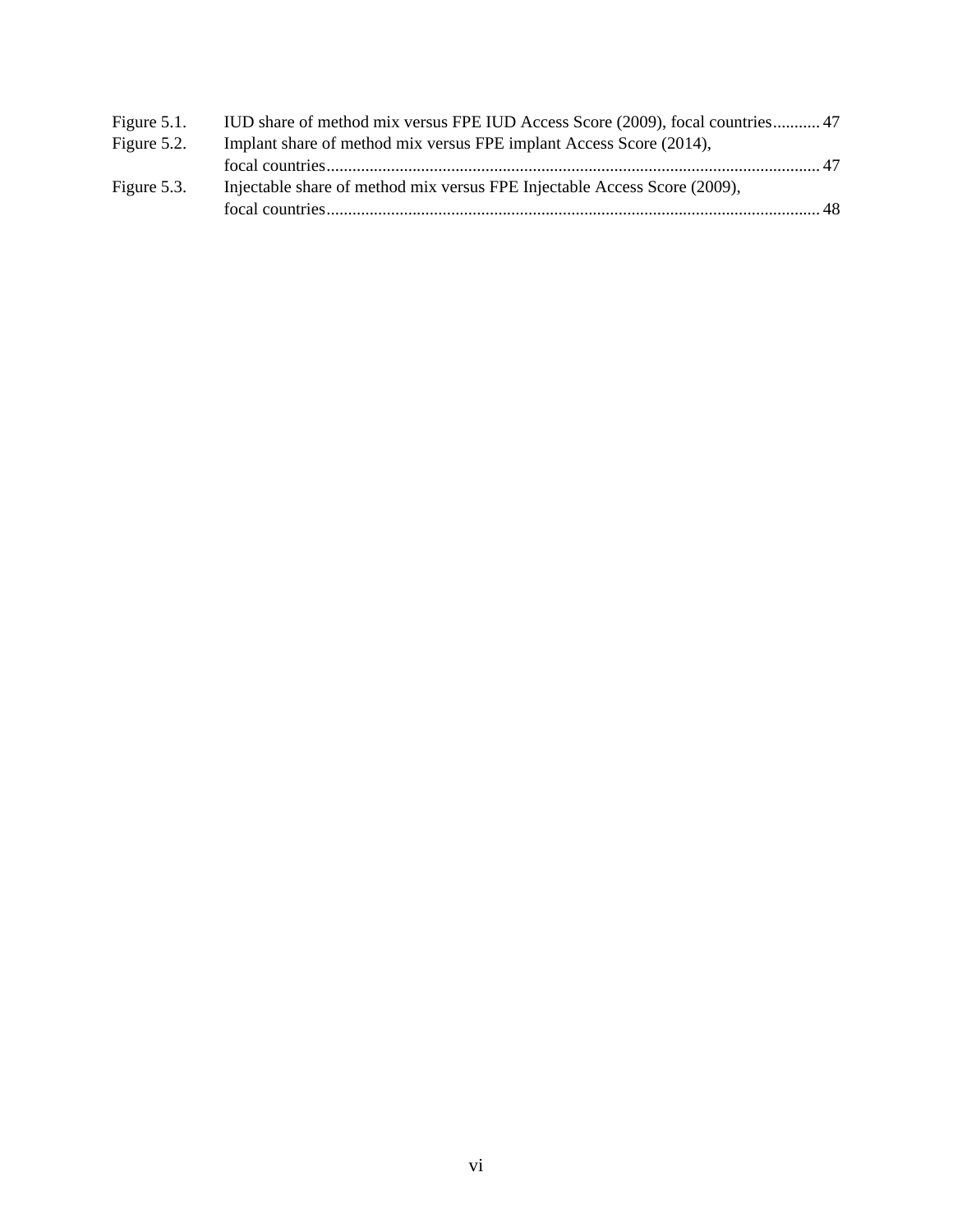| | | |
|---|---|---|
| Figure 5.1. | IUD share of method mix versus FPE IUD Access Score (2009), focal countries | 47 |
| Figure 5.2. | Implant share of method mix versus FPE implant Access Score (2014), focal countries | 47 |
| Figure 5.3. | Injectable share of method mix versus FPE Injectable Access Score (2009), focal countries | 48 |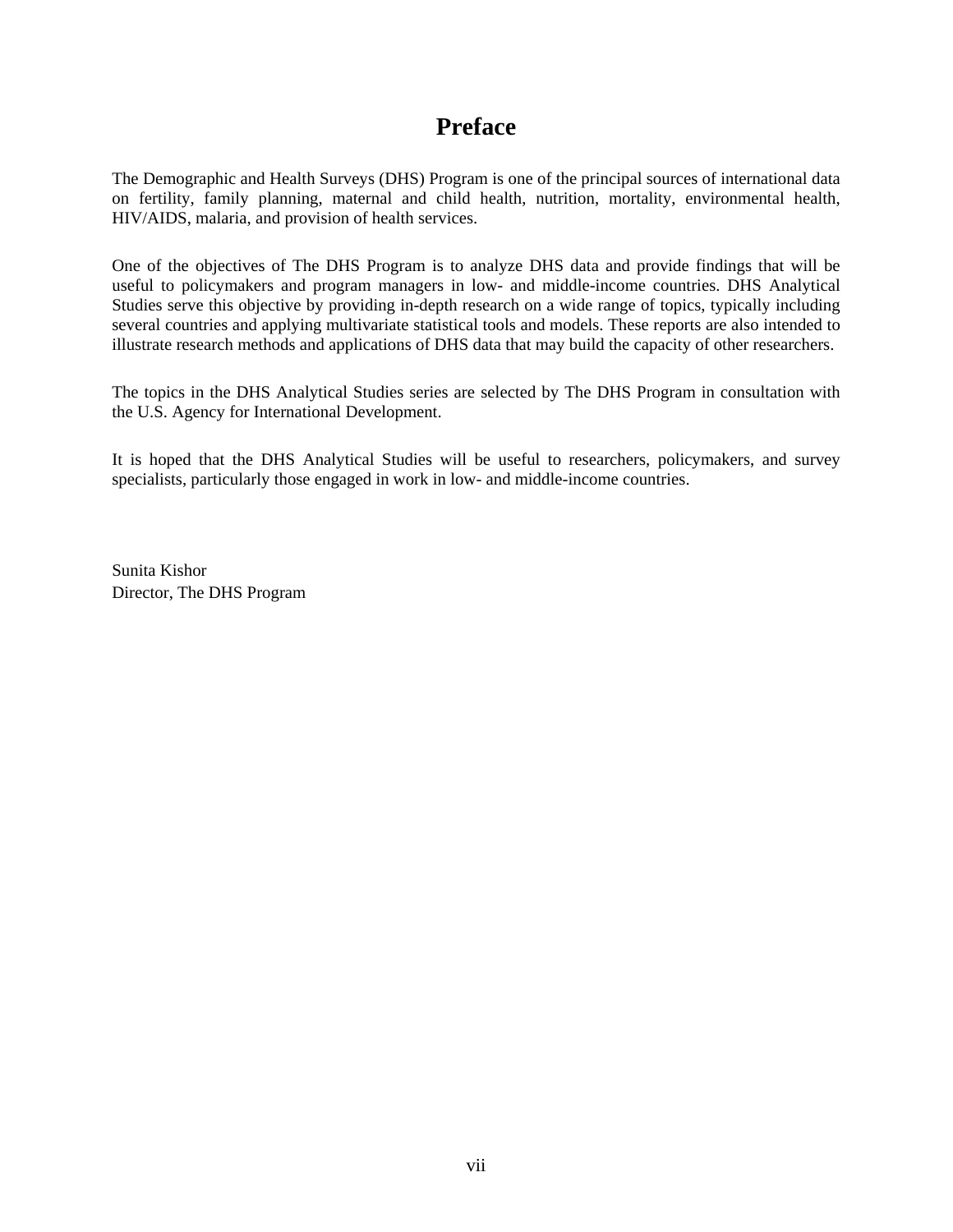# Preface

The Demographic and Health Surveys (DHS) Program is one of the principal sources of international data on fertility, family planning, maternal and child health, nutrition, mortality, environmental health, HIV/AIDS, malaria, and provision of health services.

One of the objectives of The DHS Program is to analyze DHS data and provide findings that will be useful to policymakers and program managers in low- and middle-income countries. DHS Analytical Studies serve this objective by providing in-depth research on a wide range of topics, typically including several countries and applying multivariate statistical tools and models. These reports are also intended to illustrate research methods and applications of DHS data that may build the capacity of other researchers.

The topics in the DHS Analytical Studies series are selected by The DHS Program in consultation with the U.S. Agency for International Development.

It is hoped that the DHS Analytical Studies will be useful to researchers, policymakers, and survey specialists, particularly those engaged in work in low- and middle-income countries.

Sunita Kishor
Director, The DHS Program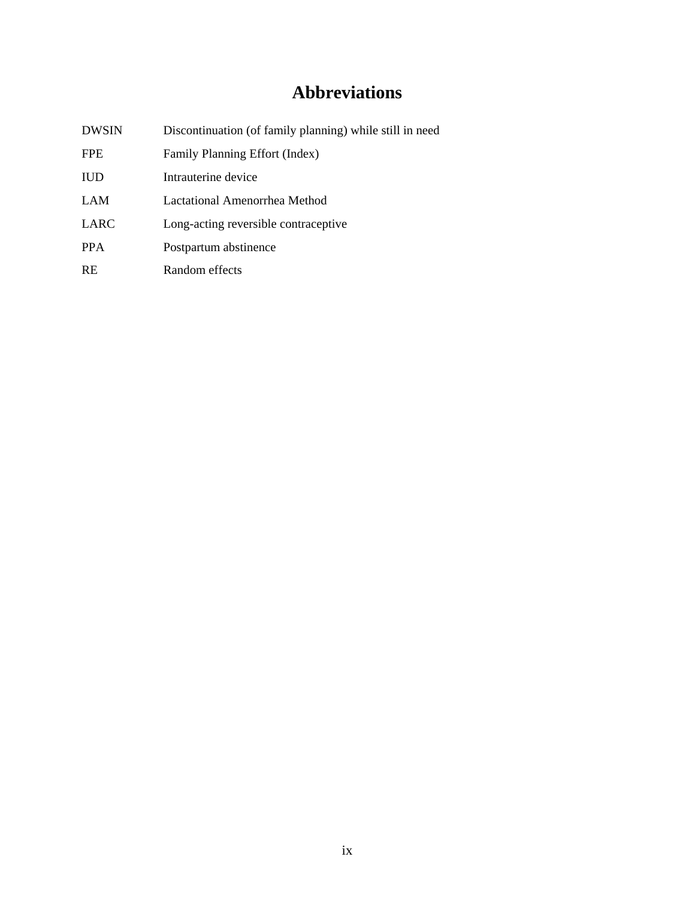# Abbreviations

| | |
|---|---|
| DWSIN | Discontinuation (of family planning) while still in need |
| FPE | Family Planning Effort (Index) |
| IUD | Intrauterine device |
| LAM | Lactational Amenorrhea Method |
| LARC | Long-acting reversible contraceptive |
| PPA | Postpartum abstinence |
| RE | Random effects |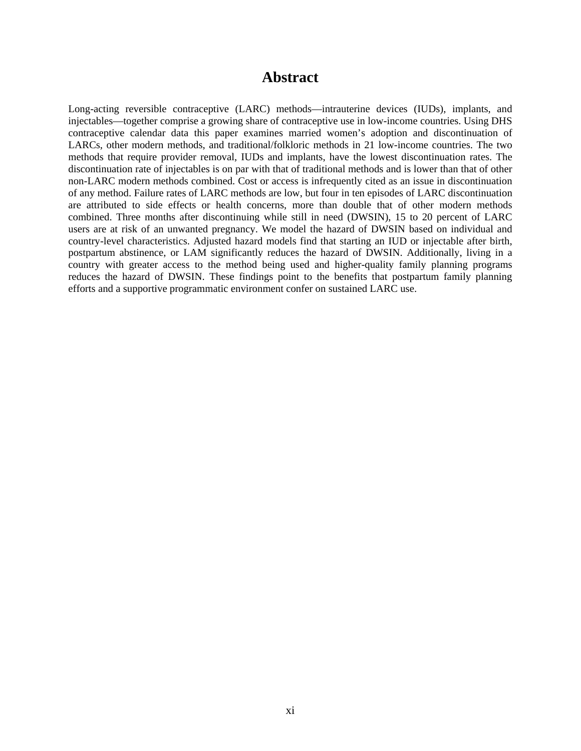# Abstract

Long-acting reversible contraceptive (LARC) methods—intrauterine devices (IUDs), implants, and injectables—together comprise a growing share of contraceptive use in low-income countries. Using DHS contraceptive calendar data this paper examines married women's adoption and discontinuation of LARCs, other modern methods, and traditional/folkloric methods in 21 low-income countries. The two methods that require provider removal, IUDs and implants, have the lowest discontinuation rates. The discontinuation rate of injectables is on par with that of traditional methods and is lower than that of other non-LARC modern methods combined. Cost or access is infrequently cited as an issue in discontinuation of any method. Failure rates of LARC methods are low, but four in ten episodes of LARC discontinuation are attributed to side effects or health concerns, more than double that of other modern methods combined. Three months after discontinuing while still in need (DWSIN), 15 to 20 percent of LARC users are at risk of an unwanted pregnancy. We model the hazard of DWSIN based on individual and country-level characteristics. Adjusted hazard models find that starting an IUD or injectable after birth, postpartum abstinence, or LAM significantly reduces the hazard of DWSIN. Additionally, living in a country with greater access to the method being used and higher-quality family planning programs reduces the hazard of DWSIN. These findings point to the benefits that postpartum family planning efforts and a supportive programmatic environment confer on sustained LARC use.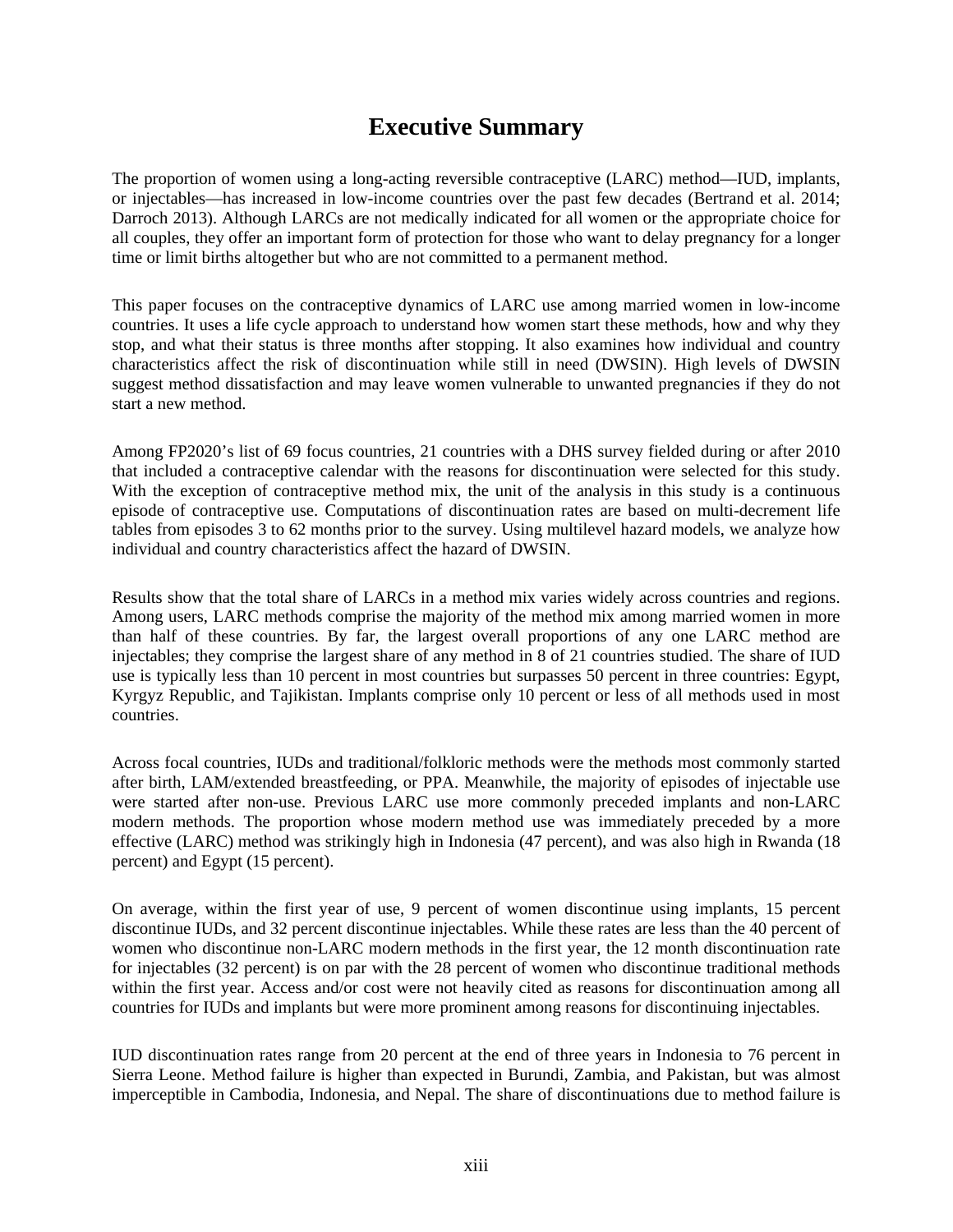# Executive Summary

The proportion of women using a long-acting reversible contraceptive (LARC) method—IUD, implants, or injectables—has increased in low-income countries over the past few decades (Bertrand et al. 2014; Darroch 2013). Although LARCs are not medically indicated for all women or the appropriate choice for all couples, they offer an important form of protection for those who want to delay pregnancy for a longer time or limit births altogether but who are not committed to a permanent method.

This paper focuses on the contraceptive dynamics of LARC use among married women in low-income countries. It uses a life cycle approach to understand how women start these methods, how and why they stop, and what their status is three months after stopping. It also examines how individual and country characteristics affect the risk of discontinuation while still in need (DWSIN). High levels of DWSIN suggest method dissatisfaction and may leave women vulnerable to unwanted pregnancies if they do not start a new method.

Among FP2020's list of 69 focus countries, 21 countries with a DHS survey fielded during or after 2010 that included a contraceptive calendar with the reasons for discontinuation were selected for this study. With the exception of contraceptive method mix, the unit of the analysis in this study is a continuous episode of contraceptive use. Computations of discontinuation rates are based on multi-decrement life tables from episodes 3 to 62 months prior to the survey. Using multilevel hazard models, we analyze how individual and country characteristics affect the hazard of DWSIN.

Results show that the total share of LARCs in a method mix varies widely across countries and regions. Among users, LARC methods comprise the majority of the method mix among married women in more than half of these countries. By far, the largest overall proportions of any one LARC method are injectables; they comprise the largest share of any method in 8 of 21 countries studied. The share of IUD use is typically less than 10 percent in most countries but surpasses 50 percent in three countries: Egypt, Kyrgyz Republic, and Tajikistan. Implants comprise only 10 percent or less of all methods used in most countries.

Across focal countries, IUDs and traditional/folkloric methods were the methods most commonly started after birth, LAM/extended breastfeeding, or PPA. Meanwhile, the majority of episodes of injectable use were started after non-use. Previous LARC use more commonly preceded implants and non-LARC modern methods. The proportion whose modern method use was immediately preceded by a more effective (LARC) method was strikingly high in Indonesia (47 percent), and was also high in Rwanda (18 percent) and Egypt (15 percent).

On average, within the first year of use, 9 percent of women discontinue using implants, 15 percent discontinue IUDs, and 32 percent discontinue injectables. While these rates are less than the 40 percent of women who discontinue non-LARC modern methods in the first year, the 12 month discontinuation rate for injectables (32 percent) is on par with the 28 percent of women who discontinue traditional methods within the first year. Access and/or cost were not heavily cited as reasons for discontinuation among all countries for IUDs and implants but were more prominent among reasons for discontinuing injectables.

IUD discontinuation rates range from 20 percent at the end of three years in Indonesia to 76 percent in Sierra Leone. Method failure is higher than expected in Burundi, Zambia, and Pakistan, but was almost imperceptible in Cambodia, Indonesia, and Nepal. The share of discontinuations due to method failure is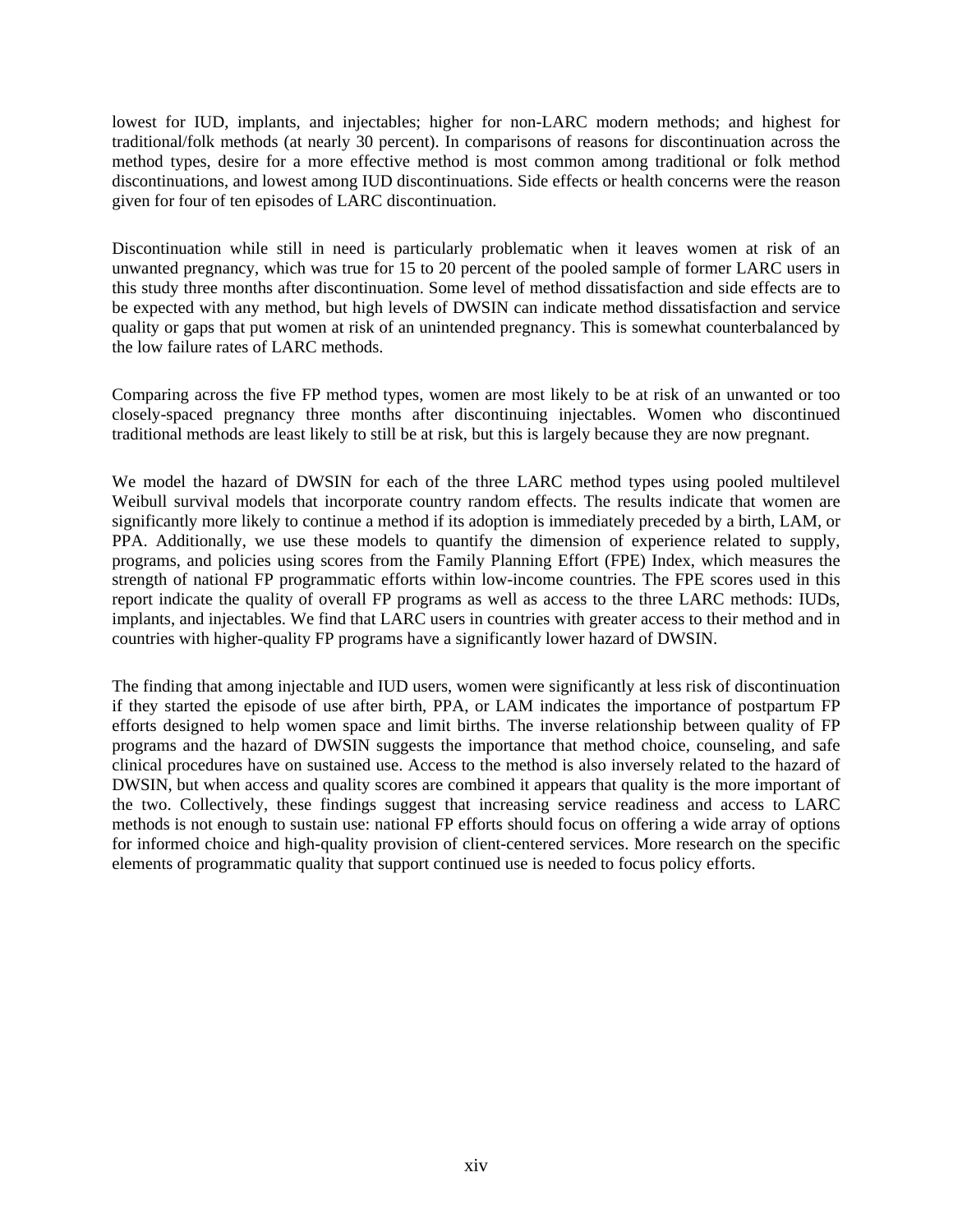lowest for IUD, implants, and injectables; higher for non-LARC modern methods; and highest for traditional/folk methods (at nearly 30 percent). In comparisons of reasons for discontinuation across the method types, desire for a more effective method is most common among traditional or folk method discontinuations, and lowest among IUD discontinuations. Side effects or health concerns were the reason given for four of ten episodes of LARC discontinuation.

Discontinuation while still in need is particularly problematic when it leaves women at risk of an unwanted pregnancy, which was true for 15 to 20 percent of the pooled sample of former LARC users in this study three months after discontinuation. Some level of method dissatisfaction and side effects are to be expected with any method, but high levels of DWSIN can indicate method dissatisfaction and service quality or gaps that put women at risk of an unintended pregnancy. This is somewhat counterbalanced by the low failure rates of LARC methods.

Comparing across the five FP method types, women are most likely to be at risk of an unwanted or too closely-spaced pregnancy three months after discontinuing injectables. Women who discontinued traditional methods are least likely to still be at risk, but this is largely because they are now pregnant.

We model the hazard of DWSIN for each of the three LARC method types using pooled multilevel Weibull survival models that incorporate country random effects. The results indicate that women are significantly more likely to continue a method if its adoption is immediately preceded by a birth, LAM, or PPA. Additionally, we use these models to quantify the dimension of experience related to supply, programs, and policies using scores from the Family Planning Effort (FPE) Index, which measures the strength of national FP programmatic efforts within low-income countries. The FPE scores used in this report indicate the quality of overall FP programs as well as access to the three LARC methods: IUDs, implants, and injectables. We find that LARC users in countries with greater access to their method and in countries with higher-quality FP programs have a significantly lower hazard of DWSIN.

The finding that among injectable and IUD users, women were significantly at less risk of discontinuation if they started the episode of use after birth, PPA, or LAM indicates the importance of postpartum FP efforts designed to help women space and limit births. The inverse relationship between quality of FP programs and the hazard of DWSIN suggests the importance that method choice, counseling, and safe clinical procedures have on sustained use. Access to the method is also inversely related to the hazard of DWSIN, but when access and quality scores are combined it appears that quality is the more important of the two. Collectively, these findings suggest that increasing service readiness and access to LARC methods is not enough to sustain use: national FP efforts should focus on offering a wide array of options for informed choice and high-quality provision of client-centered services. More research on the specific elements of programmatic quality that support continued use is needed to focus policy efforts.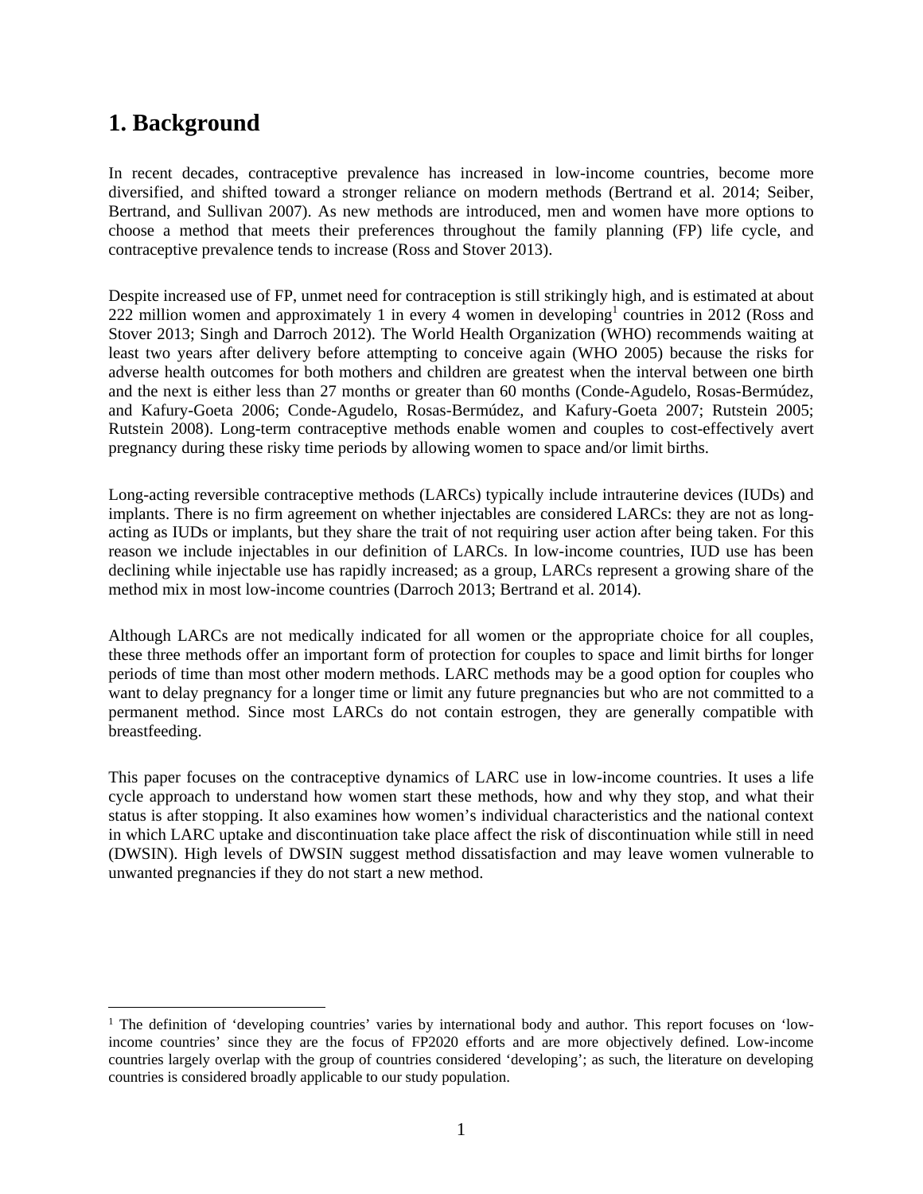# 1. Background

In recent decades, contraceptive prevalence has increased in low-income countries, become more diversified, and shifted toward a stronger reliance on modern methods (Bertrand et al. 2014; Seiber, Bertrand, and Sullivan 2007). As new methods are introduced, men and women have more options to choose a method that meets their preferences throughout the family planning (FP) life cycle, and contraceptive prevalence tends to increase (Ross and Stover 2013).

Despite increased use of FP, unmet need for contraception is still strikingly high, and is estimated at about 222 million women and approximately 1 in every 4 women in developing[1] countries in 2012 (Ross and Stover 2013; Singh and Darroch 2012). The World Health Organization (WHO) recommends waiting at least two years after delivery before attempting to conceive again (WHO 2005) because the risks for adverse health outcomes for both mothers and children are greatest when the interval between one birth and the next is either less than 27 months or greater than 60 months (Conde-Agudelo, Rosas-Bermúdez, and Kafury-Goeta 2006; Conde-Agudelo, Rosas-Bermúdez, and Kafury-Goeta 2007; Rutstein 2005; Rutstein 2008). Long-term contraceptive methods enable women and couples to cost-effectively avert pregnancy during these risky time periods by allowing women to space and/or limit births.

Long-acting reversible contraceptive methods (LARCs) typically include intrauterine devices (IUDs) and implants. There is no firm agreement on whether injectables are considered LARCs: they are not as long-acting as IUDs or implants, but they share the trait of not requiring user action after being taken. For this reason we include injectables in our definition of LARCs. In low-income countries, IUD use has been declining while injectable use has rapidly increased; as a group, LARCs represent a growing share of the method mix in most low-income countries (Darroch 2013; Bertrand et al. 2014).

Although LARCs are not medically indicated for all women or the appropriate choice for all couples, these three methods offer an important form of protection for couples to space and limit births for longer periods of time than most other modern methods. LARC methods may be a good option for couples who want to delay pregnancy for a longer time or limit any future pregnancies but who are not committed to a permanent method. Since most LARCs do not contain estrogen, they are generally compatible with breastfeeding.

This paper focuses on the contraceptive dynamics of LARC use in low-income countries. It uses a life cycle approach to understand how women start these methods, how and why they stop, and what their status is after stopping. It also examines how women's individual characteristics and the national context in which LARC uptake and discontinuation take place affect the risk of discontinuation while still in need (DWSIN). High levels of DWSIN suggest method dissatisfaction and may leave women vulnerable to unwanted pregnancies if they do not start a new method.

[1] The definition of 'developing countries' varies by international body and author. This report focuses on 'low-income countries' since they are the focus of FP2020 efforts and are more objectively defined. Low-income countries largely overlap with the group of countries considered 'developing'; as such, the literature on developing countries is considered broadly applicable to our study population.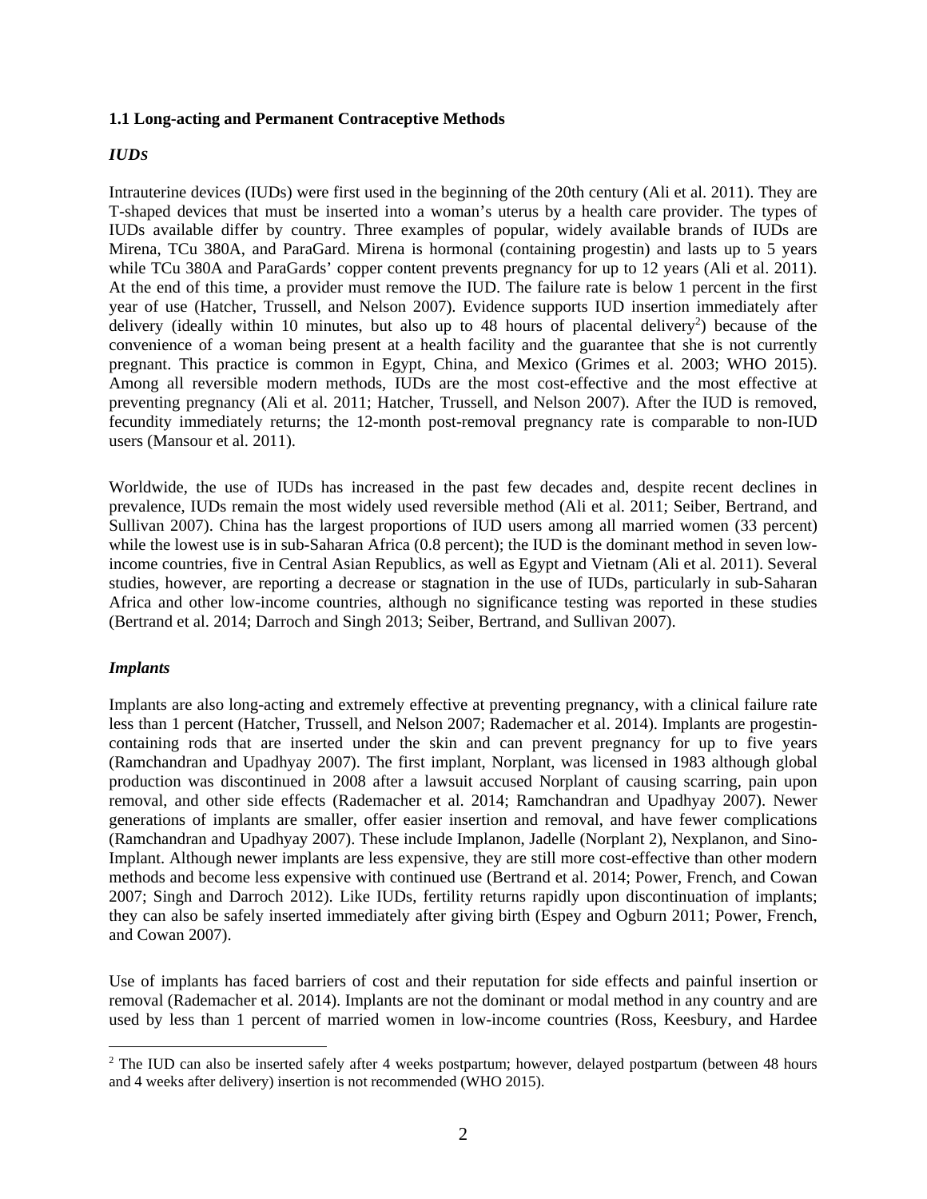### 1.1 Long-acting and Permanent Contraceptive Methods

#### *IUDs*

Intrauterine devices (IUDs) were first used in the beginning of the 20th century (Ali et al. 2011). They are T-shaped devices that must be inserted into a woman's uterus by a health care provider. The types of IUDs available differ by country. Three examples of popular, widely available brands of IUDs are Mirena, TCu 380A, and ParaGard. Mirena is hormonal (containing progestin) and lasts up to 5 years while TCu 380A and ParaGards' copper content prevents pregnancy for up to 12 years (Ali et al. 2011). At the end of this time, a provider must remove the IUD. The failure rate is below 1 percent in the first year of use (Hatcher, Trussell, and Nelson 2007). Evidence supports IUD insertion immediately after delivery (ideally within 10 minutes, but also up to 48 hours of placental delivery[2]) because of the convenience of a woman being present at a health facility and the guarantee that she is not currently pregnant. This practice is common in Egypt, China, and Mexico (Grimes et al. 2003; WHO 2015). Among all reversible modern methods, IUDs are the most cost-effective and the most effective at preventing pregnancy (Ali et al. 2011; Hatcher, Trussell, and Nelson 2007). After the IUD is removed, fecundity immediately returns; the 12-month post-removal pregnancy rate is comparable to non-IUD users (Mansour et al. 2011).

Worldwide, the use of IUDs has increased in the past few decades and, despite recent declines in prevalence, IUDs remain the most widely used reversible method (Ali et al. 2011; Seiber, Bertrand, and Sullivan 2007). China has the largest proportions of IUD users among all married women (33 percent) while the lowest use is in sub-Saharan Africa (0.8 percent); the IUD is the dominant method in seven low-income countries, five in Central Asian Republics, as well as Egypt and Vietnam (Ali et al. 2011). Several studies, however, are reporting a decrease or stagnation in the use of IUDs, particularly in sub-Saharan Africa and other low-income countries, although no significance testing was reported in these studies (Bertrand et al. 2014; Darroch and Singh 2013; Seiber, Bertrand, and Sullivan 2007).

#### *Implants*

Implants are also long-acting and extremely effective at preventing pregnancy, with a clinical failure rate less than 1 percent (Hatcher, Trussell, and Nelson 2007; Rademacher et al. 2014). Implants are progestin-containing rods that are inserted under the skin and can prevent pregnancy for up to five years (Ramchandran and Upadhyay 2007). The first implant, Norplant, was licensed in 1983 although global production was discontinued in 2008 after a lawsuit accused Norplant of causing scarring, pain upon removal, and other side effects (Rademacher et al. 2014; Ramchandran and Upadhyay 2007). Newer generations of implants are smaller, offer easier insertion and removal, and have fewer complications (Ramchandran and Upadhyay 2007). These include Implanon, Jadelle (Norplant 2), Nexplanon, and Sino-Implant. Although newer implants are less expensive, they are still more cost-effective than other modern methods and become less expensive with continued use (Bertrand et al. 2014; Power, French, and Cowan 2007; Singh and Darroch 2012). Like IUDs, fertility returns rapidly upon discontinuation of implants; they can also be safely inserted immediately after giving birth (Espey and Ogburn 2011; Power, French, and Cowan 2007).

Use of implants has faced barriers of cost and their reputation for side effects and painful insertion or removal (Rademacher et al. 2014). Implants are not the dominant or modal method in any country and are used by less than 1 percent of married women in low-income countries (Ross, Keesbury, and Hardee

[2] The IUD can also be inserted safely after 4 weeks postpartum; however, delayed postpartum (between 48 hours and 4 weeks after delivery) insertion is not recommended (WHO 2015).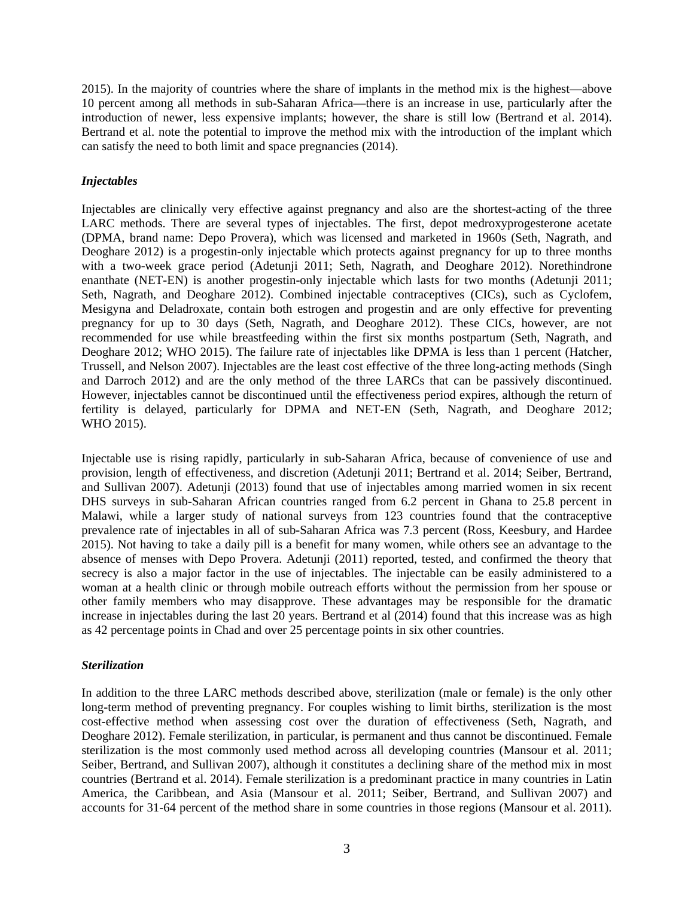2015). In the majority of countries where the share of implants in the method mix is the highest—above 10 percent among all methods in sub-Saharan Africa—there is an increase in use, particularly after the introduction of newer, less expensive implants; however, the share is still low (Bertrand et al. 2014). Bertrand et al. note the potential to improve the method mix with the introduction of the implant which can satisfy the need to both limit and space pregnancies (2014).

### *Injectables*

Injectables are clinically very effective against pregnancy and also are the shortest-acting of the three LARC methods. There are several types of injectables. The first, depot medroxyprogesterone acetate (DPMA, brand name: Depo Provera), which was licensed and marketed in 1960s (Seth, Nagrath, and Deoghare 2012) is a progestin-only injectable which protects against pregnancy for up to three months with a two-week grace period (Adetunji 2011; Seth, Nagrath, and Deoghare 2012). Norethindrone enanthate (NET-EN) is another progestin-only injectable which lasts for two months (Adetunji 2011; Seth, Nagrath, and Deoghare 2012). Combined injectable contraceptives (CICs), such as Cyclofem, Mesigyna and Deladroxate, contain both estrogen and progestin and are only effective for preventing pregnancy for up to 30 days (Seth, Nagrath, and Deoghare 2012). These CICs, however, are not recommended for use while breastfeeding within the first six months postpartum (Seth, Nagrath, and Deoghare 2012; WHO 2015). The failure rate of injectables like DPMA is less than 1 percent (Hatcher, Trussell, and Nelson 2007). Injectables are the least cost effective of the three long-acting methods (Singh and Darroch 2012) and are the only method of the three LARCs that can be passively discontinued. However, injectables cannot be discontinued until the effectiveness period expires, although the return of fertility is delayed, particularly for DPMA and NET-EN (Seth, Nagrath, and Deoghare 2012; WHO 2015).

Injectable use is rising rapidly, particularly in sub-Saharan Africa, because of convenience of use and provision, length of effectiveness, and discretion (Adetunji 2011; Bertrand et al. 2014; Seiber, Bertrand, and Sullivan 2007). Adetunji (2013) found that use of injectables among married women in six recent DHS surveys in sub-Saharan African countries ranged from 6.2 percent in Ghana to 25.8 percent in Malawi, while a larger study of national surveys from 123 countries found that the contraceptive prevalence rate of injectables in all of sub-Saharan Africa was 7.3 percent (Ross, Keesbury, and Hardee 2015). Not having to take a daily pill is a benefit for many women, while others see an advantage to the absence of menses with Depo Provera. Adetunji (2011) reported, tested, and confirmed the theory that secrecy is also a major factor in the use of injectables. The injectable can be easily administered to a woman at a health clinic or through mobile outreach efforts without the permission from her spouse or other family members who may disapprove. These advantages may be responsible for the dramatic increase in injectables during the last 20 years. Bertrand et al (2014) found that this increase was as high as 42 percentage points in Chad and over 25 percentage points in six other countries.

### *Sterilization*

In addition to the three LARC methods described above, sterilization (male or female) is the only other long-term method of preventing pregnancy. For couples wishing to limit births, sterilization is the most cost-effective method when assessing cost over the duration of effectiveness (Seth, Nagrath, and Deoghare 2012). Female sterilization, in particular, is permanent and thus cannot be discontinued. Female sterilization is the most commonly used method across all developing countries (Mansour et al. 2011; Seiber, Bertrand, and Sullivan 2007), although it constitutes a declining share of the method mix in most countries (Bertrand et al. 2014). Female sterilization is a predominant practice in many countries in Latin America, the Caribbean, and Asia (Mansour et al. 2011; Seiber, Bertrand, and Sullivan 2007) and accounts for 31-64 percent of the method share in some countries in those regions (Mansour et al. 2011).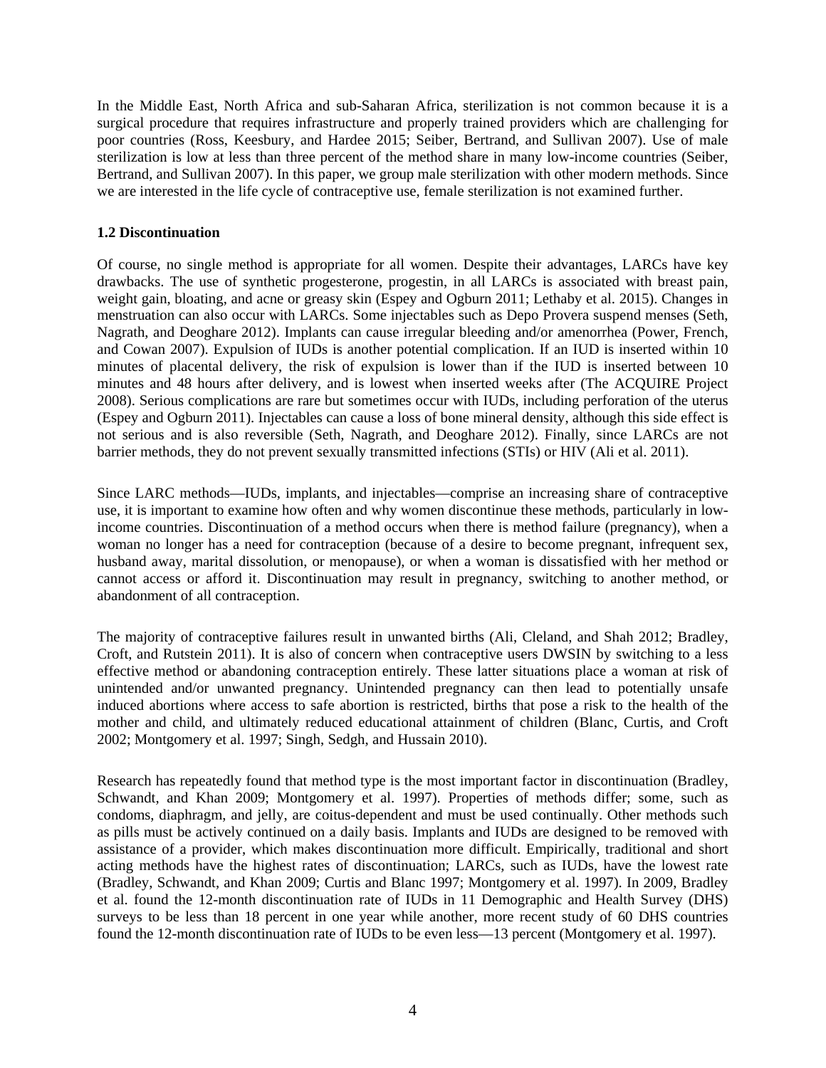In the Middle East, North Africa and sub-Saharan Africa, sterilization is not common because it is a surgical procedure that requires infrastructure and properly trained providers which are challenging for poor countries (Ross, Keesbury, and Hardee 2015; Seiber, Bertrand, and Sullivan 2007). Use of male sterilization is low at less than three percent of the method share in many low-income countries (Seiber, Bertrand, and Sullivan 2007). In this paper, we group male sterilization with other modern methods. Since we are interested in the life cycle of contraceptive use, female sterilization is not examined further.

### 1.2 Discontinuation

Of course, no single method is appropriate for all women. Despite their advantages, LARCs have key drawbacks. The use of synthetic progesterone, progestin, in all LARCs is associated with breast pain, weight gain, bloating, and acne or greasy skin (Espey and Ogburn 2011; Lethaby et al. 2015). Changes in menstruation can also occur with LARCs. Some injectables such as Depo Provera suspend menses (Seth, Nagrath, and Deoghare 2012). Implants can cause irregular bleeding and/or amenorrhea (Power, French, and Cowan 2007). Expulsion of IUDs is another potential complication. If an IUD is inserted within 10 minutes of placental delivery, the risk of expulsion is lower than if the IUD is inserted between 10 minutes and 48 hours after delivery, and is lowest when inserted weeks after (The ACQUIRE Project 2008). Serious complications are rare but sometimes occur with IUDs, including perforation of the uterus (Espey and Ogburn 2011). Injectables can cause a loss of bone mineral density, although this side effect is not serious and is also reversible (Seth, Nagrath, and Deoghare 2012). Finally, since LARCs are not barrier methods, they do not prevent sexually transmitted infections (STIs) or HIV (Ali et al. 2011).

Since LARC methods—IUDs, implants, and injectables—comprise an increasing share of contraceptive use, it is important to examine how often and why women discontinue these methods, particularly in low-income countries. Discontinuation of a method occurs when there is method failure (pregnancy), when a woman no longer has a need for contraception (because of a desire to become pregnant, infrequent sex, husband away, marital dissolution, or menopause), or when a woman is dissatisfied with her method or cannot access or afford it. Discontinuation may result in pregnancy, switching to another method, or abandonment of all contraception.

The majority of contraceptive failures result in unwanted births (Ali, Cleland, and Shah 2012; Bradley, Croft, and Rutstein 2011). It is also of concern when contraceptive users DWSIN by switching to a less effective method or abandoning contraception entirely. These latter situations place a woman at risk of unintended and/or unwanted pregnancy. Unintended pregnancy can then lead to potentially unsafe induced abortions where access to safe abortion is restricted, births that pose a risk to the health of the mother and child, and ultimately reduced educational attainment of children (Blanc, Curtis, and Croft 2002; Montgomery et al. 1997; Singh, Sedgh, and Hussain 2010).

Research has repeatedly found that method type is the most important factor in discontinuation (Bradley, Schwandt, and Khan 2009; Montgomery et al. 1997). Properties of methods differ; some, such as condoms, diaphragm, and jelly, are coitus-dependent and must be used continually. Other methods such as pills must be actively continued on a daily basis. Implants and IUDs are designed to be removed with assistance of a provider, which makes discontinuation more difficult. Empirically, traditional and short acting methods have the highest rates of discontinuation; LARCs, such as IUDs, have the lowest rate (Bradley, Schwandt, and Khan 2009; Curtis and Blanc 1997; Montgomery et al. 1997). In 2009, Bradley et al. found the 12-month discontinuation rate of IUDs in 11 Demographic and Health Survey (DHS) surveys to be less than 18 percent in one year while another, more recent study of 60 DHS countries found the 12-month discontinuation rate of IUDs to be even less—13 percent (Montgomery et al. 1997).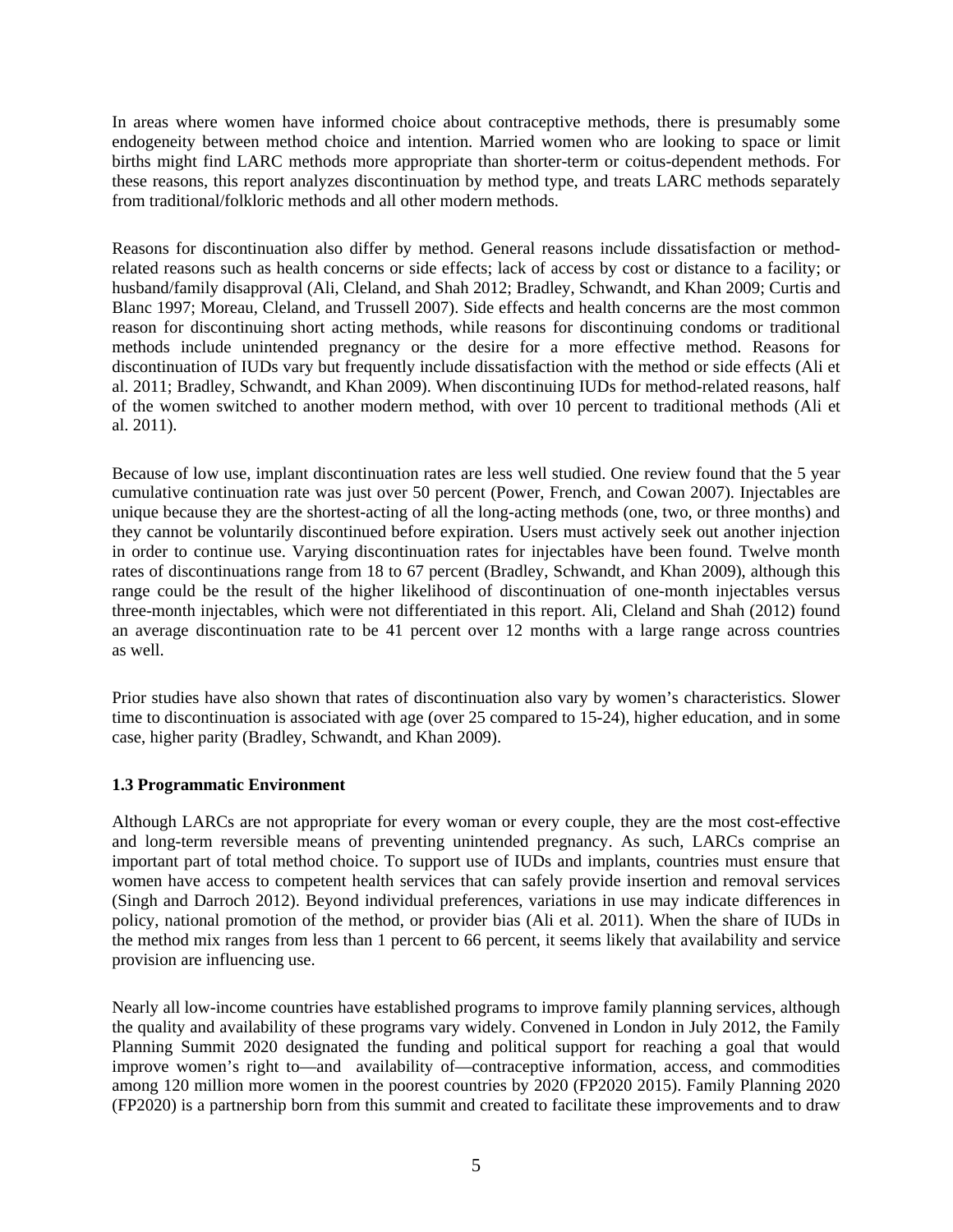In areas where women have informed choice about contraceptive methods, there is presumably some endogeneity between method choice and intention. Married women who are looking to space or limit births might find LARC methods more appropriate than shorter-term or coitus-dependent methods. For these reasons, this report analyzes discontinuation by method type, and treats LARC methods separately from traditional/folkloric methods and all other modern methods.

Reasons for discontinuation also differ by method. General reasons include dissatisfaction or method-related reasons such as health concerns or side effects; lack of access by cost or distance to a facility; or husband/family disapproval (Ali, Cleland, and Shah 2012; Bradley, Schwandt, and Khan 2009; Curtis and Blanc 1997; Moreau, Cleland, and Trussell 2007). Side effects and health concerns are the most common reason for discontinuing short acting methods, while reasons for discontinuing condoms or traditional methods include unintended pregnancy or the desire for a more effective method. Reasons for discontinuation of IUDs vary but frequently include dissatisfaction with the method or side effects (Ali et al. 2011; Bradley, Schwandt, and Khan 2009). When discontinuing IUDs for method-related reasons, half of the women switched to another modern method, with over 10 percent to traditional methods (Ali et al. 2011).

Because of low use, implant discontinuation rates are less well studied. One review found that the 5 year cumulative continuation rate was just over 50 percent (Power, French, and Cowan 2007). Injectables are unique because they are the shortest-acting of all the long-acting methods (one, two, or three months) and they cannot be voluntarily discontinued before expiration. Users must actively seek out another injection in order to continue use. Varying discontinuation rates for injectables have been found. Twelve month rates of discontinuations range from 18 to 67 percent (Bradley, Schwandt, and Khan 2009), although this range could be the result of the higher likelihood of discontinuation of one-month injectables versus three-month injectables, which were not differentiated in this report. Ali, Cleland and Shah (2012) found an average discontinuation rate to be 41 percent over 12 months with a large range across countries as well.

Prior studies have also shown that rates of discontinuation also vary by women's characteristics. Slower time to discontinuation is associated with age (over 25 compared to 15-24), higher education, and in some case, higher parity (Bradley, Schwandt, and Khan 2009).

### 1.3 Programmatic Environment

Although LARCs are not appropriate for every woman or every couple, they are the most cost-effective and long-term reversible means of preventing unintended pregnancy. As such, LARCs comprise an important part of total method choice. To support use of IUDs and implants, countries must ensure that women have access to competent health services that can safely provide insertion and removal services (Singh and Darroch 2012). Beyond individual preferences, variations in use may indicate differences in policy, national promotion of the method, or provider bias (Ali et al. 2011). When the share of IUDs in the method mix ranges from less than 1 percent to 66 percent, it seems likely that availability and service provision are influencing use.

Nearly all low-income countries have established programs to improve family planning services, although the quality and availability of these programs vary widely. Convened in London in July 2012, the Family Planning Summit 2020 designated the funding and political support for reaching a goal that would improve women's right to—and availability of—contraceptive information, access, and commodities among 120 million more women in the poorest countries by 2020 (FP2020 2015). Family Planning 2020 (FP2020) is a partnership born from this summit and created to facilitate these improvements and to draw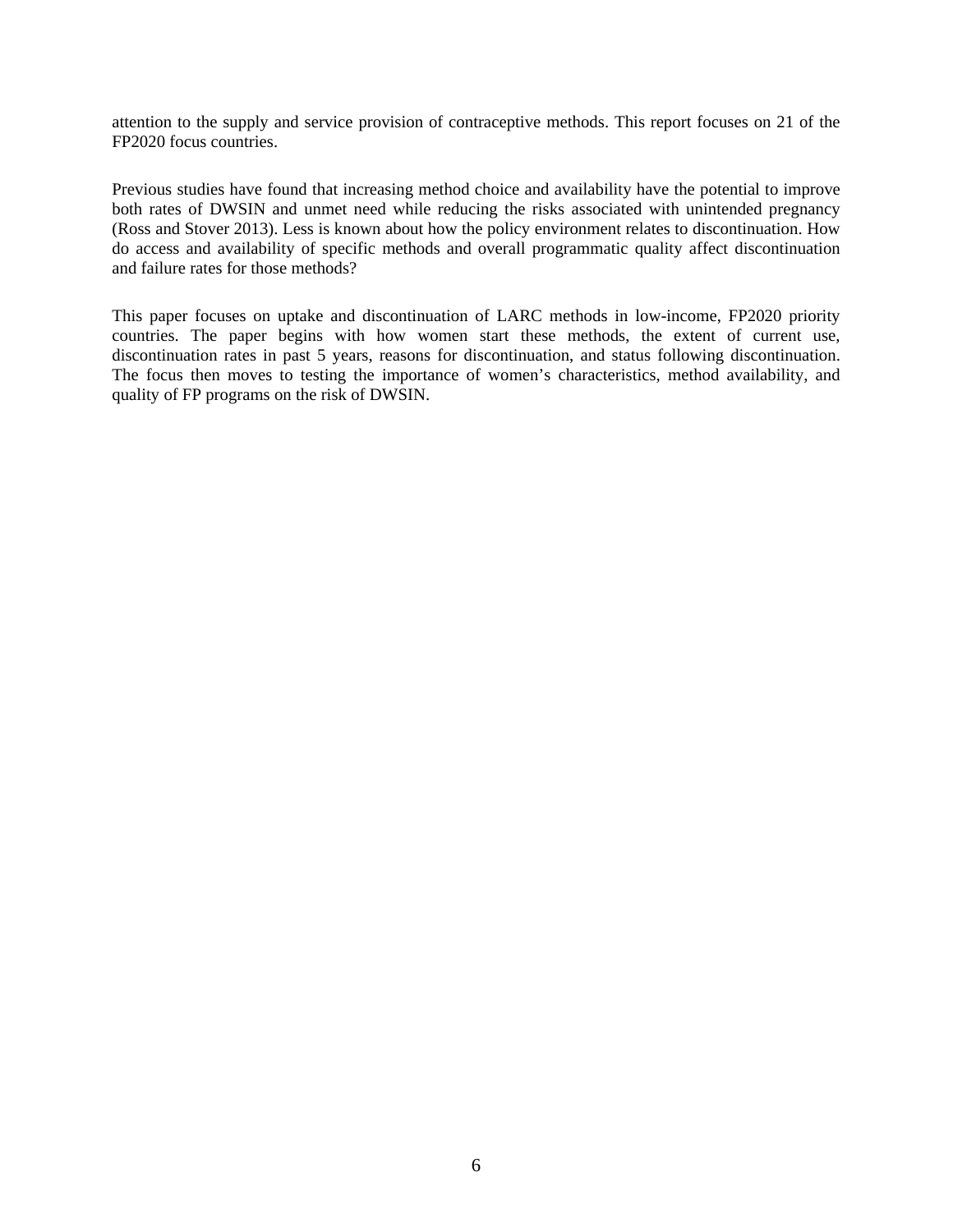attention to the supply and service provision of contraceptive methods. This report focuses on 21 of the FP2020 focus countries.

Previous studies have found that increasing method choice and availability have the potential to improve both rates of DWSIN and unmet need while reducing the risks associated with unintended pregnancy (Ross and Stover 2013). Less is known about how the policy environment relates to discontinuation. How do access and availability of specific methods and overall programmatic quality affect discontinuation and failure rates for those methods?

This paper focuses on uptake and discontinuation of LARC methods in low-income, FP2020 priority countries. The paper begins with how women start these methods, the extent of current use, discontinuation rates in past 5 years, reasons for discontinuation, and status following discontinuation. The focus then moves to testing the importance of women's characteristics, method availability, and quality of FP programs on the risk of DWSIN.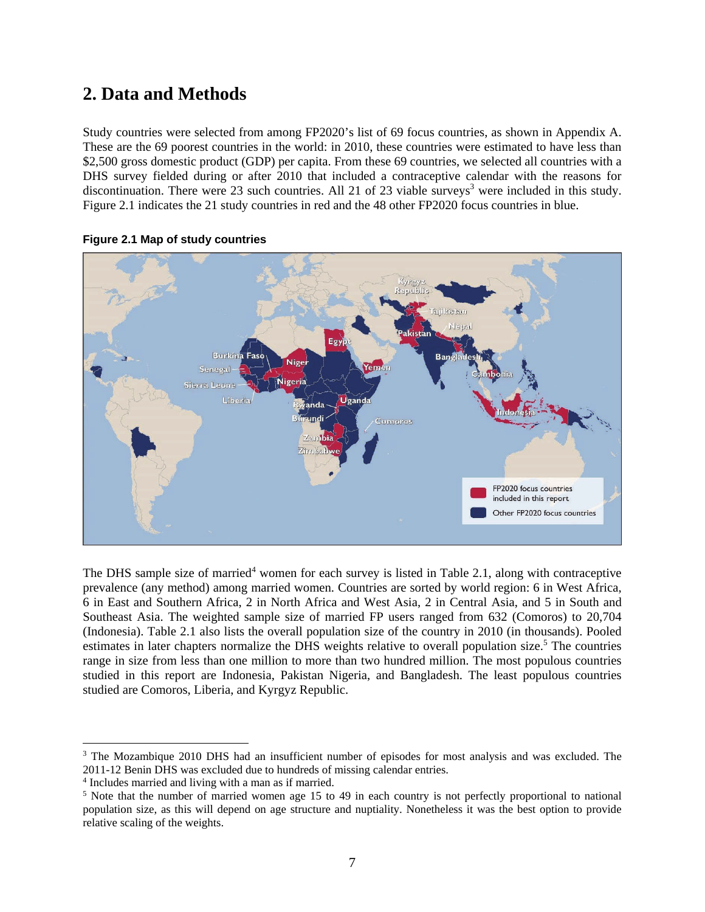## 2. Data and Methods

Study countries were selected from among FP2020's list of 69 focus countries, as shown in Appendix A. These are the 69 poorest countries in the world: in 2010, these countries were estimated to have less than $2,500 gross domestic product (GDP) per capita. From these 69 countries, we selected all countries with a DHS survey fielded during or after 2010 that included a contraceptive calendar with the reasons for discontinuation. There were 23 such countries. All 21 of 23 viable surveys[3] were included in this study. Figure 2.1 indicates the 21 study countries in red and the 48 other FP2020 focus countries in blue.

**Figure 2.1 Map of study countries**

The DHS sample size of married[4] women for each survey is listed in Table 2.1, along with contraceptive prevalence (any method) among married women. Countries are sorted by world region: 6 in West Africa, 6 in East and Southern Africa, 2 in North Africa and West Asia, 2 in Central Asia, and 5 in South and Southeast Asia. The weighted sample size of married FP users ranged from 632 (Comoros) to 20,704 (Indonesia). Table 2.1 also lists the overall population size of the country in 2010 (in thousands). Pooled estimates in later chapters normalize the DHS weights relative to overall population size.[5] The countries range in size from less than one million to more than two hundred million. The most populous countries studied in this report are Indonesia, Pakistan Nigeria, and Bangladesh. The least populous countries studied are Comoros, Liberia, and Kyrgyz Republic.

---

[3] The Mozambique 2010 DHS had an insufficient number of episodes for most analysis and was excluded. The 2011-12 Benin DHS was excluded due to hundreds of missing calendar entries.

[4] Includes married and living with a man as if married.

[5] Note that the number of married women age 15 to 49 in each country is not perfectly proportional to national population size, as this will depend on age structure and nuptiality. Nonetheless it was the best option to provide relative scaling of the weights.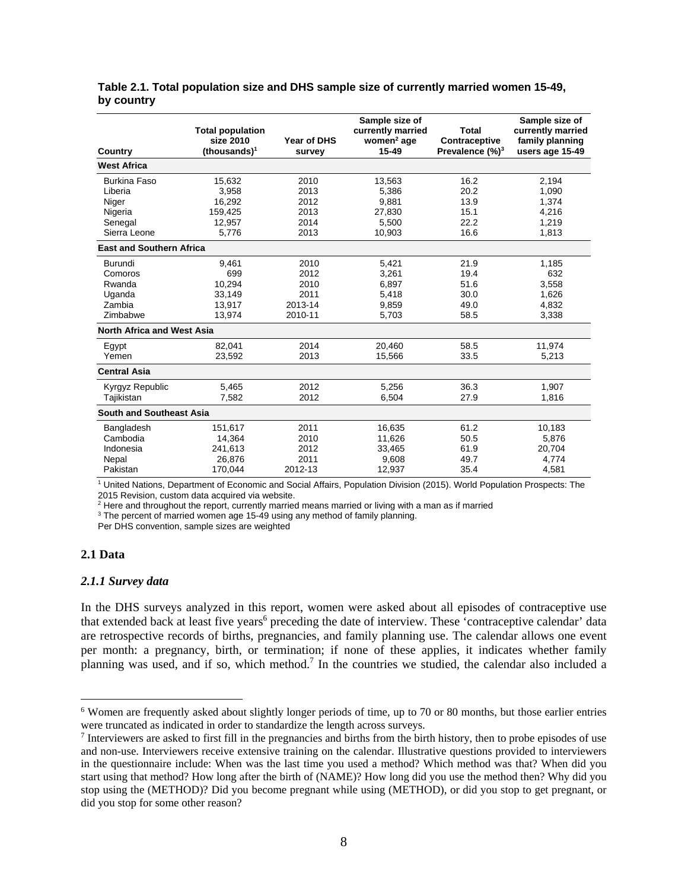**Table 2.1. Total population size and DHS sample size of currently married women 15-49, by country**

| Country | Total population size 2010 (thousands)[1] | Year of DHS survey | Sample size of currently married women[2] age 15-49 | Total Contraceptive Prevalence (%)[3] | Sample size of currently married family planning users age 15-49 |
|---|---|---|---|---|---|
| **West Africa** | | | | | |
| Burkina Faso | 15,632 | 2010 | 13,563 | 16.2 | 2,194 |
| Liberia | 3,958 | 2013 | 5,386 | 20.2 | 1,090 |
| Niger | 16,292 | 2012 | 9,881 | 13.9 | 1,374 |
| Nigeria | 159,425 | 2013 | 27,830 | 15.1 | 4,216 |
| Senegal | 12,957 | 2014 | 5,500 | 22.2 | 1,219 |
| Sierra Leone | 5,776 | 2013 | 10,903 | 16.6 | 1,813 |
| **East and Southern Africa** | | | | | |
| Burundi | 9,461 | 2010 | 5,421 | 21.9 | 1,185 |
| Comoros | 699 | 2012 | 3,261 | 19.4 | 632 |
| Rwanda | 10,294 | 2010 | 6,897 | 51.6 | 3,558 |
| Uganda | 33,149 | 2011 | 5,418 | 30.0 | 1,626 |
| Zambia | 13,917 | 2013-14 | 9,859 | 49.0 | 4,832 |
| Zimbabwe | 13,974 | 2010-11 | 5,703 | 58.5 | 3,338 |
| **North Africa and West Asia** | | | | | |
| Egypt | 82,041 | 2014 | 20,460 | 58.5 | 11,974 |
| Yemen | 23,592 | 2013 | 15,566 | 33.5 | 5,213 |
| **Central Asia** | | | | | |
| Kyrgyz Republic | 5,465 | 2012 | 5,256 | 36.3 | 1,907 |
| Tajikistan | 7,582 | 2012 | 6,504 | 27.9 | 1,816 |
| **South and Southeast Asia** | | | | | |
| Bangladesh | 151,617 | 2011 | 16,635 | 61.2 | 10,183 |
| Cambodia | 14,364 | 2010 | 11,626 | 50.5 | 5,876 |
| Indonesia | 241,613 | 2012 | 33,465 | 61.9 | 20,704 |
| Nepal | 26,876 | 2011 | 9,608 | 49.7 | 4,774 |
| Pakistan | 170,044 | 2012-13 | 12,937 | 35.4 | 4,581 |

[1] United Nations, Department of Economic and Social Affairs, Population Division (2015). World Population Prospects: The 2015 Revision, custom data acquired via website.
[2] Here and throughout the report, currently married means married or living with a man as if married
[3] The percent of married women age 15-49 using any method of family planning.
Per DHS convention, sample sizes are weighted

## 2.1 Data

### *2.1.1 Survey data*

In the DHS surveys analyzed in this report, women were asked about all episodes of contraceptive use that extended back at least five years[6] preceding the date of interview. These 'contraceptive calendar' data are retrospective records of births, pregnancies, and family planning use. The calendar allows one event per month: a pregnancy, birth, or termination; if none of these applies, it indicates whether family planning was used, and if so, which method.[7] In the countries we studied, the calendar also included a

[6] Women are frequently asked about slightly longer periods of time, up to 70 or 80 months, but those earlier entries were truncated as indicated in order to standardize the length across surveys.

[7] Interviewers are asked to first fill in the pregnancies and births from the birth history, then to probe episodes of use and non-use. Interviewers receive extensive training on the calendar. Illustrative questions provided to interviewers in the questionnaire include: When was the last time you used a method? Which method was that? When did you start using that method? How long after the birth of (NAME)? How long did you use the method then? Why did you stop using the (METHOD)? Did you become pregnant while using (METHOD), or did you stop to get pregnant, or did you stop for some other reason?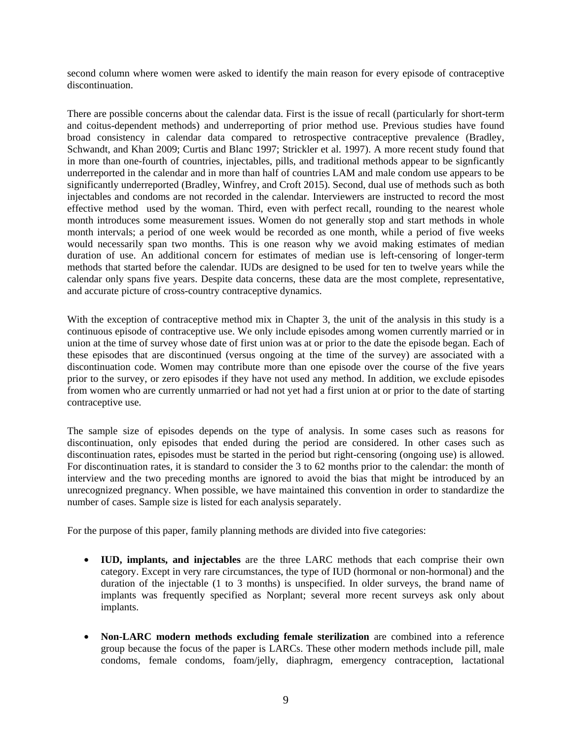second column where women were asked to identify the main reason for every episode of contraceptive discontinuation.

There are possible concerns about the calendar data. First is the issue of recall (particularly for short-term and coitus-dependent methods) and underreporting of prior method use. Previous studies have found broad consistency in calendar data compared to retrospective contraceptive prevalence (Bradley, Schwandt, and Khan 2009; Curtis and Blanc 1997; Strickler et al. 1997). A more recent study found that in more than one-fourth of countries, injectables, pills, and traditional methods appear to be signficantly underreported in the calendar and in more than half of countries LAM and male condom use appears to be significantly underreported (Bradley, Winfrey, and Croft 2015). Second, dual use of methods such as both injectables and condoms are not recorded in the calendar. Interviewers are instructed to record the most effective method used by the woman. Third, even with perfect recall, rounding to the nearest whole month introduces some measurement issues. Women do not generally stop and start methods in whole month intervals; a period of one week would be recorded as one month, while a period of five weeks would necessarily span two months. This is one reason why we avoid making estimates of median duration of use. An additional concern for estimates of median use is left-censoring of longer-term methods that started before the calendar. IUDs are designed to be used for ten to twelve years while the calendar only spans five years. Despite data concerns, these data are the most complete, representative, and accurate picture of cross-country contraceptive dynamics.

With the exception of contraceptive method mix in Chapter 3, the unit of the analysis in this study is a continuous episode of contraceptive use. We only include episodes among women currently married or in union at the time of survey whose date of first union was at or prior to the date the episode began. Each of these episodes that are discontinued (versus ongoing at the time of the survey) are associated with a discontinuation code. Women may contribute more than one episode over the course of the five years prior to the survey, or zero episodes if they have not used any method. In addition, we exclude episodes from women who are currently unmarried or had not yet had a first union at or prior to the date of starting contraceptive use.

The sample size of episodes depends on the type of analysis. In some cases such as reasons for discontinuation, only episodes that ended during the period are considered. In other cases such as discontinuation rates, episodes must be started in the period but right-censoring (ongoing use) is allowed. For discontinuation rates, it is standard to consider the 3 to 62 months prior to the calendar: the month of interview and the two preceding months are ignored to avoid the bias that might be introduced by an unrecognized pregnancy. When possible, we have maintained this convention in order to standardize the number of cases. Sample size is listed for each analysis separately.

For the purpose of this paper, family planning methods are divided into five categories:

- **IUD, implants, and injectables** are the three LARC methods that each comprise their own category. Except in very rare circumstances, the type of IUD (hormonal or non-hormonal) and the duration of the injectable (1 to 3 months) is unspecified. In older surveys, the brand name of implants was frequently specified as Norplant; several more recent surveys ask only about implants.

- **Non-LARC modern methods excluding female sterilization** are combined into a reference group because the focus of the paper is LARCs. These other modern methods include pill, male condoms, female condoms, foam/jelly, diaphragm, emergency contraception, lactational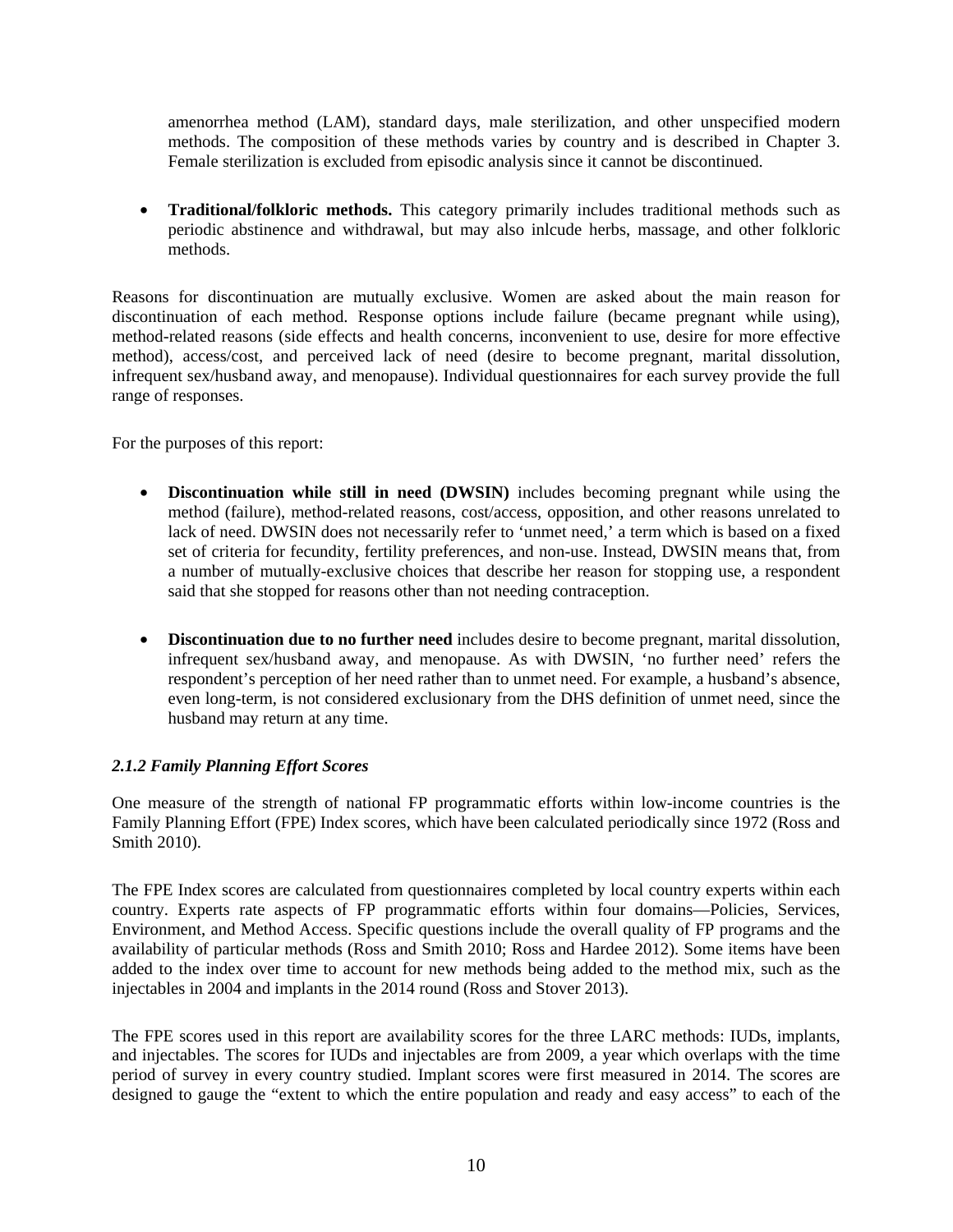amenorrhea method (LAM), standard days, male sterilization, and other unspecified modern methods. The composition of these methods varies by country and is described in Chapter 3. Female sterilization is excluded from episodic analysis since it cannot be discontinued.

- **Traditional/folkloric methods.** This category primarily includes traditional methods such as periodic abstinence and withdrawal, but may also inlcude herbs, massage, and other folkloric methods.

Reasons for discontinuation are mutually exclusive. Women are asked about the main reason for discontinuation of each method. Response options include failure (became pregnant while using), method-related reasons (side effects and health concerns, inconvenient to use, desire for more effective method), access/cost, and perceived lack of need (desire to become pregnant, marital dissolution, infrequent sex/husband away, and menopause). Individual questionnaires for each survey provide the full range of responses.

For the purposes of this report:

- **Discontinuation while still in need (DWSIN)** includes becoming pregnant while using the method (failure), method-related reasons, cost/access, opposition, and other reasons unrelated to lack of need. DWSIN does not necessarily refer to 'unmet need,' a term which is based on a fixed set of criteria for fecundity, fertility preferences, and non-use. Instead, DWSIN means that, from a number of mutually-exclusive choices that describe her reason for stopping use, a respondent said that she stopped for reasons other than not needing contraception.

- **Discontinuation due to no further need** includes desire to become pregnant, marital dissolution, infrequent sex/husband away, and menopause. As with DWSIN, 'no further need' refers the respondent's perception of her need rather than to unmet need. For example, a husband's absence, even long-term, is not considered exclusionary from the DHS definition of unmet need, since the husband may return at any time.

### *2.1.2 Family Planning Effort Scores*

One measure of the strength of national FP programmatic efforts within low-income countries is the Family Planning Effort (FPE) Index scores, which have been calculated periodically since 1972 (Ross and Smith 2010).

The FPE Index scores are calculated from questionnaires completed by local country experts within each country. Experts rate aspects of FP programmatic efforts within four domains—Policies, Services, Environment, and Method Access. Specific questions include the overall quality of FP programs and the availability of particular methods (Ross and Smith 2010; Ross and Hardee 2012). Some items have been added to the index over time to account for new methods being added to the method mix, such as the injectables in 2004 and implants in the 2014 round (Ross and Stover 2013).

The FPE scores used in this report are availability scores for the three LARC methods: IUDs, implants, and injectables. The scores for IUDs and injectables are from 2009, a year which overlaps with the time period of survey in every country studied. Implant scores were first measured in 2014. The scores are designed to gauge the "extent to which the entire population and ready and easy access" to each of the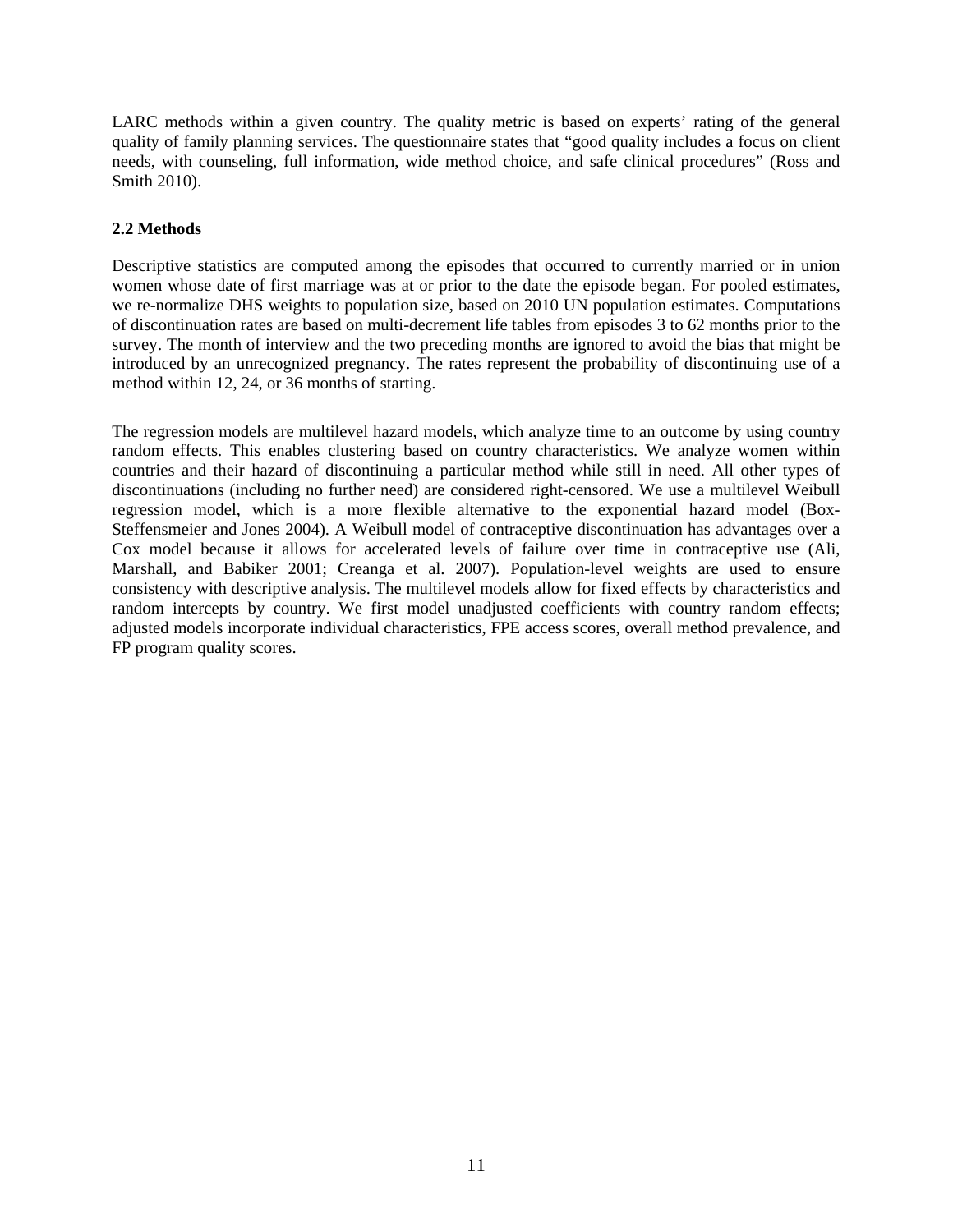LARC methods within a given country. The quality metric is based on experts' rating of the general quality of family planning services. The questionnaire states that "good quality includes a focus on client needs, with counseling, full information, wide method choice, and safe clinical procedures" (Ross and Smith 2010).

### 2.2 Methods

Descriptive statistics are computed among the episodes that occurred to currently married or in union women whose date of first marriage was at or prior to the date the episode began. For pooled estimates, we re-normalize DHS weights to population size, based on 2010 UN population estimates. Computations of discontinuation rates are based on multi-decrement life tables from episodes 3 to 62 months prior to the survey. The month of interview and the two preceding months are ignored to avoid the bias that might be introduced by an unrecognized pregnancy. The rates represent the probability of discontinuing use of a method within 12, 24, or 36 months of starting.

The regression models are multilevel hazard models, which analyze time to an outcome by using country random effects. This enables clustering based on country characteristics. We analyze women within countries and their hazard of discontinuing a particular method while still in need. All other types of discontinuations (including no further need) are considered right-censored. We use a multilevel Weibull regression model, which is a more flexible alternative to the exponential hazard model (Box-Steffensmeier and Jones 2004). A Weibull model of contraceptive discontinuation has advantages over a Cox model because it allows for accelerated levels of failure over time in contraceptive use (Ali, Marshall, and Babiker 2001; Creanga et al. 2007). Population-level weights are used to ensure consistency with descriptive analysis. The multilevel models allow for fixed effects by characteristics and random intercepts by country. We first model unadjusted coefficients with country random effects; adjusted models incorporate individual characteristics, FPE access scores, overall method prevalence, and FP program quality scores.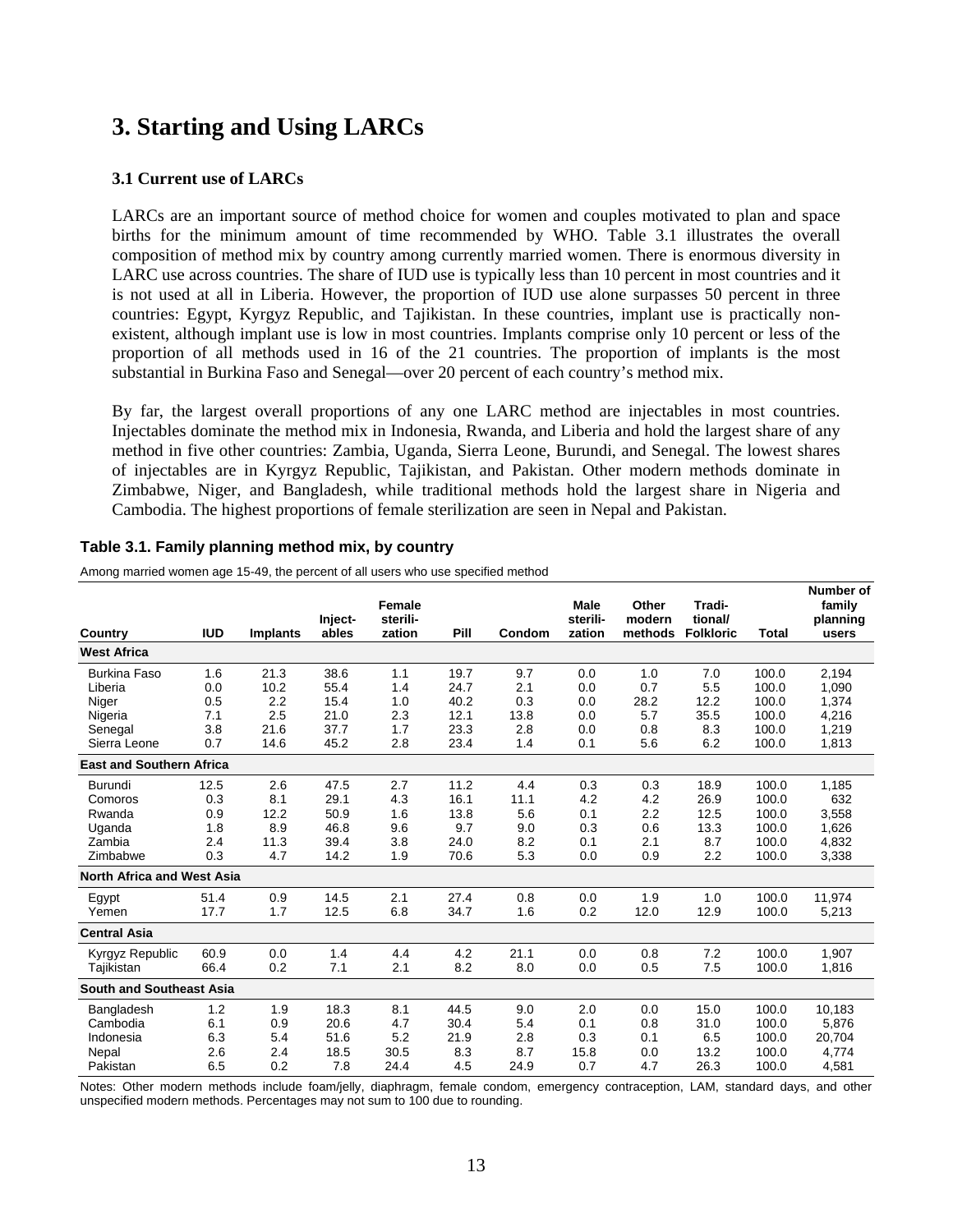# 3. Starting and Using LARCs

### 3.1 Current use of LARCs

LARCs are an important source of method choice for women and couples motivated to plan and space births for the minimum amount of time recommended by WHO. Table 3.1 illustrates the overall composition of method mix by country among currently married women. There is enormous diversity in LARC use across countries. The share of IUD use is typically less than 10 percent in most countries and it is not used at all in Liberia. However, the proportion of IUD use alone surpasses 50 percent in three countries: Egypt, Kyrgyz Republic, and Tajikistan. In these countries, implant use is practically non-existent, although implant use is low in most countries. Implants comprise only 10 percent or less of the proportion of all methods used in 16 of the 21 countries. The proportion of implants is the most substantial in Burkina Faso and Senegal—over 20 percent of each country's method mix.

By far, the largest overall proportions of any one LARC method are injectables in most countries. Injectables dominate the method mix in Indonesia, Rwanda, and Liberia and hold the largest share of any method in five other countries: Zambia, Uganda, Sierra Leone, Burundi, and Senegal. The lowest shares of injectables are in Kyrgyz Republic, Tajikistan, and Pakistan. Other modern methods dominate in Zimbabwe, Niger, and Bangladesh, while traditional methods hold the largest share in Nigeria and Cambodia. The highest proportions of female sterilization are seen in Nepal and Pakistan.

**Table 3.1. Family planning method mix, by country**

Among married women age 15-49, the percent of all users who use specified method

| Country | IUD | Implants | Injectables | Female sterilization | Pill | Condom | Male sterilization | Other modern methods | Traditional/ Folkloric | Total | Number of family planning users |
|---|---|---|---|---|---|---|---|---|---|---|---|
| **West Africa** | | | | | | | | | | | |
| Burkina Faso | 1.6 | 21.3 | 38.6 | 1.1 | 19.7 | 9.7 | 0.0 | 1.0 | 7.0 | 100.0 | 2,194 |
| Liberia | 0.0 | 10.2 | 55.4 | 1.4 | 24.7 | 2.1 | 0.0 | 0.7 | 5.5 | 100.0 | 1,090 |
| Niger | 0.5 | 2.2 | 15.4 | 1.0 | 40.2 | 0.3 | 0.0 | 28.2 | 12.2 | 100.0 | 1,374 |
| Nigeria | 7.1 | 2.5 | 21.0 | 2.3 | 12.1 | 13.8 | 0.0 | 5.7 | 35.5 | 100.0 | 4,216 |
| Senegal | 3.8 | 21.6 | 37.7 | 1.7 | 23.3 | 2.8 | 0.0 | 0.8 | 8.3 | 100.0 | 1,219 |
| Sierra Leone | 0.7 | 14.6 | 45.2 | 2.8 | 23.4 | 1.4 | 0.1 | 5.6 | 6.2 | 100.0 | 1,813 |
| **East and Southern Africa** | | | | | | | | | | | |
| Burundi | 12.5 | 2.6 | 47.5 | 2.7 | 11.2 | 4.4 | 0.3 | 0.3 | 18.9 | 100.0 | 1,185 |
| Comoros | 0.3 | 8.1 | 29.1 | 4.3 | 16.1 | 11.1 | 4.2 | 4.2 | 26.9 | 100.0 | 632 |
| Rwanda | 0.9 | 12.2 | 50.9 | 1.6 | 13.8 | 5.6 | 0.1 | 2.2 | 12.5 | 100.0 | 3,558 |
| Uganda | 1.8 | 8.9 | 46.8 | 9.6 | 9.7 | 9.0 | 0.3 | 0.6 | 13.3 | 100.0 | 1,626 |
| Zambia | 2.4 | 11.3 | 39.4 | 3.8 | 24.0 | 8.2 | 0.1 | 2.1 | 8.7 | 100.0 | 4,832 |
| Zimbabwe | 0.3 | 4.7 | 14.2 | 1.9 | 70.6 | 5.3 | 0.0 | 0.9 | 2.2 | 100.0 | 3,338 |
| **North Africa and West Asia** | | | | | | | | | | | |
| Egypt | 51.4 | 0.9 | 14.5 | 2.1 | 27.4 | 0.8 | 0.0 | 1.9 | 1.0 | 100.0 | 11,974 |
| Yemen | 17.7 | 1.7 | 12.5 | 6.8 | 34.7 | 1.6 | 0.2 | 12.0 | 12.9 | 100.0 | 5,213 |
| **Central Asia** | | | | | | | | | | | |
| Kyrgyz Republic | 60.9 | 0.0 | 1.4 | 4.4 | 4.2 | 21.1 | 0.0 | 0.8 | 7.2 | 100.0 | 1,907 |
| Tajikistan | 66.4 | 0.2 | 7.1 | 2.1 | 8.2 | 8.0 | 0.0 | 0.5 | 7.5 | 100.0 | 1,816 |
| **South and Southeast Asia** | | | | | | | | | | | |
| Bangladesh | 1.2 | 1.9 | 18.3 | 8.1 | 44.5 | 9.0 | 2.0 | 0.0 | 15.0 | 100.0 | 10,183 |
| Cambodia | 6.1 | 0.9 | 20.6 | 4.7 | 30.4 | 5.4 | 0.1 | 0.8 | 31.0 | 100.0 | 5,876 |
| Indonesia | 6.3 | 5.4 | 51.6 | 5.2 | 21.9 | 2.8 | 0.3 | 0.1 | 6.5 | 100.0 | 20,704 |
| Nepal | 2.6 | 2.4 | 18.5 | 30.5 | 8.3 | 8.7 | 15.8 | 0.0 | 13.2 | 100.0 | 4,774 |
| Pakistan | 6.5 | 0.2 | 7.8 | 24.4 | 4.5 | 24.9 | 0.7 | 4.7 | 26.3 | 100.0 | 4,581 |

Notes: Other modern methods include foam/jelly, diaphragm, female condom, emergency contraception, LAM, standard days, and other unspecified modern methods. Percentages may not sum to 100 due to rounding.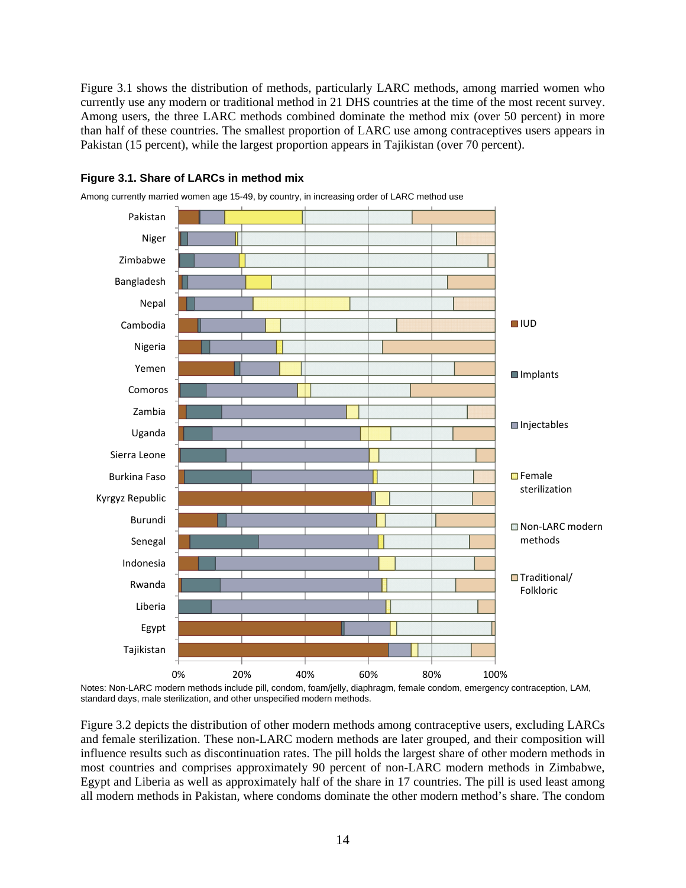Figure 3.1 shows the distribution of methods, particularly LARC methods, among married women who currently use any modern or traditional method in 21 DHS countries at the time of the most recent survey. Among users, the three LARC methods combined dominate the method mix (over 50 percent) in more than half of these countries. The smallest proportion of LARC use among contraceptives users appears in Pakistan (15 percent), while the largest proportion appears in Tajikistan (over 70 percent).

**Figure 3.1. Share of LARCs in method mix**

Among currently married women age 15-49, by country, in increasing order of LARC method use

Notes: Non-LARC modern methods include pill, condom, foam/jelly, diaphragm, female condom, emergency contraception, LAM, standard days, male sterilization, and other unspecified modern methods.

Figure 3.2 depicts the distribution of other modern methods among contraceptive users, excluding LARCs and female sterilization. These non-LARC modern methods are later grouped, and their composition will influence results such as discontinuation rates. The pill holds the largest share of other modern methods in most countries and comprises approximately 90 percent of non-LARC modern methods in Zimbabwe, Egypt and Liberia as well as approximately half of the share in 17 countries. The pill is used least among all modern methods in Pakistan, where condoms dominate the other modern method's share. The condom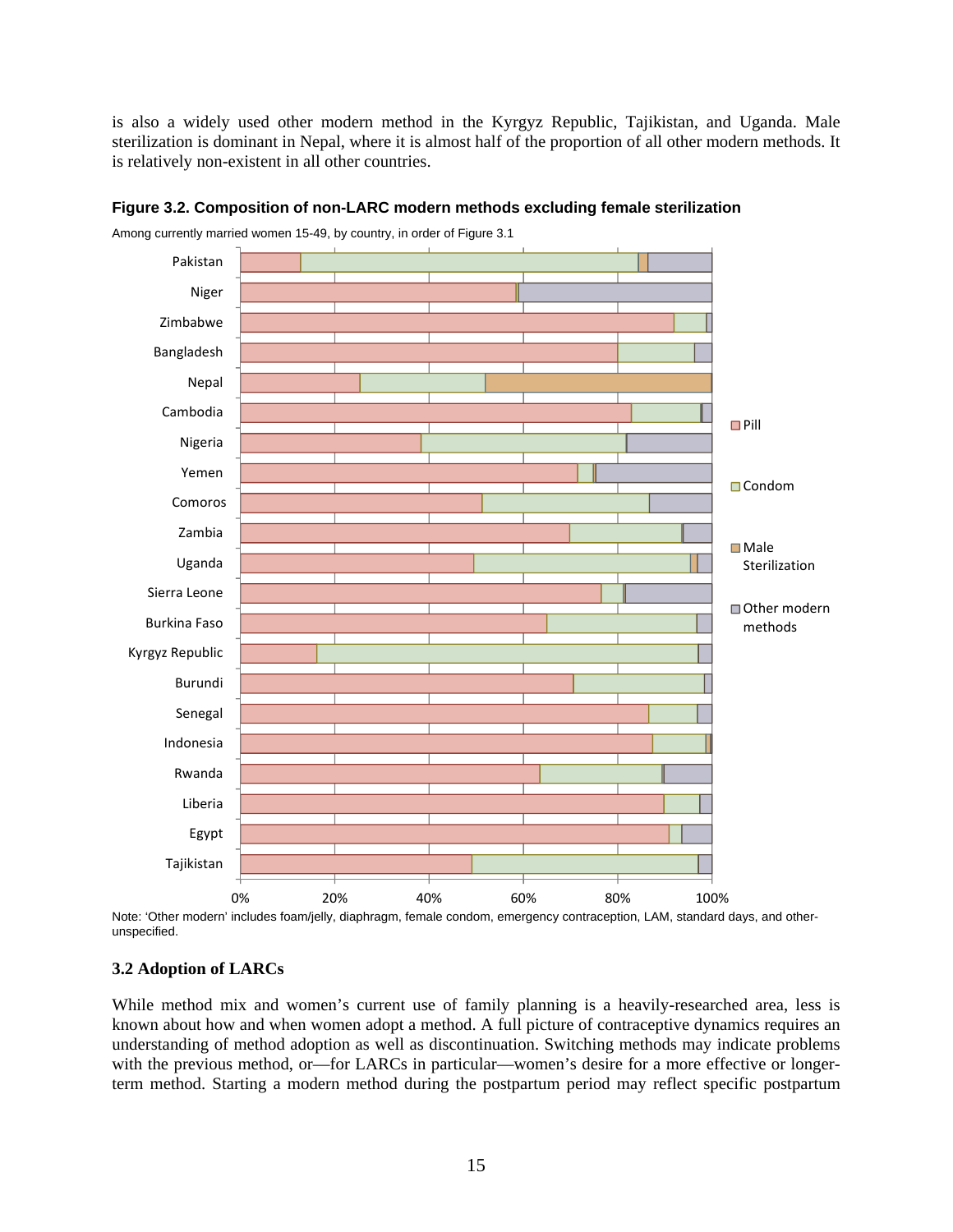is also a widely used other modern method in the Kyrgyz Republic, Tajikistan, and Uganda. Male sterilization is dominant in Nepal, where it is almost half of the proportion of all other modern methods. It is relatively non-existent in all other countries.

**Figure 3.2. Composition of non-LARC modern methods excluding female sterilization**

Among currently married women 15-49, by country, in order of Figure 3.1

Note: 'Other modern' includes foam/jelly, diaphragm, female condom, emergency contraception, LAM, standard days, and other-unspecified.

### 3.2 Adoption of LARCs

While method mix and women's current use of family planning is a heavily-researched area, less is known about how and when women adopt a method. A full picture of contraceptive dynamics requires an understanding of method adoption as well as discontinuation. Switching methods may indicate problems with the previous method, or—for LARCs in particular—women's desire for a more effective or longer-term method. Starting a modern method during the postpartum period may reflect specific postpartum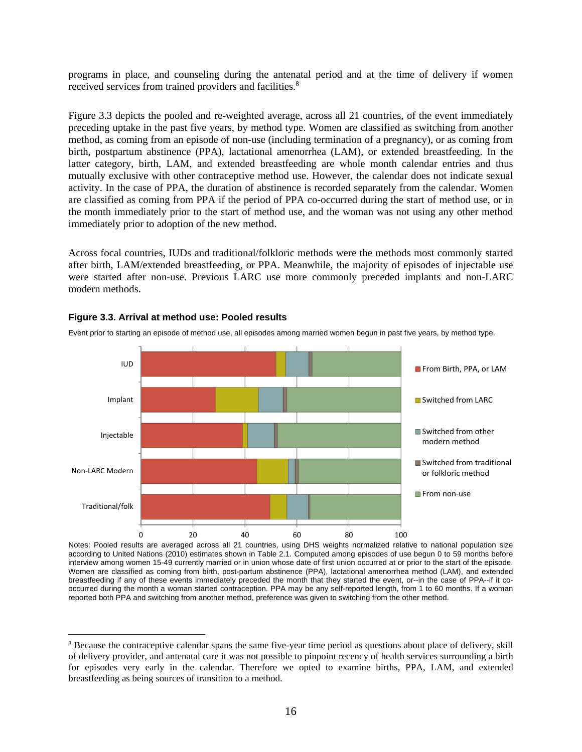programs in place, and counseling during the antenatal period and at the time of delivery if women received services from trained providers and facilities.[8]

Figure 3.3 depicts the pooled and re-weighted average, across all 21 countries, of the event immediately preceding uptake in the past five years, by method type. Women are classified as switching from another method, as coming from an episode of non-use (including termination of a pregnancy), or as coming from birth, postpartum abstinence (PPA), lactational amenorrhea (LAM), or extended breastfeeding. In the latter category, birth, LAM, and extended breastfeeding are whole month calendar entries and thus mutually exclusive with other contraceptive method use. However, the calendar does not indicate sexual activity. In the case of PPA, the duration of abstinence is recorded separately from the calendar. Women are classified as coming from PPA if the period of PPA co-occurred during the start of method use, or in the month immediately prior to the start of method use, and the woman was not using any other method immediately prior to adoption of the new method.

Across focal countries, IUDs and traditional/folkloric methods were the methods most commonly started after birth, LAM/extended breastfeeding, or PPA. Meanwhile, the majority of episodes of injectable use were started after non-use. Previous LARC use more commonly preceded implants and non-LARC modern methods.

**Figure 3.3. Arrival at method use: Pooled results**

Event prior to starting an episode of method use, all episodes among married women begun in past five years, by method type.

Notes: Pooled results are averaged across all 21 countries, using DHS weights normalized relative to national population size according to United Nations (2010) estimates shown in Table 2.1. Computed among episodes of use begun 0 to 59 months before interview among women 15-49 currently married or in union whose date of first union occurred at or prior to the start of the episode. Women are classified as coming from birth, post-partum abstinence (PPA), lactational amenorrhea method (LAM), and extended breastfeeding if any of these events immediately preceded the month that they started the event, or--in the case of PPA--if it co-occurred during the month a woman started contraception. PPA may be any self-reported length, from 1 to 60 months. If a woman reported both PPA and switching from another method, preference was given to switching from the other method.

[8] Because the contraceptive calendar spans the same five-year time period as questions about place of delivery, skill of delivery provider, and antenatal care it was not possible to pinpoint recency of health services surrounding a birth for episodes very early in the calendar. Therefore we opted to examine births, PPA, LAM, and extended breastfeeding as being sources of transition to a method.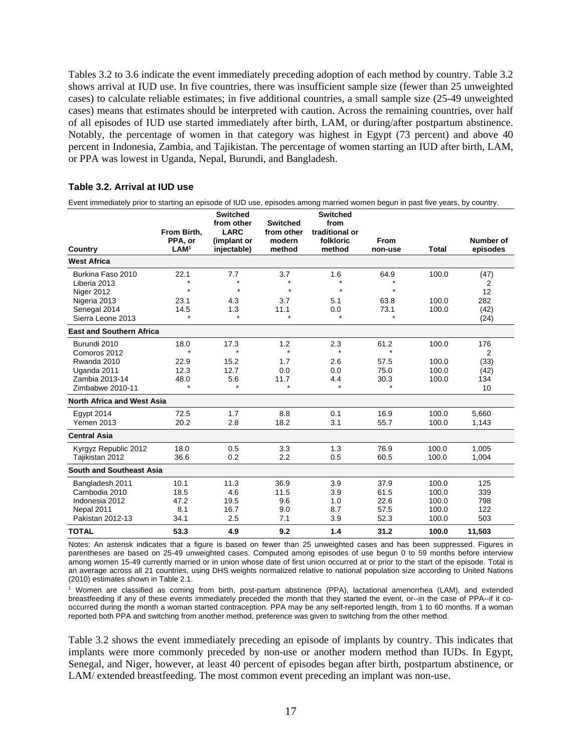Tables 3.2 to 3.6 indicate the event immediately preceding adoption of each method by country. Table 3.2 shows arrival at IUD use. In five countries, there was insufficient sample size (fewer than 25 unweighted cases) to calculate reliable estimates; in five additional countries, a small sample size (25-49 unweighted cases) means that estimates should be interpreted with caution. Across the remaining countries, over half of all episodes of IUD use started immediately after birth, LAM, or during/after postpartum abstinence. Notably, the percentage of women in that category was highest in Egypt (73 percent) and above 40 percent in Indonesia, Zambia, and Tajikistan. The percentage of women starting an IUD after birth, LAM, or PPA was lowest in Uganda, Nepal, Burundi, and Bangladesh.

**Table 3.2. Arrival at IUD use**

Event immediately prior to starting an episode of IUD use, episodes among married women begun in past five years, by country.

| Country | From Birth, PPA, or LAM[1] | Switched from other LARC (implant or injectable) | Switched from other modern method | Switched from traditional or folkloric method | From non-use | Total | Number of episodes |
|---|---|---|---|---|---|---|---|
| **West Africa** | | | | | | | |
| Burkina Faso 2010 | 22.1 | 7.7 | 3.7 | 1.6 | 64.9 | 100.0 | (47) |
| Liberia 2013 | * | * | * | * | * | | 2 |
| Niger 2012 | * | * | * | * | * | | 12 |
| Nigeria 2013 | 23.1 | 4.3 | 3.7 | 5.1 | 63.8 | 100.0 | 282 |
| Senegal 2014 | 14.5 | 1.3 | 11.1 | 0.0 | 73.1 | 100.0 | (42) |
| Sierra Leone 2013 | * | * | * | * | * | | (24) |
| **East and Southern Africa** | | | | | | | |
| Burundi 2010 | 18.0 | 17.3 | 1.2 | 2.3 | 61.2 | 100.0 | 176 |
| Comoros 2012 | * | * | * | * | * | | 2 |
| Rwanda 2010 | 22.9 | 15.2 | 1.7 | 2.6 | 57.5 | 100.0 | (33) |
| Uganda 2011 | 12.3 | 12.7 | 0.0 | 0.0 | 75.0 | 100.0 | (42) |
| Zambia 2013-14 | 48.0 | 5.6 | 11.7 | 4.4 | 30.3 | 100.0 | 134 |
| Zimbabwe 2010-11 | * | * | * | * | * | | 10 |
| **North Africa and West Asia** | | | | | | | |
| Egypt 2014 | 72.5 | 1.7 | 8.8 | 0.1 | 16.9 | 100.0 | 5,660 |
| Yemen 2013 | 20.2 | 2.8 | 18.2 | 3.1 | 55.7 | 100.0 | 1,143 |
| **Central Asia** | | | | | | | |
| Kyrgyz Republic 2012 | 18.0 | 0.5 | 3.3 | 1.3 | 76.9 | 100.0 | 1,005 |
| Tajikistan 2012 | 36.6 | 0.2 | 2.2 | 0.5 | 60.5 | 100.0 | 1,004 |
| **South and Southeast Asia** | | | | | | | |
| Bangladesh 2011 | 10.1 | 11.3 | 36.9 | 3.9 | 37.9 | 100.0 | 125 |
| Cambodia 2010 | 18.5 | 4.6 | 11.5 | 3.9 | 61.5 | 100.0 | 339 |
| Indonesia 2012 | 47.2 | 19.5 | 9.6 | 1.0 | 22.6 | 100.0 | 798 |
| Nepal 2011 | 8.1 | 16.7 | 9.0 | 8.7 | 57.5 | 100.0 | 122 |
| Pakistan 2012-13 | 34.1 | 2.5 | 7.1 | 3.9 | 52.3 | 100.0 | 503 |
| **TOTAL** | **53.3** | **4.9** | **9.2** | **1.4** | **31.2** | **100.0** | **11,503** |

Notes: An asterisk indicates that a figure is based on fewer than 25 unweighted cases and has been suppressed. Figures in parentheses are based on 25-49 unweighted cases. Computed among episodes of use begun 0 to 59 months before interview among women 15-49 currently married or in union whose date of first union occurred at or prior to the start of the episode. Total is an average across all 21 countries, using DHS weights normalized relative to national population size according to United Nations (2010) estimates shown in Table 2.1.

[1] Women are classified as coming from birth, post-partum abstinence (PPA), lactational amenorrhea (LAM), and extended breastfeeding if any of these events immediately preceded the month that they started the event, or--in the case of PPA--if it co-occurred during the month a woman started contraception. PPA may be any self-reported length, from 1 to 60 months. If a woman reported both PPA and switching from another method, preference was given to switching from the other method.

Table 3.2 shows the event immediately preceding an episode of implants by country. This indicates that implants were more commonly preceded by non-use or another modern method than IUDs. In Egypt, Senegal, and Niger, however, at least 40 percent of episodes began after birth, postpartum abstinence, or LAM/ extended breastfeeding. The most common event preceding an implant was non-use.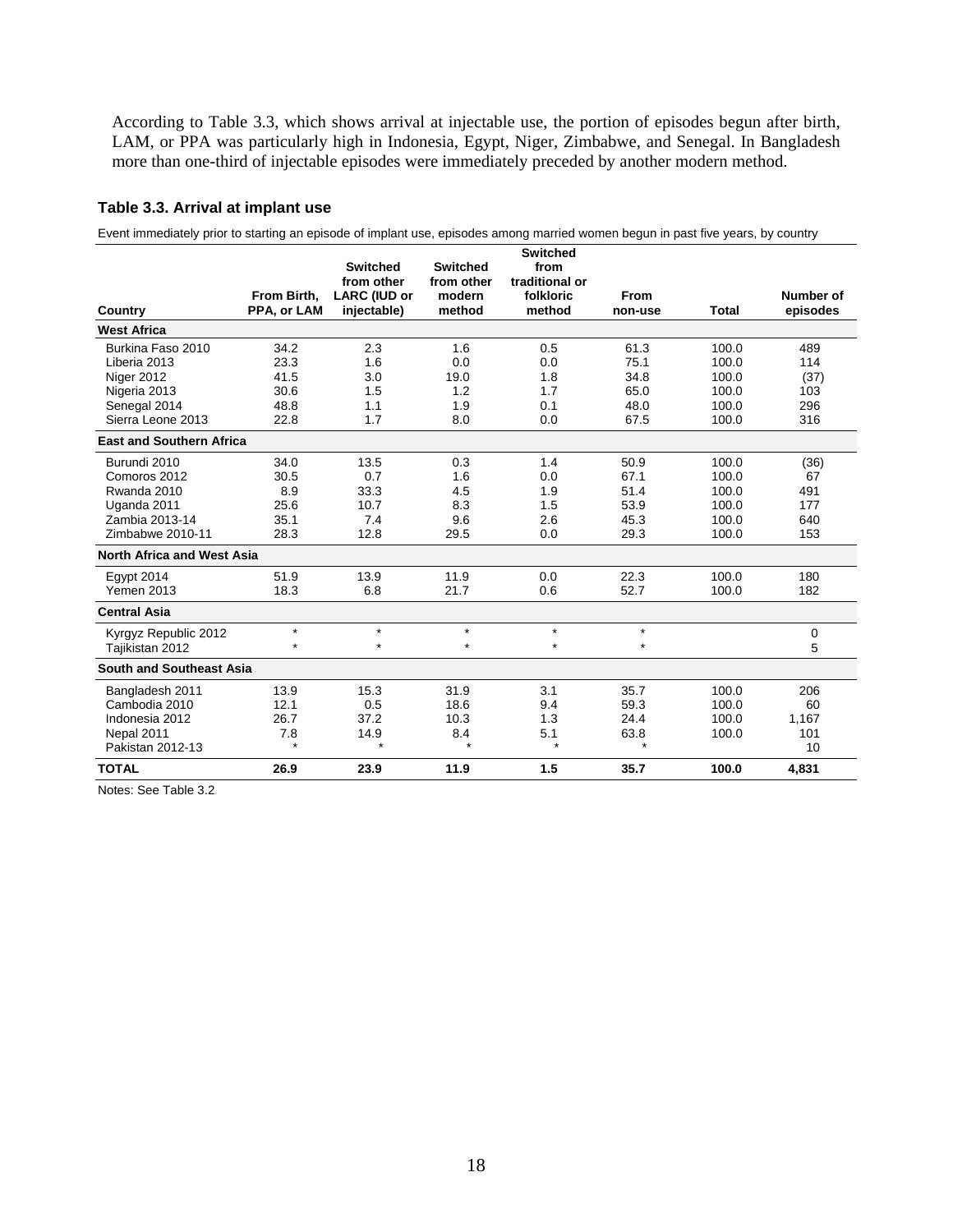According to Table 3.3, which shows arrival at injectable use, the portion of episodes begun after birth, LAM, or PPA was particularly high in Indonesia, Egypt, Niger, Zimbabwe, and Senegal. In Bangladesh more than one-third of injectable episodes were immediately preceded by another modern method.

**Table 3.3. Arrival at implant use**

Event immediately prior to starting an episode of implant use, episodes among married women begun in past five years, by country

| Country | From Birth, PPA, or LAM | Switched from other LARC (IUD or injectable) | Switched from other modern method | Switched from traditional or folkloric method | From non-use | Total | Number of episodes |
|---|---|---|---|---|---|---|---|
| **West Africa** | | | | | | | |
| Burkina Faso 2010 | 34.2 | 2.3 | 1.6 | 0.5 | 61.3 | 100.0 | 489 |
| Liberia 2013 | 23.3 | 1.6 | 0.0 | 0.0 | 75.1 | 100.0 | 114 |
| Niger 2012 | 41.5 | 3.0 | 19.0 | 1.8 | 34.8 | 100.0 | (37) |
| Nigeria 2013 | 30.6 | 1.5 | 1.2 | 1.7 | 65.0 | 100.0 | 103 |
| Senegal 2014 | 48.8 | 1.1 | 1.9 | 0.1 | 48.0 | 100.0 | 296 |
| Sierra Leone 2013 | 22.8 | 1.7 | 8.0 | 0.0 | 67.5 | 100.0 | 316 |
| **East and Southern Africa** | | | | | | | |
| Burundi 2010 | 34.0 | 13.5 | 0.3 | 1.4 | 50.9 | 100.0 | (36) |
| Comoros 2012 | 30.5 | 0.7 | 1.6 | 0.0 | 67.1 | 100.0 | 67 |
| Rwanda 2010 | 8.9 | 33.3 | 4.5 | 1.9 | 51.4 | 100.0 | 491 |
| Uganda 2011 | 25.6 | 10.7 | 8.3 | 1.5 | 53.9 | 100.0 | 177 |
| Zambia 2013-14 | 35.1 | 7.4 | 9.6 | 2.6 | 45.3 | 100.0 | 640 |
| Zimbabwe 2010-11 | 28.3 | 12.8 | 29.5 | 0.0 | 29.3 | 100.0 | 153 |
| **North Africa and West Asia** | | | | | | | |
| Egypt 2014 | 51.9 | 13.9 | 11.9 | 0.0 | 22.3 | 100.0 | 180 |
| Yemen 2013 | 18.3 | 6.8 | 21.7 | 0.6 | 52.7 | 100.0 | 182 |
| **Central Asia** | | | | | | | |
| Kyrgyz Republic 2012 | * | * | * | * | * | | 0 |
| Tajikistan 2012 | * | * | * | * | * | | 5 |
| **South and Southeast Asia** | | | | | | | |
| Bangladesh 2011 | 13.9 | 15.3 | 31.9 | 3.1 | 35.7 | 100.0 | 206 |
| Cambodia 2010 | 12.1 | 0.5 | 18.6 | 9.4 | 59.3 | 100.0 | 60 |
| Indonesia 2012 | 26.7 | 37.2 | 10.3 | 1.3 | 24.4 | 100.0 | 1,167 |
| Nepal 2011 | 7.8 | 14.9 | 8.4 | 5.1 | 63.8 | 100.0 | 101 |
| Pakistan 2012-13 | * | * | * | * | * | | 10 |
| **TOTAL** | **26.9** | **23.9** | **11.9** | **1.5** | **35.7** | **100.0** | **4,831** |

Notes: See Table 3.2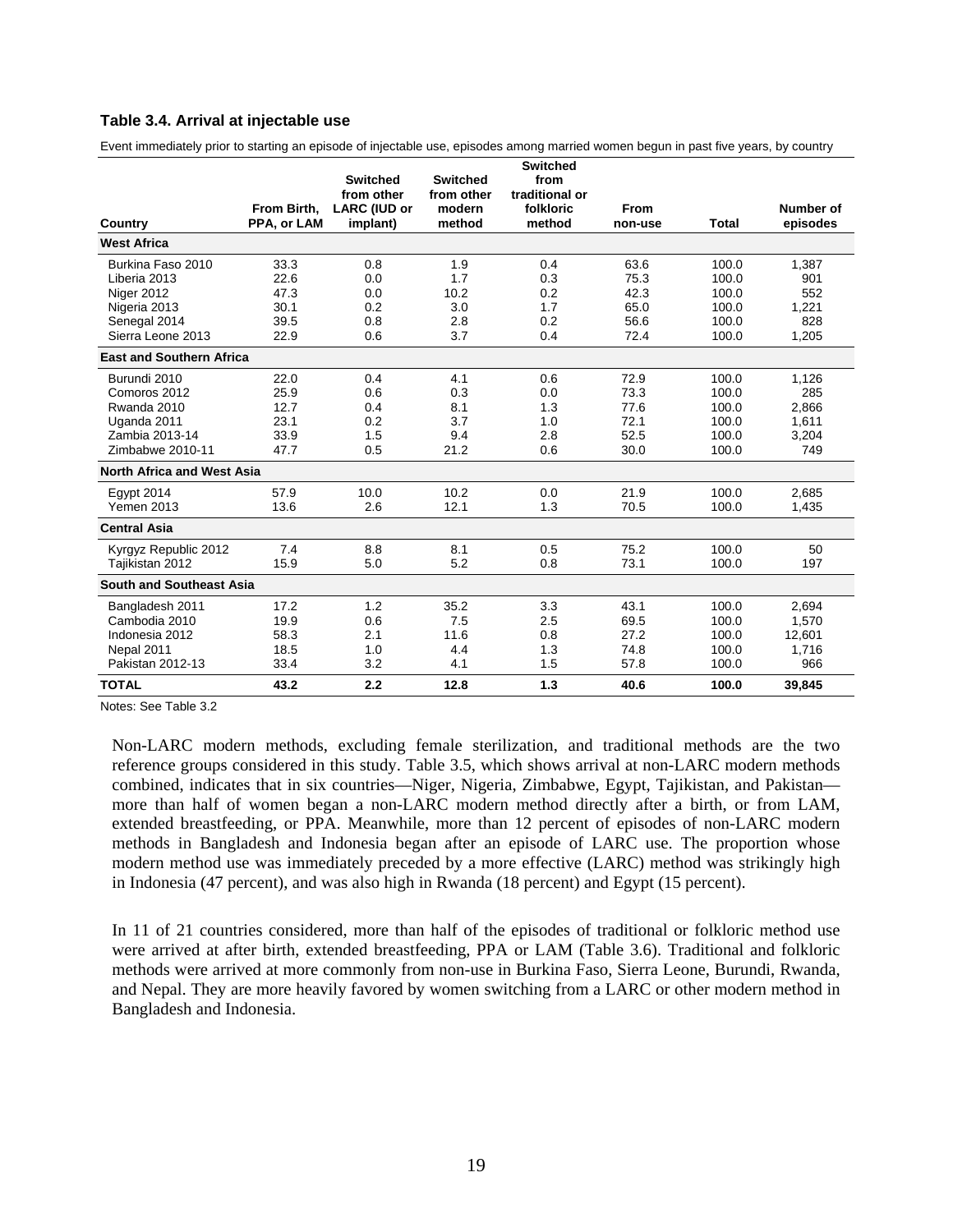**Table 3.4. Arrival at injectable use**

Event immediately prior to starting an episode of injectable use, episodes among married women begun in past five years, by country

| Country | From Birth, PPA, or LAM | Switched from other LARC (IUD or implant) | Switched from other modern method | Switched from traditional or folkloric method | From non-use | Total | Number of episodes |
|---|---|---|---|---|---|---|---|
| **West Africa** | | | | | | | |
| Burkina Faso 2010 | 33.3 | 0.8 | 1.9 | 0.4 | 63.6 | 100.0 | 1,387 |
| Liberia 2013 | 22.6 | 0.0 | 1.7 | 0.3 | 75.3 | 100.0 | 901 |
| Niger 2012 | 47.3 | 0.0 | 10.2 | 0.2 | 42.3 | 100.0 | 552 |
| Nigeria 2013 | 30.1 | 0.2 | 3.0 | 1.7 | 65.0 | 100.0 | 1,221 |
| Senegal 2014 | 39.5 | 0.8 | 2.8 | 0.2 | 56.6 | 100.0 | 828 |
| Sierra Leone 2013 | 22.9 | 0.6 | 3.7 | 0.4 | 72.4 | 100.0 | 1,205 |
| **East and Southern Africa** | | | | | | | |
| Burundi 2010 | 22.0 | 0.4 | 4.1 | 0.6 | 72.9 | 100.0 | 1,126 |
| Comoros 2012 | 25.9 | 0.6 | 0.3 | 0.0 | 73.3 | 100.0 | 285 |
| Rwanda 2010 | 12.7 | 0.4 | 8.1 | 1.3 | 77.6 | 100.0 | 2,866 |
| Uganda 2011 | 23.1 | 0.2 | 3.7 | 1.0 | 72.1 | 100.0 | 1,611 |
| Zambia 2013-14 | 33.9 | 1.5 | 9.4 | 2.8 | 52.5 | 100.0 | 3,204 |
| Zimbabwe 2010-11 | 47.7 | 0.5 | 21.2 | 0.6 | 30.0 | 100.0 | 749 |
| **North Africa and West Asia** | | | | | | | |
| Egypt 2014 | 57.9 | 10.0 | 10.2 | 0.0 | 21.9 | 100.0 | 2,685 |
| Yemen 2013 | 13.6 | 2.6 | 12.1 | 1.3 | 70.5 | 100.0 | 1,435 |
| **Central Asia** | | | | | | | |
| Kyrgyz Republic 2012 | 7.4 | 8.8 | 8.1 | 0.5 | 75.2 | 100.0 | 50 |
| Tajikistan 2012 | 15.9 | 5.0 | 5.2 | 0.8 | 73.1 | 100.0 | 197 |
| **South and Southeast Asia** | | | | | | | |
| Bangladesh 2011 | 17.2 | 1.2 | 35.2 | 3.3 | 43.1 | 100.0 | 2,694 |
| Cambodia 2010 | 19.9 | 0.6 | 7.5 | 2.5 | 69.5 | 100.0 | 1,570 |
| Indonesia 2012 | 58.3 | 2.1 | 11.6 | 0.8 | 27.2 | 100.0 | 12,601 |
| Nepal 2011 | 18.5 | 1.0 | 4.4 | 1.3 | 74.8 | 100.0 | 1,716 |
| Pakistan 2012-13 | 33.4 | 3.2 | 4.1 | 1.5 | 57.8 | 100.0 | 966 |
| **TOTAL** | **43.2** | **2.2** | **12.8** | **1.3** | **40.6** | **100.0** | **39,845** |

Notes: See Table 3.2

Non-LARC modern methods, excluding female sterilization, and traditional methods are the two reference groups considered in this study. Table 3.5, which shows arrival at non-LARC modern methods combined, indicates that in six countries—Niger, Nigeria, Zimbabwe, Egypt, Tajikistan, and Pakistan—more than half of women began a non-LARC modern method directly after a birth, or from LAM, extended breastfeeding, or PPA. Meanwhile, more than 12 percent of episodes of non-LARC modern methods in Bangladesh and Indonesia began after an episode of LARC use. The proportion whose modern method use was immediately preceded by a more effective (LARC) method was strikingly high in Indonesia (47 percent), and was also high in Rwanda (18 percent) and Egypt (15 percent).

In 11 of 21 countries considered, more than half of the episodes of traditional or folkloric method use were arrived at after birth, extended breastfeeding, PPA or LAM (Table 3.6). Traditional and folkloric methods were arrived at more commonly from non-use in Burkina Faso, Sierra Leone, Burundi, Rwanda, and Nepal. They are more heavily favored by women switching from a LARC or other modern method in Bangladesh and Indonesia.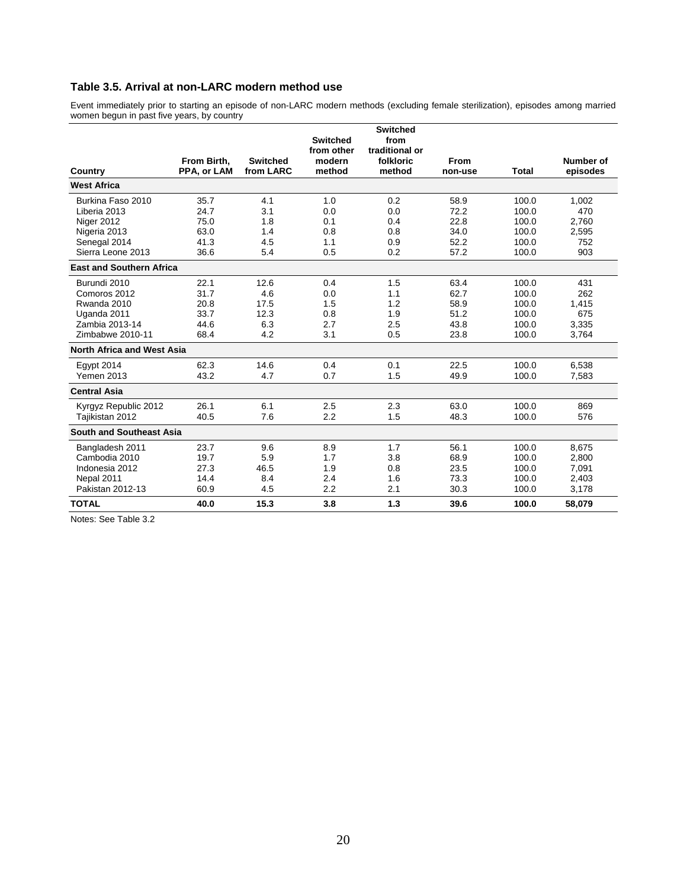### Table 3.5. Arrival at non-LARC modern method use

Event immediately prior to starting an episode of non-LARC modern methods (excluding female sterilization), episodes among married women begun in past five years, by country

| Country | From Birth, PPA, or LAM | Switched from LARC | Switched from other modern method | Switched from traditional or folkloric method | From non-use | Total | Number of episodes |
|---|---|---|---|---|---|---|---|
| **West Africa** | | | | | | | |
| Burkina Faso 2010 | 35.7 | 4.1 | 1.0 | 0.2 | 58.9 | 100.0 | 1,002 |
| Liberia 2013 | 24.7 | 3.1 | 0.0 | 0.0 | 72.2 | 100.0 | 470 |
| Niger 2012 | 75.0 | 1.8 | 0.1 | 0.4 | 22.8 | 100.0 | 2,760 |
| Nigeria 2013 | 63.0 | 1.4 | 0.8 | 0.8 | 34.0 | 100.0 | 2,595 |
| Senegal 2014 | 41.3 | 4.5 | 1.1 | 0.9 | 52.2 | 100.0 | 752 |
| Sierra Leone 2013 | 36.6 | 5.4 | 0.5 | 0.2 | 57.2 | 100.0 | 903 |
| **East and Southern Africa** | | | | | | | |
| Burundi 2010 | 22.1 | 12.6 | 0.4 | 1.5 | 63.4 | 100.0 | 431 |
| Comoros 2012 | 31.7 | 4.6 | 0.0 | 1.1 | 62.7 | 100.0 | 262 |
| Rwanda 2010 | 20.8 | 17.5 | 1.5 | 1.2 | 58.9 | 100.0 | 1,415 |
| Uganda 2011 | 33.7 | 12.3 | 0.8 | 1.9 | 51.2 | 100.0 | 675 |
| Zambia 2013-14 | 44.6 | 6.3 | 2.7 | 2.5 | 43.8 | 100.0 | 3,335 |
| Zimbabwe 2010-11 | 68.4 | 4.2 | 3.1 | 0.5 | 23.8 | 100.0 | 3,764 |
| **North Africa and West Asia** | | | | | | | |
| Egypt 2014 | 62.3 | 14.6 | 0.4 | 0.1 | 22.5 | 100.0 | 6,538 |
| Yemen 2013 | 43.2 | 4.7 | 0.7 | 1.5 | 49.9 | 100.0 | 7,583 |
| **Central Asia** | | | | | | | |
| Kyrgyz Republic 2012 | 26.1 | 6.1 | 2.5 | 2.3 | 63.0 | 100.0 | 869 |
| Tajikistan 2012 | 40.5 | 7.6 | 2.2 | 1.5 | 48.3 | 100.0 | 576 |
| **South and Southeast Asia** | | | | | | | |
| Bangladesh 2011 | 23.7 | 9.6 | 8.9 | 1.7 | 56.1 | 100.0 | 8,675 |
| Cambodia 2010 | 19.7 | 5.9 | 1.7 | 3.8 | 68.9 | 100.0 | 2,800 |
| Indonesia 2012 | 27.3 | 46.5 | 1.9 | 0.8 | 23.5 | 100.0 | 7,091 |
| Nepal 2011 | 14.4 | 8.4 | 2.4 | 1.6 | 73.3 | 100.0 | 2,403 |
| Pakistan 2012-13 | 60.9 | 4.5 | 2.2 | 2.1 | 30.3 | 100.0 | 3,178 |
| **TOTAL** | **40.0** | **15.3** | **3.8** | **1.3** | **39.6** | **100.0** | **58,079** |

Notes: See Table 3.2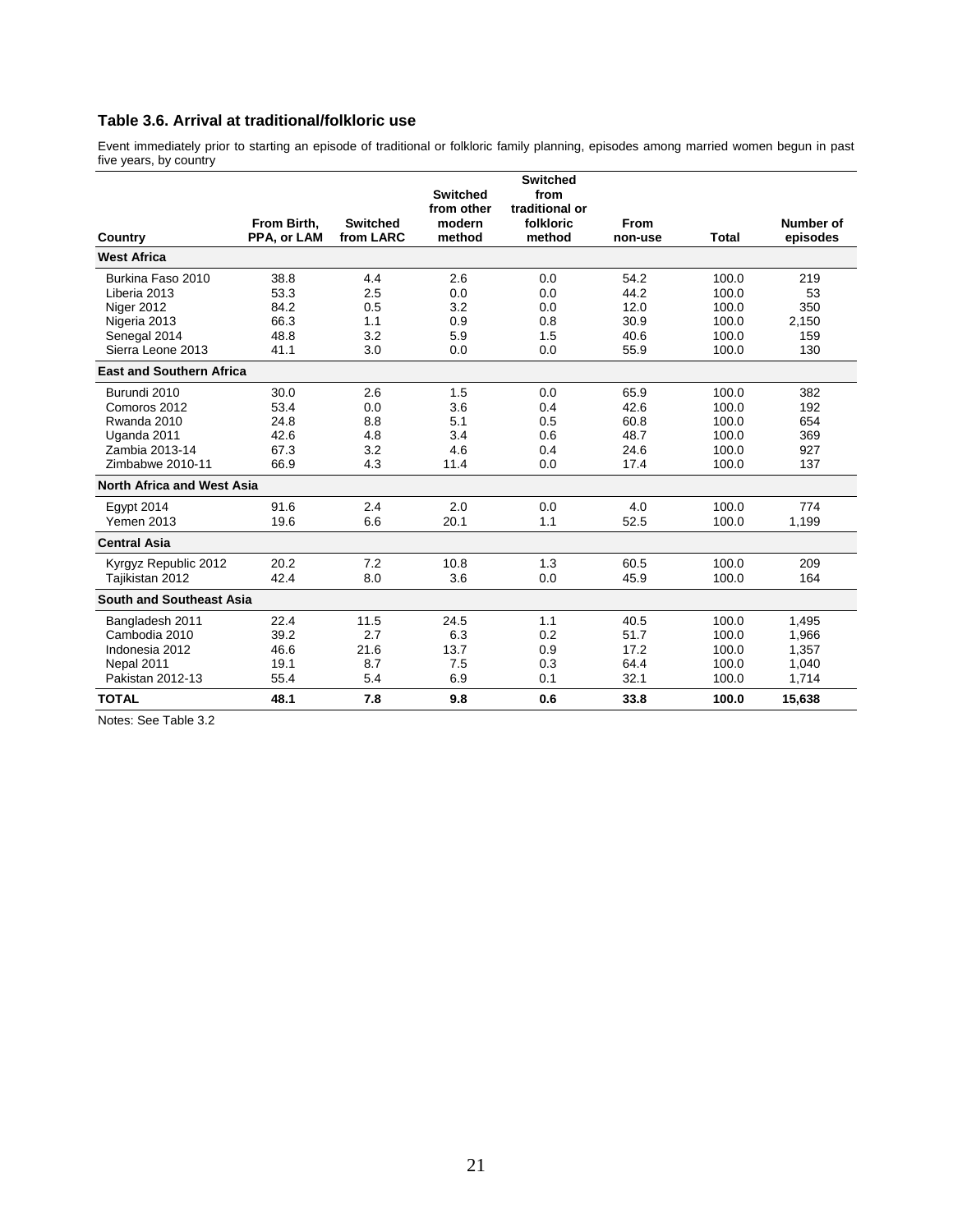### Table 3.6. Arrival at traditional/folkloric use

Event immediately prior to starting an episode of traditional or folkloric family planning, episodes among married women begun in past five years, by country

| Country | From Birth, PPA, or LAM | Switched from LARC | Switched from other modern method | Switched from traditional or folkloric method | From non-use | Total | Number of episodes |
|---|---|---|---|---|---|---|---|
| **West Africa** | | | | | | | |
| Burkina Faso 2010 | 38.8 | 4.4 | 2.6 | 0.0 | 54.2 | 100.0 | 219 |
| Liberia 2013 | 53.3 | 2.5 | 0.0 | 0.0 | 44.2 | 100.0 | 53 |
| Niger 2012 | 84.2 | 0.5 | 3.2 | 0.0 | 12.0 | 100.0 | 350 |
| Nigeria 2013 | 66.3 | 1.1 | 0.9 | 0.8 | 30.9 | 100.0 | 2,150 |
| Senegal 2014 | 48.8 | 3.2 | 5.9 | 1.5 | 40.6 | 100.0 | 159 |
| Sierra Leone 2013 | 41.1 | 3.0 | 0.0 | 0.0 | 55.9 | 100.0 | 130 |
| **East and Southern Africa** | | | | | | | |
| Burundi 2010 | 30.0 | 2.6 | 1.5 | 0.0 | 65.9 | 100.0 | 382 |
| Comoros 2012 | 53.4 | 0.0 | 3.6 | 0.4 | 42.6 | 100.0 | 192 |
| Rwanda 2010 | 24.8 | 8.8 | 5.1 | 0.5 | 60.8 | 100.0 | 654 |
| Uganda 2011 | 42.6 | 4.8 | 3.4 | 0.6 | 48.7 | 100.0 | 369 |
| Zambia 2013-14 | 67.3 | 3.2 | 4.6 | 0.4 | 24.6 | 100.0 | 927 |
| Zimbabwe 2010-11 | 66.9 | 4.3 | 11.4 | 0.0 | 17.4 | 100.0 | 137 |
| **North Africa and West Asia** | | | | | | | |
| Egypt 2014 | 91.6 | 2.4 | 2.0 | 0.0 | 4.0 | 100.0 | 774 |
| Yemen 2013 | 19.6 | 6.6 | 20.1 | 1.1 | 52.5 | 100.0 | 1,199 |
| **Central Asia** | | | | | | | |
| Kyrgyz Republic 2012 | 20.2 | 7.2 | 10.8 | 1.3 | 60.5 | 100.0 | 209 |
| Tajikistan 2012 | 42.4 | 8.0 | 3.6 | 0.0 | 45.9 | 100.0 | 164 |
| **South and Southeast Asia** | | | | | | | |
| Bangladesh 2011 | 22.4 | 11.5 | 24.5 | 1.1 | 40.5 | 100.0 | 1,495 |
| Cambodia 2010 | 39.2 | 2.7 | 6.3 | 0.2 | 51.7 | 100.0 | 1,966 |
| Indonesia 2012 | 46.6 | 21.6 | 13.7 | 0.9 | 17.2 | 100.0 | 1,357 |
| Nepal 2011 | 19.1 | 8.7 | 7.5 | 0.3 | 64.4 | 100.0 | 1,040 |
| Pakistan 2012-13 | 55.4 | 5.4 | 6.9 | 0.1 | 32.1 | 100.0 | 1,714 |
| **TOTAL** | **48.1** | **7.8** | **9.8** | **0.6** | **33.8** | **100.0** | **15,638** |

Notes: See Table 3.2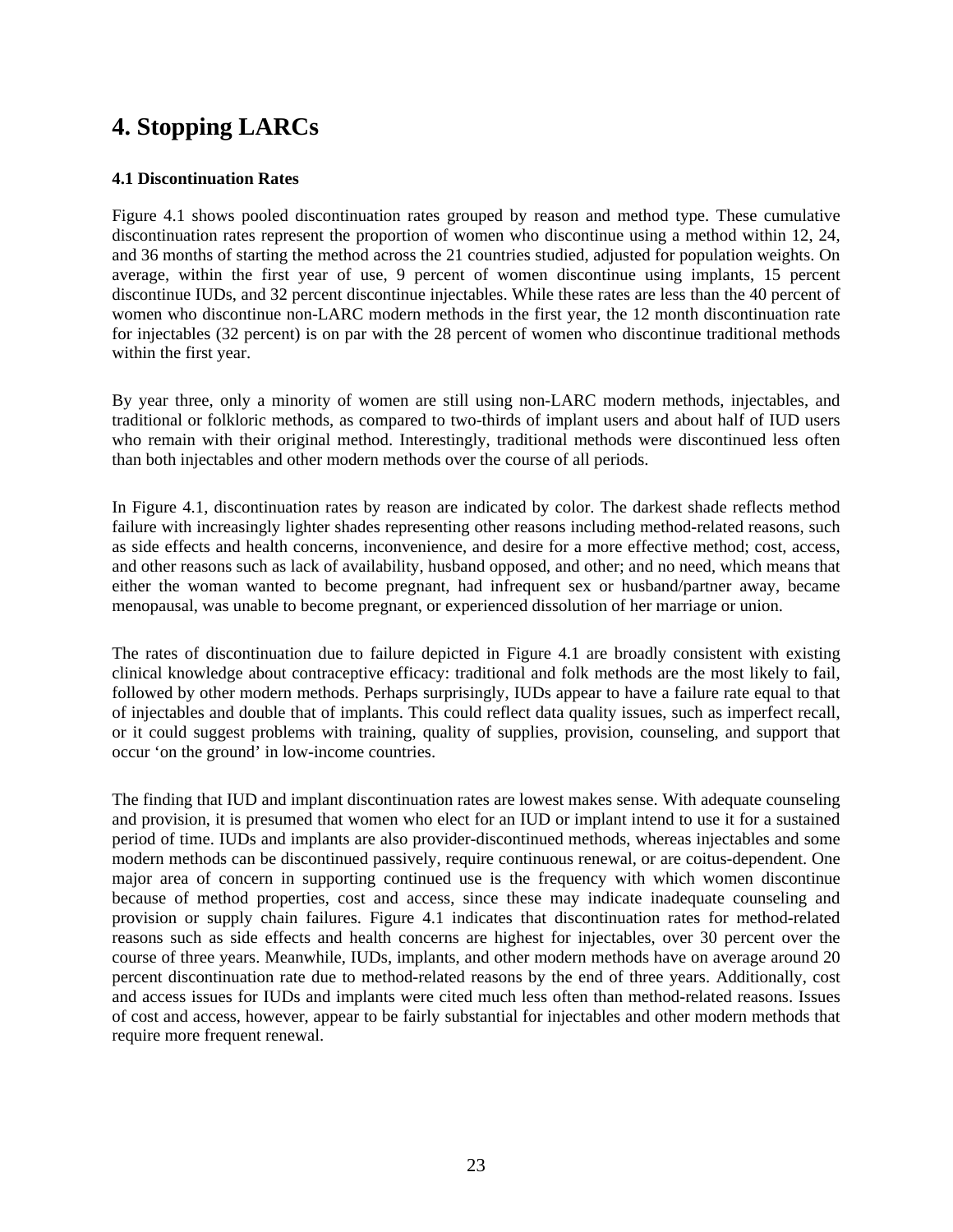# 4. Stopping LARCs

### 4.1 Discontinuation Rates

Figure 4.1 shows pooled discontinuation rates grouped by reason and method type. These cumulative discontinuation rates represent the proportion of women who discontinue using a method within 12, 24, and 36 months of starting the method across the 21 countries studied, adjusted for population weights. On average, within the first year of use, 9 percent of women discontinue using implants, 15 percent discontinue IUDs, and 32 percent discontinue injectables. While these rates are less than the 40 percent of women who discontinue non-LARC modern methods in the first year, the 12 month discontinuation rate for injectables (32 percent) is on par with the 28 percent of women who discontinue traditional methods within the first year.

By year three, only a minority of women are still using non-LARC modern methods, injectables, and traditional or folkloric methods, as compared to two-thirds of implant users and about half of IUD users who remain with their original method. Interestingly, traditional methods were discontinued less often than both injectables and other modern methods over the course of all periods.

In Figure 4.1, discontinuation rates by reason are indicated by color. The darkest shade reflects method failure with increasingly lighter shades representing other reasons including method-related reasons, such as side effects and health concerns, inconvenience, and desire for a more effective method; cost, access, and other reasons such as lack of availability, husband opposed, and other; and no need, which means that either the woman wanted to become pregnant, had infrequent sex or husband/partner away, became menopausal, was unable to become pregnant, or experienced dissolution of her marriage or union.

The rates of discontinuation due to failure depicted in Figure 4.1 are broadly consistent with existing clinical knowledge about contraceptive efficacy: traditional and folk methods are the most likely to fail, followed by other modern methods. Perhaps surprisingly, IUDs appear to have a failure rate equal to that of injectables and double that of implants. This could reflect data quality issues, such as imperfect recall, or it could suggest problems with training, quality of supplies, provision, counseling, and support that occur 'on the ground' in low-income countries.

The finding that IUD and implant discontinuation rates are lowest makes sense. With adequate counseling and provision, it is presumed that women who elect for an IUD or implant intend to use it for a sustained period of time. IUDs and implants are also provider-discontinued methods, whereas injectables and some modern methods can be discontinued passively, require continuous renewal, or are coitus-dependent. One major area of concern in supporting continued use is the frequency with which women discontinue because of method properties, cost and access, since these may indicate inadequate counseling and provision or supply chain failures. Figure 4.1 indicates that discontinuation rates for method-related reasons such as side effects and health concerns are highest for injectables, over 30 percent over the course of three years. Meanwhile, IUDs, implants, and other modern methods have on average around 20 percent discontinuation rate due to method-related reasons by the end of three years. Additionally, cost and access issues for IUDs and implants were cited much less often than method-related reasons. Issues of cost and access, however, appear to be fairly substantial for injectables and other modern methods that require more frequent renewal.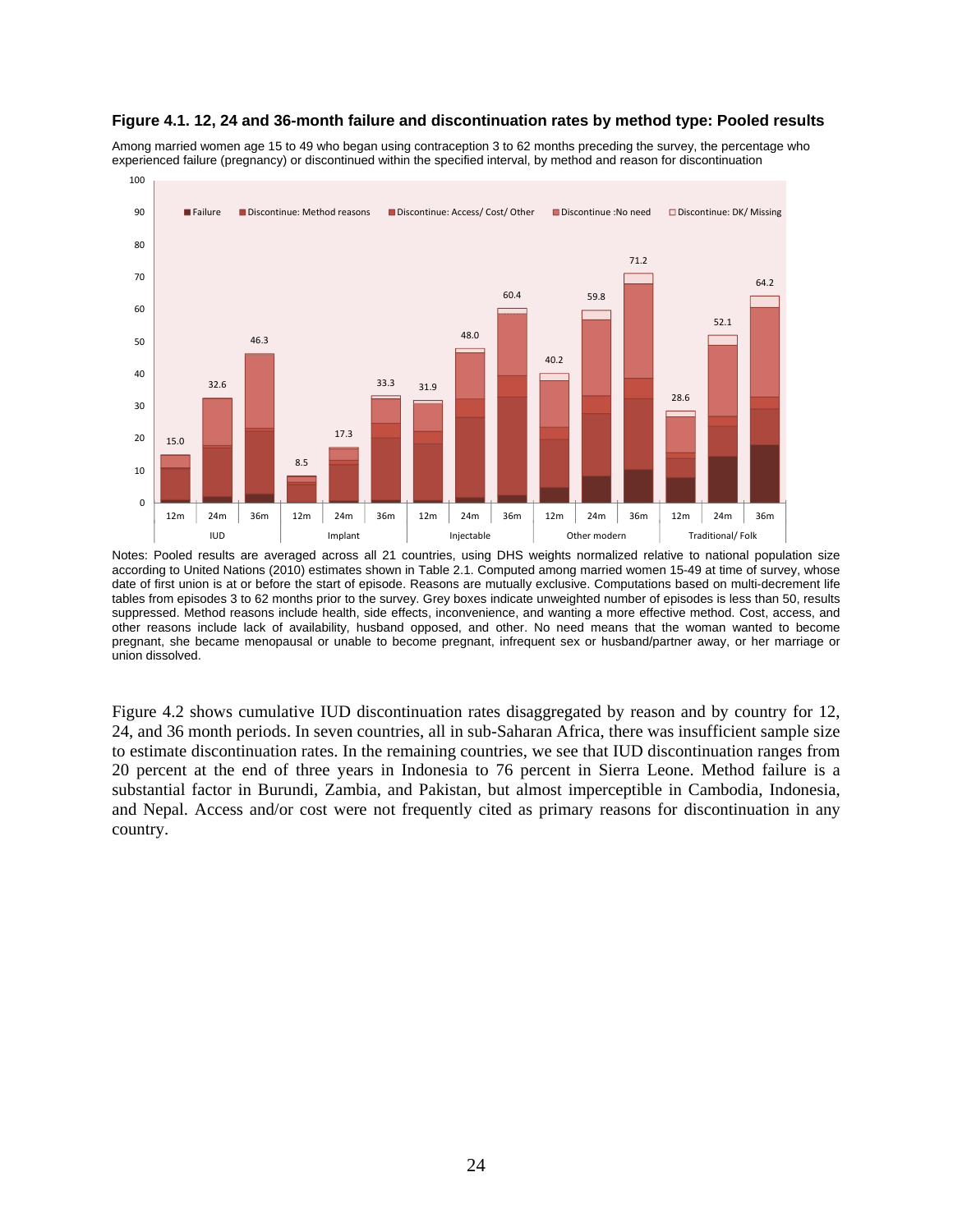**Figure 4.1. 12, 24 and 36-month failure and discontinuation rates by method type: Pooled results**

Among married women age 15 to 49 who began using contraception 3 to 62 months preceding the survey, the percentage who experienced failure (pregnancy) or discontinued within the specified interval, by method and reason for discontinuation

| Method | Interval | Total |
|---|---|---|
| IUD | 12m | 15.0 |
| | 24m | 32.6 |
| | 36m | 46.3 |
| Implant | 12m | 8.5 |
| | 24m | 17.3 |
| | 36m | 33.3 |
| Injectable | 12m | 31.9 |
| | 24m | 48.0 |
| | 36m | 60.4 |
| Other modern | 12m | 40.2 |
| | 24m | 59.8 |
| | 36m | 71.2 |
| Traditional/ Folk | 12m | 28.6 |
| | 24m | 52.1 |
| | 36m | 64.2 |

Legend: Failure; Discontinue: Method reasons; Discontinue: Access/ Cost/ Other; Discontinue :No need; Discontinue: DK/ Missing

Notes: Pooled results are averaged across all 21 countries, using DHS weights normalized relative to national population size according to United Nations (2010) estimates shown in Table 2.1. Computed among married women 15-49 at time of survey, whose date of first union is at or before the start of episode. Reasons are mutually exclusive. Computations based on multi-decrement life tables from episodes 3 to 62 months prior to the survey. Grey boxes indicate unweighted number of episodes is less than 50, results suppressed. Method reasons include health, side effects, inconvenience, and wanting a more effective method. Cost, access, and other reasons include lack of availability, husband opposed, and other. No need means that the woman wanted to become pregnant, she became menopausal or unable to become pregnant, infrequent sex or husband/partner away, or her marriage or union dissolved.

Figure 4.2 shows cumulative IUD discontinuation rates disaggregated by reason and by country for 12, 24, and 36 month periods. In seven countries, all in sub-Saharan Africa, there was insufficient sample size to estimate discontinuation rates. In the remaining countries, we see that IUD discontinuation ranges from 20 percent at the end of three years in Indonesia to 76 percent in Sierra Leone. Method failure is a substantial factor in Burundi, Zambia, and Pakistan, but almost imperceptible in Cambodia, Indonesia, and Nepal. Access and/or cost were not frequently cited as primary reasons for discontinuation in any country.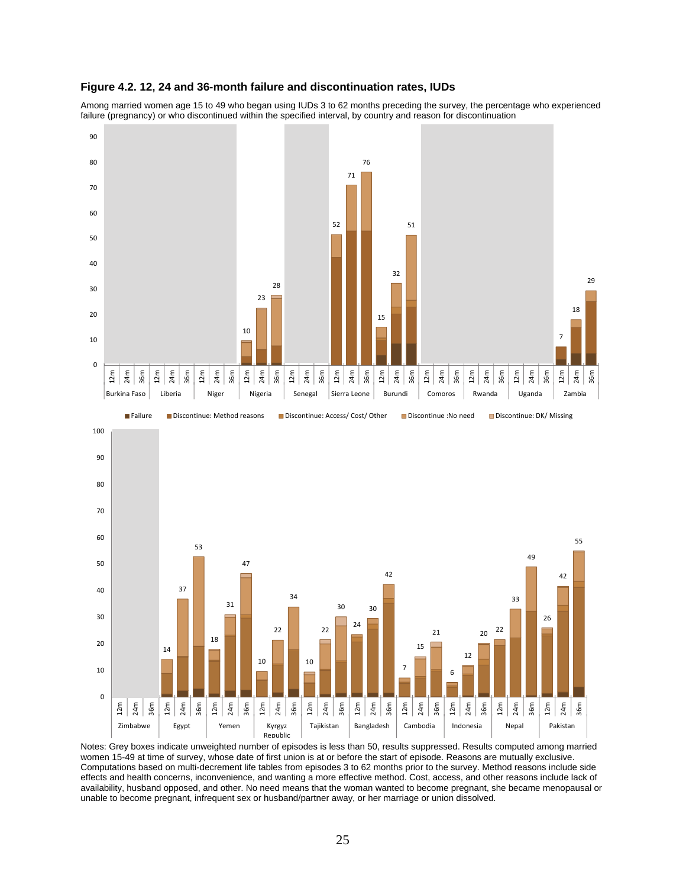**Figure 4.2. 12, 24 and 36-month failure and discontinuation rates, IUDs**

Among married women age 15 to 49 who began using IUDs 3 to 62 months preceding the survey, the percentage who experienced failure (pregnancy) or who discontinued within the specified interval, by country and reason for discontinuation

Notes: Grey boxes indicate unweighted number of episodes is less than 50, results suppressed. Results computed among married women 15-49 at time of survey, whose date of first union is at or before the start of episode. Reasons are mutually exclusive. Computations based on multi-decrement life tables from episodes 3 to 62 months prior to the survey. Method reasons include side effects and health concerns, inconvenience, and wanting a more effective method. Cost, access, and other reasons include lack of availability, husband opposed, and other. No need means that the woman wanted to become pregnant, she became menopausal or unable to become pregnant, infrequent sex or husband/partner away, or her marriage or union dissolved.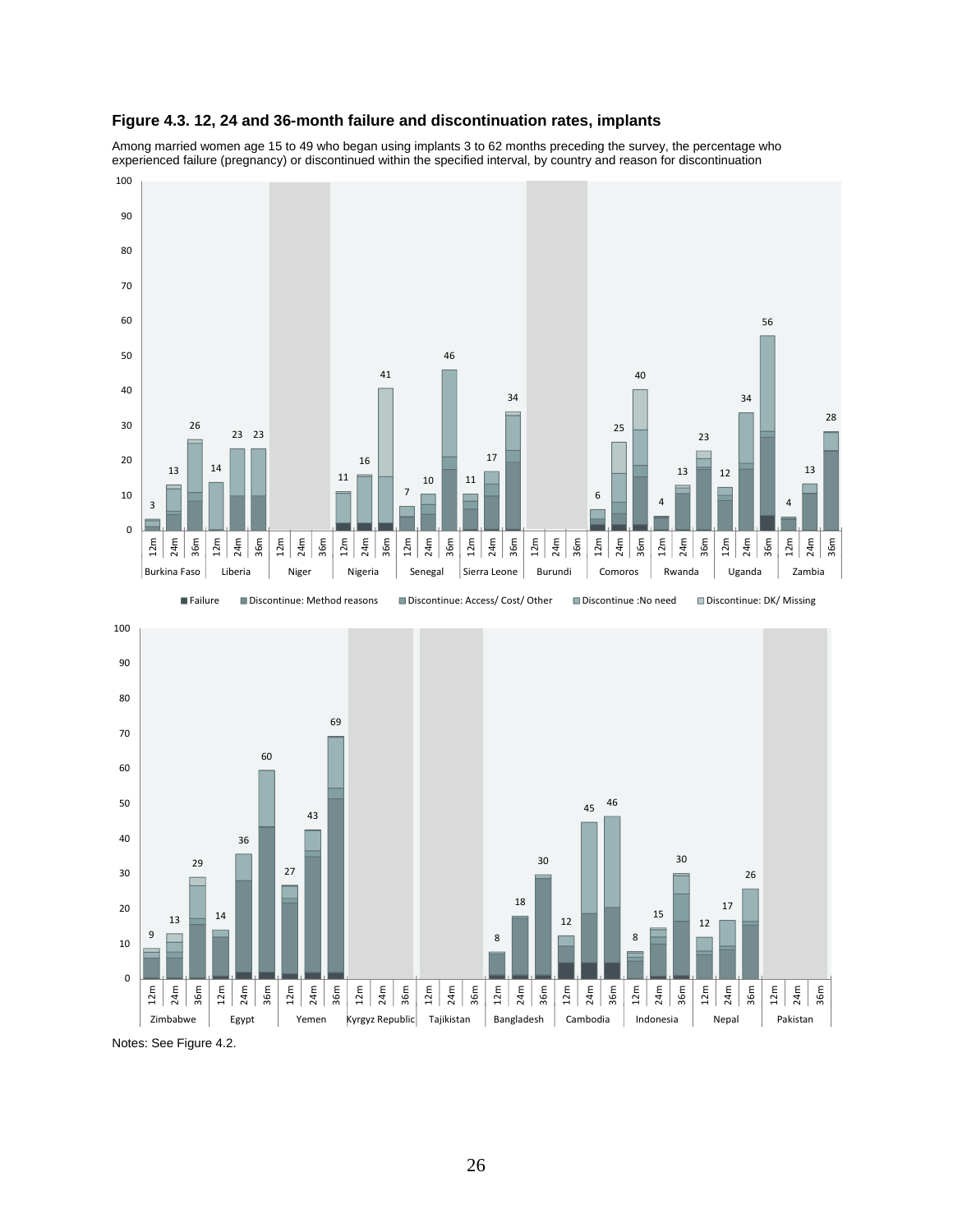**Figure 4.3. 12, 24 and 36-month failure and discontinuation rates, implants**

Among married women age 15 to 49 who began using implants 3 to 62 months preceding the survey, the percentage who experienced failure (pregnancy) or discontinued within the specified interval, by country and reason for discontinuation

| Country | 12m | 24m | 36m |
|---|---|---|---|
| Burkina Faso | 3 | 13 | 26 |
| Liberia | 14 | 23 | 23 |
| Niger | | | |
| Nigeria | 11 | 16 | 41 |
| Senegal | 7 | 10 | 46 |
| Sierra Leone | 11 | 17 | 34 |
| Burundi | | | |
| Comoros | 6 | 25 | 40 |
| Rwanda | 4 | 13 | 23 |
| Uganda | 12 | 34 | 56 |
| Zambia | 4 | 13 | 28 |
| Zimbabwe | 9 | 13 | 29 |
| Egypt | 14 | 36 | 60 |
| Yemen | 27 | 43 | 69 |
| Kyrgyz Republic | | | |
| Tajikistan | | | |
| Bangladesh | 8 | 18 | 30 |
| Cambodia | 12 | 45 | 46 |
| Indonesia | 8 | 15 | 30 |
| Nepal | 12 | 17 | 26 |
| Pakistan | | | |

Legend: Failure; Discontinue: Method reasons; Discontinue: Access/ Cost/ Other; Discontinue :No need; Discontinue: DK/ Missing

Notes: See Figure 4.2.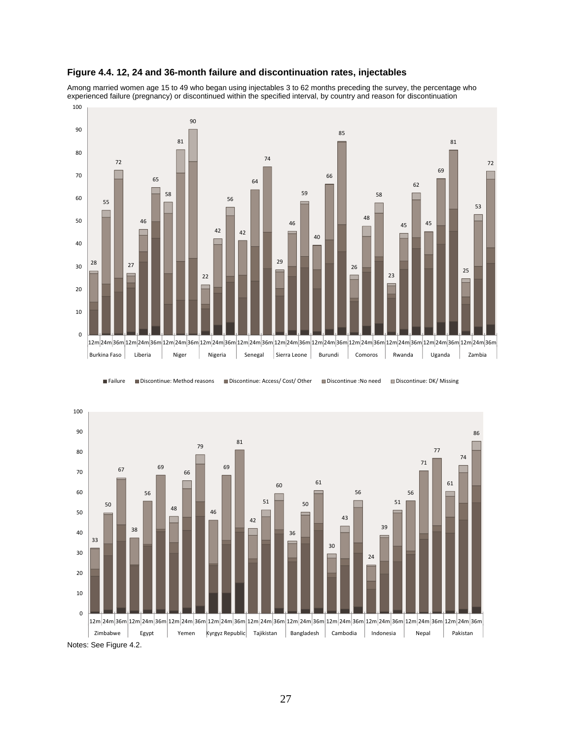**Figure 4.4. 12, 24 and 36-month failure and discontinuation rates, injectables**

Among married women age 15 to 49 who began using injectables 3 to 62 months preceding the survey, the percentage who experienced failure (pregnancy) or discontinued within the specified interval, by country and reason for discontinuation

| Country | 12m | 24m | 36m |
|---|---|---|---|
| Burkina Faso | 28 | 55 | 72 |
| Liberia | 27 | 46 | 65 |
| Niger | 58 | 81 | 90 |
| Nigeria | 22 | 42 | 56 |
| Senegal | 42 | 64 | 74 |
| Sierra Leone | 29 | 46 | 59 |
| Burundi | 40 | 66 | 85 |
| Comoros | 26 | 48 | 58 |
| Rwanda | 23 | 45 | 62 |
| Uganda | 45 | 69 | 81 |
| Zambia | 25 | 53 | 72 |

■ Failure ■ Discontinue: Method reasons ■ Discontinue: Access/ Cost/ Other ■ Discontinue :No need ■ Discontinue: DK/ Missing

| Country | 12m | 24m | 36m |
|---|---|---|---|
| Zimbabwe | 33 | 50 | 67 |
| Egypt | 38 | 56 | 69 |
| Yemen | 48 | 66 | 79 |
| Kyrgyz Republic | 46 | 69 | 81 |
| Tajikistan | 42 | 51 | 60 |
| Bangladesh | 36 | 50 | 61 |
| Cambodia | 30 | 43 | 56 |
| Indonesia | 24 | 39 | 51 |
| Nepal | 56 | 71 | 77 |
| Pakistan | 61 | 74 | 86 |

Notes: See Figure 4.2.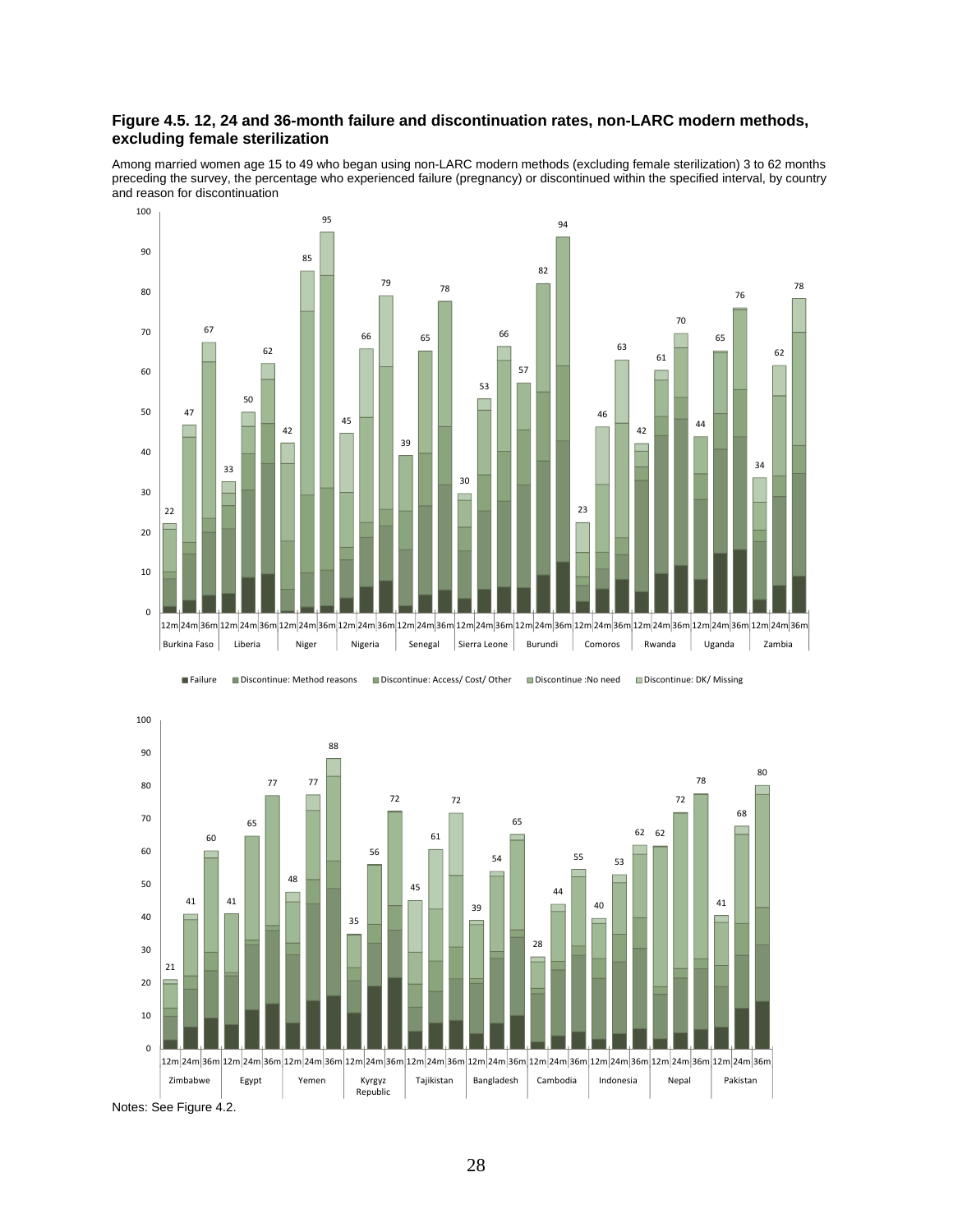**Figure 4.5. 12, 24 and 36-month failure and discontinuation rates, non-LARC modern methods, excluding female sterilization**

Among married women age 15 to 49 who began using non-LARC modern methods (excluding female sterilization) 3 to 62 months preceding the survey, the percentage who experienced failure (pregnancy) or discontinued within the specified interval, by country and reason for discontinuation

| Country | 12m | 24m | 36m |
|---|---|---|---|
| Burkina Faso | 22 | 47 | 67 |
| Liberia | 33 | 50 | 62 |
| Niger | 42 | 85 | 95 |
| Nigeria | 45 | 66 | 79 |
| Senegal | 39 | 65 | 78 |
| Sierra Leone | 30 | 53 | 66 |
| Burundi | 57 | 82 | 94 |
| Comoros | 23 | 46 | 63 |
| Rwanda | 42 | 61 | 70 |
| Uganda | 44 | 65 | 76 |
| Zambia | 34 | 62 | 78 |

Legend: Failure; Discontinue: Method reasons; Discontinue: Access/ Cost/ Other; Discontinue :No need; Discontinue: DK/ Missing

| Country | 12m | 24m | 36m |
|---|---|---|---|
| Zimbabwe | 21 | 41 | 60 |
| Egypt | 41 | 65 | 77 |
| Yemen | 48 | 77 | 88 |
| Kyrgyz Republic | 35 | 56 | 72 |
| Tajikistan | 45 | 61 | 72 |
| Bangladesh | 39 | 54 | 65 |
| Cambodia | 28 | 44 | 55 |
| Indonesia | 40 | 53 | 62 |
| Nepal | 62 | 72 | 78 |
| Pakistan | 41 | 68 | 80 |

Notes: See Figure 4.2.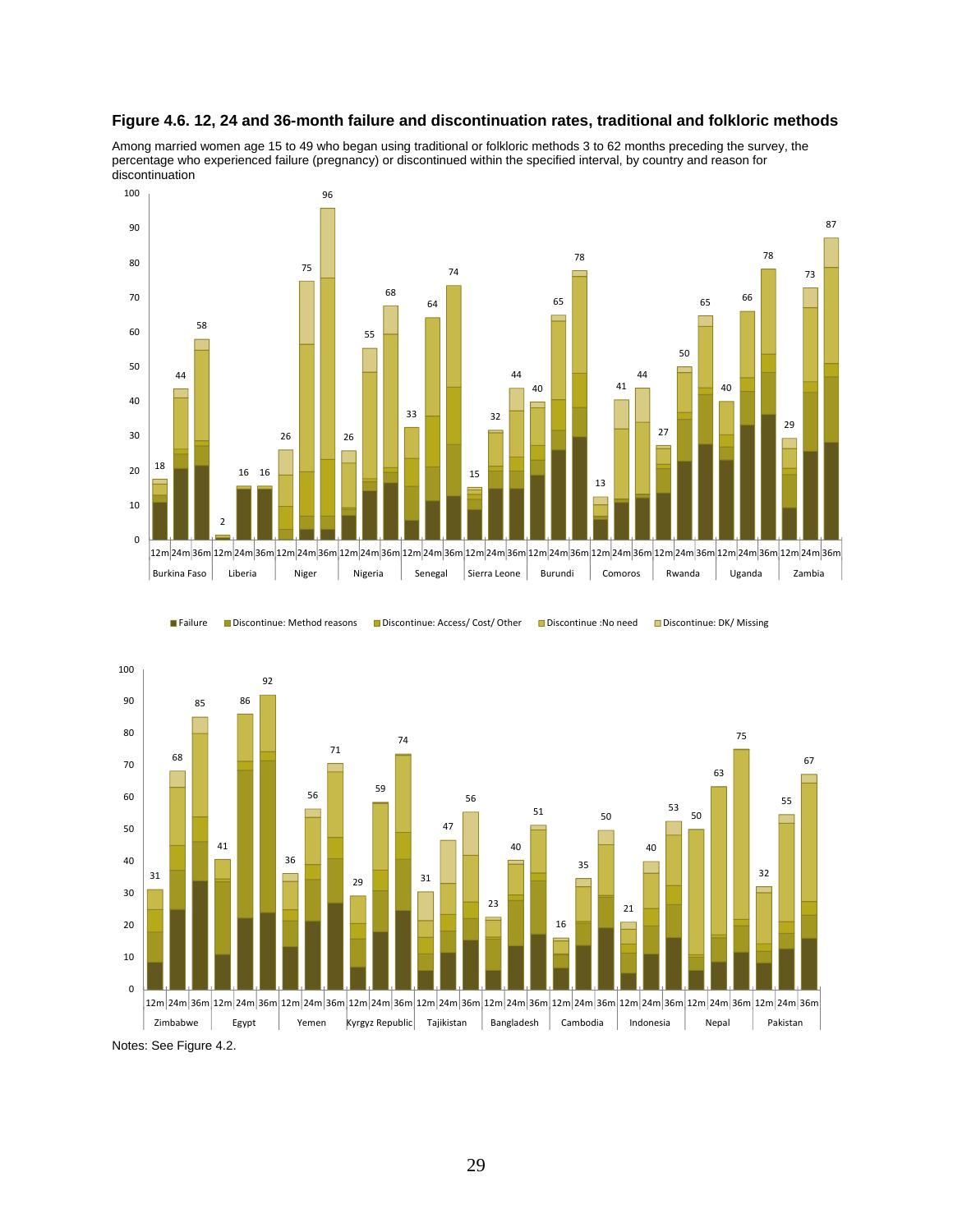**Figure 4.6. 12, 24 and 36-month failure and discontinuation rates, traditional and folkloric methods**

Among married women age 15 to 49 who began using traditional or folkloric methods 3 to 62 months preceding the survey, the percentage who experienced failure (pregnancy) or discontinued within the specified interval, by country and reason for discontinuation

| Country | 12m | 24m | 36m |
|---|---|---|---|
| Burkina Faso | 18 | 44 | 58 |
| Liberia | 2 | 16 | 16 |
| Niger | 26 | 75 | 96 |
| Nigeria | 26 | 55 | 68 |
| Senegal | 33 | 64 | 74 |
| Sierra Leone | 15 | 32 | 44 |
| Burundi | 40 | 65 | 78 |
| Comoros | 13 | 41 | 44 |
| Rwanda | 27 | 50 | 65 |
| Uganda | 40 | 66 | 78 |
| Zambia | 29 | 73 | 87 |
| Zimbabwe | 31 | 68 | 85 |
| Egypt | 41 | 86 | 92 |
| Yemen | 36 | 56 | 71 |
| Kyrgyz Republic | 29 | 59 | 74 |
| Tajikistan | 31 | 47 | 56 |
| Bangladesh | 23 | 40 | 51 |
| Cambodia | 16 | 35 | 50 |
| Indonesia | 21 | 40 | 53 |
| Nepal | 50 | 63 | 75 |
| Pakistan | 32 | 55 | 67 |

Legend: Failure; Discontinue: Method reasons; Discontinue: Access/ Cost/ Other; Discontinue :No need; Discontinue: DK/ Missing

Notes: See Figure 4.2.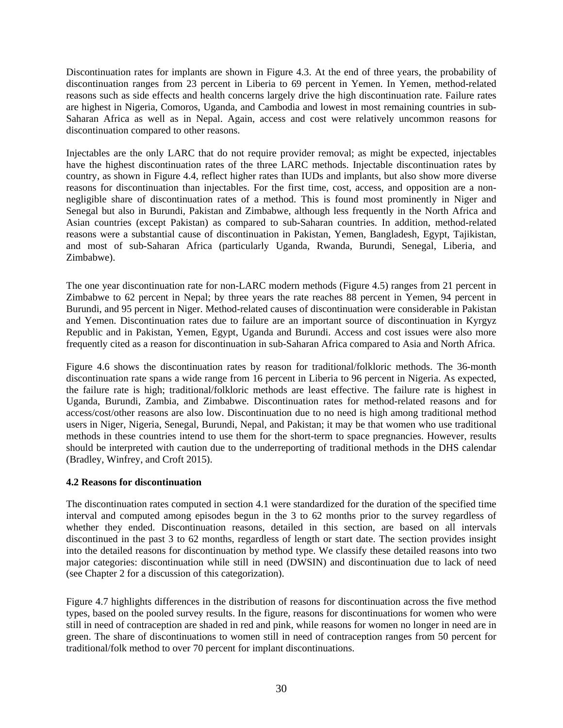Discontinuation rates for implants are shown in Figure 4.3. At the end of three years, the probability of discontinuation ranges from 23 percent in Liberia to 69 percent in Yemen. In Yemen, method-related reasons such as side effects and health concerns largely drive the high discontinuation rate. Failure rates are highest in Nigeria, Comoros, Uganda, and Cambodia and lowest in most remaining countries in sub-Saharan Africa as well as in Nepal. Again, access and cost were relatively uncommon reasons for discontinuation compared to other reasons.

Injectables are the only LARC that do not require provider removal; as might be expected, injectables have the highest discontinuation rates of the three LARC methods. Injectable discontinuation rates by country, as shown in Figure 4.4, reflect higher rates than IUDs and implants, but also show more diverse reasons for discontinuation than injectables. For the first time, cost, access, and opposition are a non-negligible share of discontinuation rates of a method. This is found most prominently in Niger and Senegal but also in Burundi, Pakistan and Zimbabwe, although less frequently in the North Africa and Asian countries (except Pakistan) as compared to sub-Saharan countries. In addition, method-related reasons were a substantial cause of discontinuation in Pakistan, Yemen, Bangladesh, Egypt, Tajikistan, and most of sub-Saharan Africa (particularly Uganda, Rwanda, Burundi, Senegal, Liberia, and Zimbabwe).

The one year discontinuation rate for non-LARC modern methods (Figure 4.5) ranges from 21 percent in Zimbabwe to 62 percent in Nepal; by three years the rate reaches 88 percent in Yemen, 94 percent in Burundi, and 95 percent in Niger. Method-related causes of discontinuation were considerable in Pakistan and Yemen. Discontinuation rates due to failure are an important source of discontinuation in Kyrgyz Republic and in Pakistan, Yemen, Egypt, Uganda and Burundi. Access and cost issues were also more frequently cited as a reason for discontinuation in sub-Saharan Africa compared to Asia and North Africa.

Figure 4.6 shows the discontinuation rates by reason for traditional/folkloric methods. The 36-month discontinuation rate spans a wide range from 16 percent in Liberia to 96 percent in Nigeria. As expected, the failure rate is high; traditional/folkloric methods are least effective. The failure rate is highest in Uganda, Burundi, Zambia, and Zimbabwe. Discontinuation rates for method-related reasons and for access/cost/other reasons are also low. Discontinuation due to no need is high among traditional method users in Niger, Nigeria, Senegal, Burundi, Nepal, and Pakistan; it may be that women who use traditional methods in these countries intend to use them for the short-term to space pregnancies. However, results should be interpreted with caution due to the underreporting of traditional methods in the DHS calendar (Bradley, Winfrey, and Croft 2015).

## 4.2 Reasons for discontinuation

The discontinuation rates computed in section 4.1 were standardized for the duration of the specified time interval and computed among episodes begun in the 3 to 62 months prior to the survey regardless of whether they ended. Discontinuation reasons, detailed in this section, are based on all intervals discontinued in the past 3 to 62 months, regardless of length or start date. The section provides insight into the detailed reasons for discontinuation by method type. We classify these detailed reasons into two major categories: discontinuation while still in need (DWSIN) and discontinuation due to lack of need (see Chapter 2 for a discussion of this categorization).

Figure 4.7 highlights differences in the distribution of reasons for discontinuation across the five method types, based on the pooled survey results. In the figure, reasons for discontinuations for women who were still in need of contraception are shaded in red and pink, while reasons for women no longer in need are in green. The share of discontinuations to women still in need of contraception ranges from 50 percent for traditional/folk method to over 70 percent for implant discontinuations.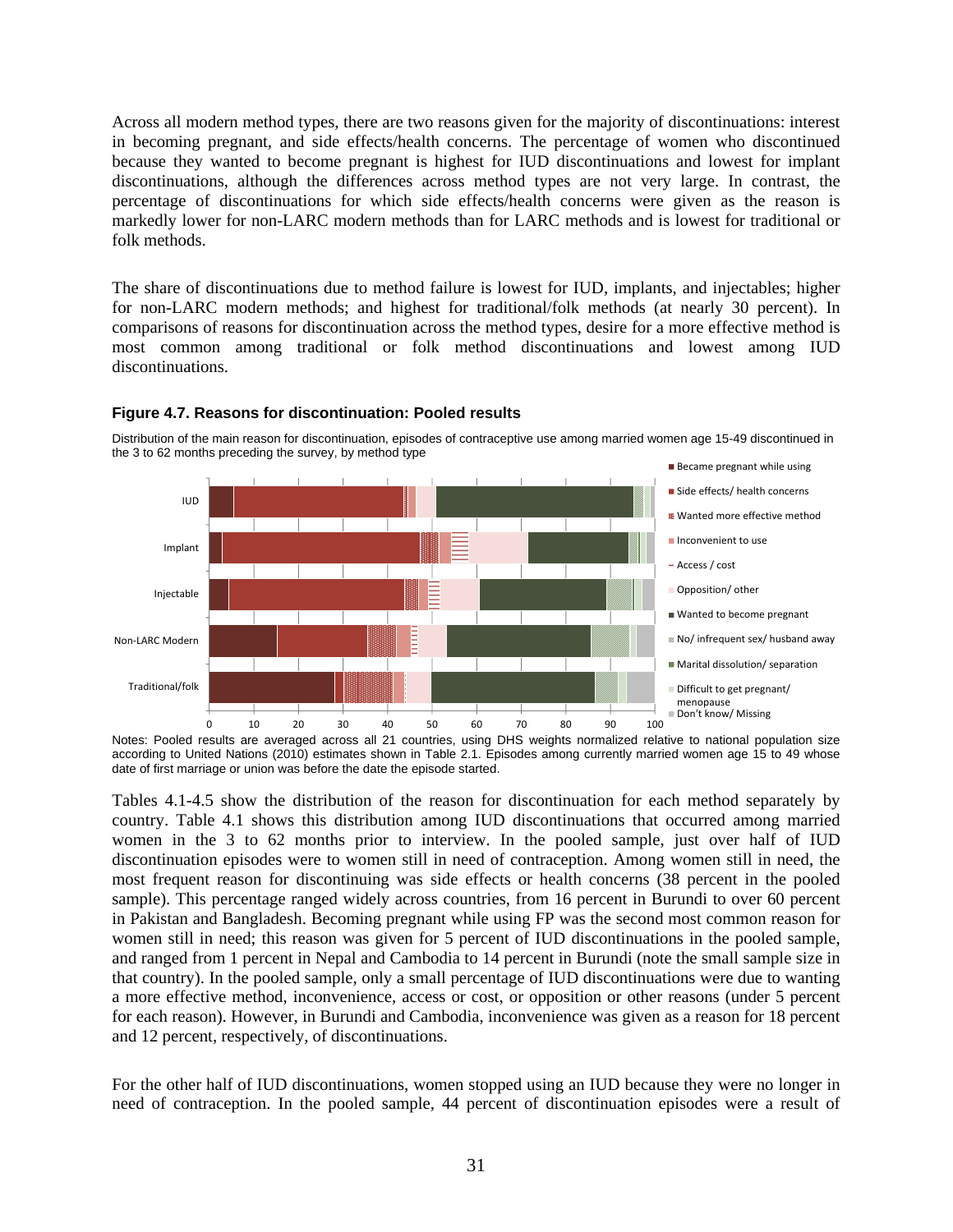Across all modern method types, there are two reasons given for the majority of discontinuations: interest in becoming pregnant, and side effects/health concerns. The percentage of women who discontinued because they wanted to become pregnant is highest for IUD discontinuations and lowest for implant discontinuations, although the differences across method types are not very large. In contrast, the percentage of discontinuations for which side effects/health concerns were given as the reason is markedly lower for non-LARC modern methods than for LARC methods and is lowest for traditional or folk methods.

The share of discontinuations due to method failure is lowest for IUD, implants, and injectables; higher for non-LARC modern methods; and highest for traditional/folk methods (at nearly 30 percent). In comparisons of reasons for discontinuation across the method types, desire for a more effective method is most common among traditional or folk method discontinuations and lowest among IUD discontinuations.

**Figure 4.7. Reasons for discontinuation: Pooled results**

Distribution of the main reason for discontinuation, episodes of contraceptive use among married women age 15-49 discontinued in the 3 to 62 months preceding the survey, by method type

Notes: Pooled results are averaged across all 21 countries, using DHS weights normalized relative to national population size according to United Nations (2010) estimates shown in Table 2.1. Episodes among currently married women age 15 to 49 whose date of first marriage or union was before the date the episode started.

Tables 4.1-4.5 show the distribution of the reason for discontinuation for each method separately by country. Table 4.1 shows this distribution among IUD discontinuations that occurred among married women in the 3 to 62 months prior to interview. In the pooled sample, just over half of IUD discontinuation episodes were to women still in need of contraception. Among women still in need, the most frequent reason for discontinuing was side effects or health concerns (38 percent in the pooled sample). This percentage ranged widely across countries, from 16 percent in Burundi to over 60 percent in Pakistan and Bangladesh. Becoming pregnant while using FP was the second most common reason for women still in need; this reason was given for 5 percent of IUD discontinuations in the pooled sample, and ranged from 1 percent in Nepal and Cambodia to 14 percent in Burundi (note the small sample size in that country). In the pooled sample, only a small percentage of IUD discontinuations were due to wanting a more effective method, inconvenience, access or cost, or opposition or other reasons (under 5 percent for each reason). However, in Burundi and Cambodia, inconvenience was given as a reason for 18 percent and 12 percent, respectively, of discontinuations.

For the other half of IUD discontinuations, women stopped using an IUD because they were no longer in need of contraception. In the pooled sample, 44 percent of discontinuation episodes were a result of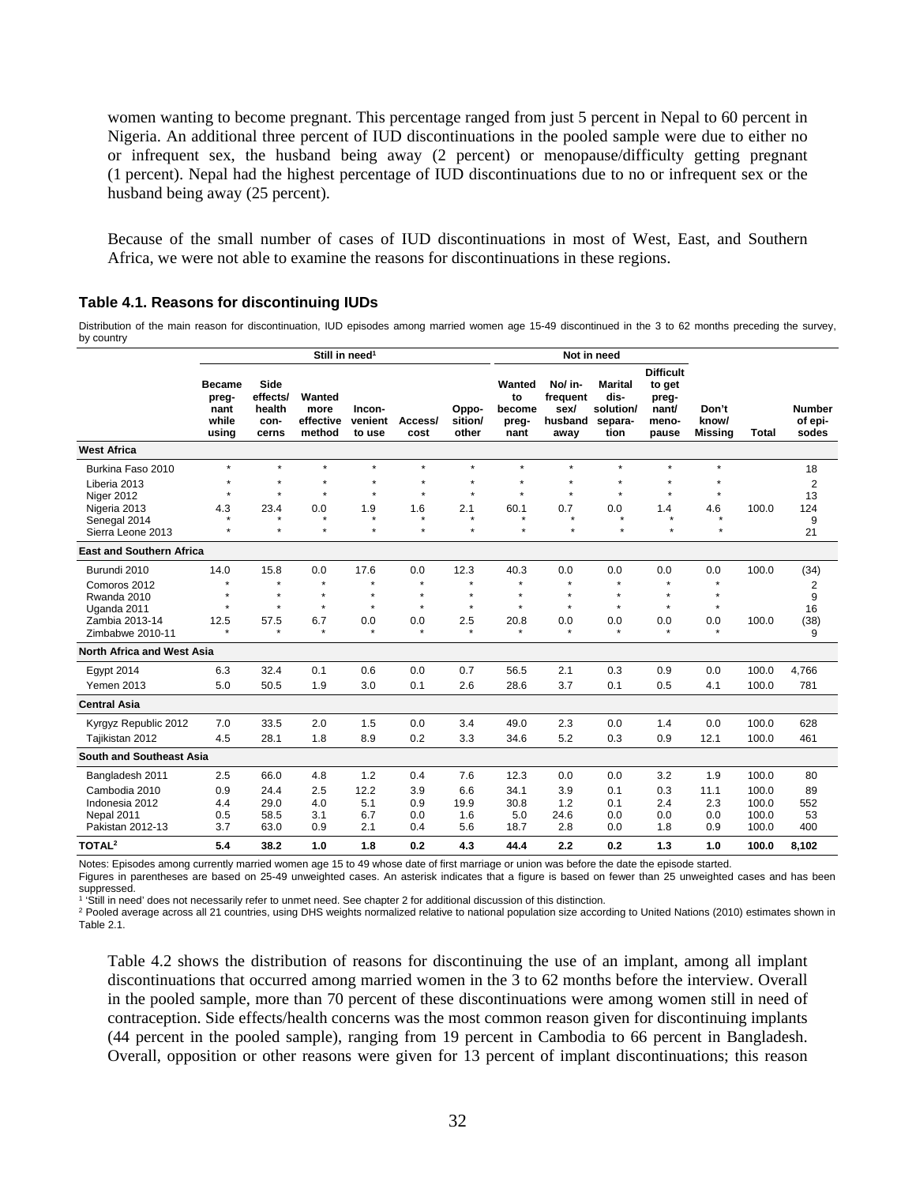women wanting to become pregnant. This percentage ranged from just 5 percent in Nepal to 60 percent in Nigeria. An additional three percent of IUD discontinuations in the pooled sample were due to either no or infrequent sex, the husband being away (2 percent) or menopause/difficulty getting pregnant (1 percent). Nepal had the highest percentage of IUD discontinuations due to no or infrequent sex or the husband being away (25 percent).

Because of the small number of cases of IUD discontinuations in most of West, East, and Southern Africa, we were not able to examine the reasons for discontinuations in these regions.

**Table 4.1. Reasons for discontinuing IUDs**

Distribution of the main reason for discontinuation, IUD episodes among married women age 15-49 discontinued in the 3 to 62 months preceding the survey, by country

| | Still in need[1] | | | | | | Not in need | | | | | | |
|---|---|---|---|---|---|---|---|---|---|---|---|---|---|
| | Became pregnant while using | Side effects/ health concerns | Wanted more effective method | Inconvenient to use | Access/ cost | Opposition/ other | Wanted to become pregnant | No/ infrequent sex/ husband away | Marital dissolution/ separation | Difficult to get pregnant/ menopause | Don't know/ Missing | Total | Number of episodes |
| **West Africa** | | | | | | | | | | | | | |
| Burkina Faso 2010 | * | * | * | * | * | * | * | * | * | * | * | | 18 |
| Liberia 2013 | * | * | * | * | * | * | * | * | * | * | * | | 2 |
| Niger 2012 | * | * | * | * | * | * | * | * | * | * | * | | 13 |
| Nigeria 2013 | 4.3 | 23.4 | 0.0 | 1.9 | 1.6 | 2.1 | 60.1 | 0.7 | 0.0 | 1.4 | 4.6 | 100.0 | 124 |
| Senegal 2014 | * | * | * | * | * | * | * | * | * | * | * | | 9 |
| Sierra Leone 2013 | * | * | * | * | * | * | * | * | * | * | * | | 21 |
| **East and Southern Africa** | | | | | | | | | | | | | |
| Burundi 2010 | 14.0 | 15.8 | 0.0 | 17.6 | 0.0 | 12.3 | 40.3 | 0.0 | 0.0 | 0.0 | 0.0 | 100.0 | (34) |
| Comoros 2012 | * | * | * | * | * | * | * | * | * | * | * | | 2 |
| Rwanda 2010 | * | * | * | * | * | * | * | * | * | * | * | | 9 |
| Uganda 2011 | * | * | * | * | * | * | * | * | * | * | * | | 16 |
| Zambia 2013-14 | 12.5 | 57.5 | 6.7 | 0.0 | 0.0 | 2.5 | 20.8 | 0.0 | 0.0 | 0.0 | 0.0 | 100.0 | (38) |
| Zimbabwe 2010-11 | * | * | * | * | * | * | * | * | * | * | * | | 9 |
| **North Africa and West Asia** | | | | | | | | | | | | | |
| Egypt 2014 | 6.3 | 32.4 | 0.1 | 0.6 | 0.0 | 0.7 | 56.5 | 2.1 | 0.3 | 0.9 | 0.0 | 100.0 | 4,766 |
| Yemen 2013 | 5.0 | 50.5 | 1.9 | 3.0 | 0.1 | 2.6 | 28.6 | 3.7 | 0.1 | 0.5 | 4.1 | 100.0 | 781 |
| **Central Asia** | | | | | | | | | | | | | |
| Kyrgyz Republic 2012 | 7.0 | 33.5 | 2.0 | 1.5 | 0.0 | 3.4 | 49.0 | 2.3 | 0.0 | 1.4 | 0.0 | 100.0 | 628 |
| Tajikistan 2012 | 4.5 | 28.1 | 1.8 | 8.9 | 0.2 | 3.3 | 34.6 | 5.2 | 0.3 | 0.9 | 12.1 | 100.0 | 461 |
| **South and Southeast Asia** | | | | | | | | | | | | | |
| Bangladesh 2011 | 2.5 | 66.0 | 4.8 | 1.2 | 0.4 | 7.6 | 12.3 | 0.0 | 0.0 | 3.2 | 1.9 | 100.0 | 80 |
| Cambodia 2010 | 0.9 | 24.4 | 2.5 | 12.2 | 3.9 | 6.6 | 34.1 | 3.9 | 0.1 | 0.3 | 11.1 | 100.0 | 89 |
| Indonesia 2012 | 4.4 | 29.0 | 4.0 | 5.1 | 0.9 | 19.9 | 30.8 | 1.2 | 0.1 | 2.4 | 2.3 | 100.0 | 552 |
| Nepal 2011 | 0.5 | 58.5 | 3.1 | 6.7 | 0.0 | 1.6 | 5.0 | 24.6 | 0.0 | 0.0 | 0.0 | 100.0 | 53 |
| Pakistan 2012-13 | 3.7 | 63.0 | 0.9 | 2.1 | 0.4 | 5.6 | 18.7 | 2.8 | 0.0 | 1.8 | 0.9 | 100.0 | 400 |
| **TOTAL[2]** | **5.4** | **38.2** | **1.0** | **1.8** | **0.2** | **4.3** | **44.4** | **2.2** | **0.2** | **1.3** | **1.0** | **100.0** | **8,102** |

Notes: Episodes among currently married women age 15 to 49 whose date of first marriage or union was before the date the episode started.
Figures in parentheses are based on 25-49 unweighted cases. An asterisk indicates that a figure is based on fewer than 25 unweighted cases and has been suppressed.
[1] 'Still in need' does not necessarily refer to unmet need. See chapter 2 for additional discussion of this distinction.
[2] Pooled average across all 21 countries, using DHS weights normalized relative to national population size according to United Nations (2010) estimates shown in Table 2.1.

Table 4.2 shows the distribution of reasons for discontinuing the use of an implant, among all implant discontinuations that occurred among married women in the 3 to 62 months before the interview. Overall in the pooled sample, more than 70 percent of these discontinuations were among women still in need of contraception. Side effects/health concerns was the most common reason given for discontinuing implants (44 percent in the pooled sample), ranging from 19 percent in Cambodia to 66 percent in Bangladesh. Overall, opposition or other reasons were given for 13 percent of implant discontinuations; this reason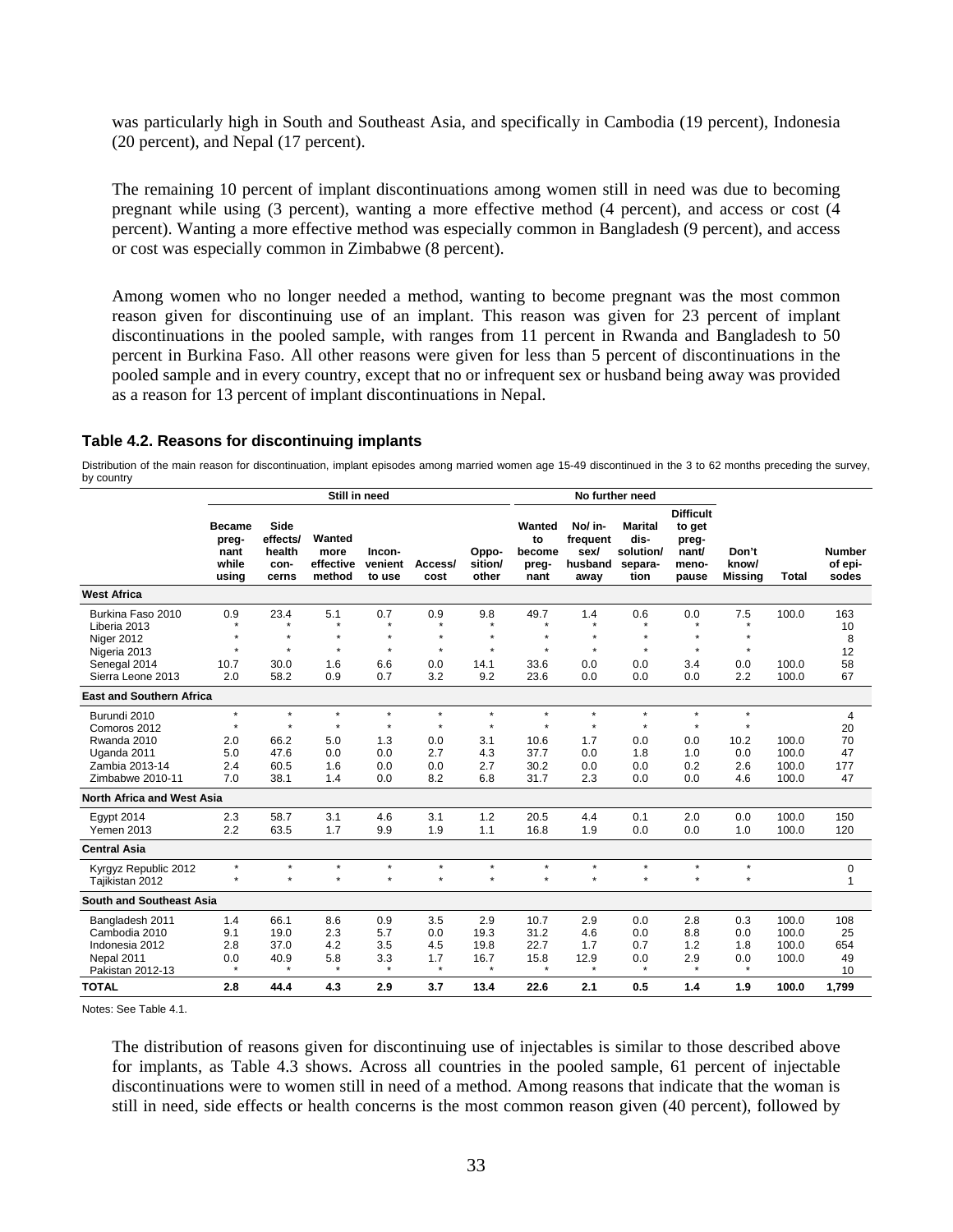was particularly high in South and Southeast Asia, and specifically in Cambodia (19 percent), Indonesia (20 percent), and Nepal (17 percent).

The remaining 10 percent of implant discontinuations among women still in need was due to becoming pregnant while using (3 percent), wanting a more effective method (4 percent), and access or cost (4 percent). Wanting a more effective method was especially common in Bangladesh (9 percent), and access or cost was especially common in Zimbabwe (8 percent).

Among women who no longer needed a method, wanting to become pregnant was the most common reason given for discontinuing use of an implant. This reason was given for 23 percent of implant discontinuations in the pooled sample, with ranges from 11 percent in Rwanda and Bangladesh to 50 percent in Burkina Faso. All other reasons were given for less than 5 percent of discontinuations in the pooled sample and in every country, except that no or infrequent sex or husband being away was provided as a reason for 13 percent of implant discontinuations in Nepal.

**Table 4.2. Reasons for discontinuing implants**

Distribution of the main reason for discontinuation, implant episodes among married women age 15-49 discontinued in the 3 to 62 months preceding the survey, by country

| | Still in need | | | | | | No further need | | | | | | |
|---|---|---|---|---|---|---|---|---|---|---|---|---|---|
| | Became pregnant while using | Side effects/ health concerns | Wanted more effective method | Inconvenient to use | Access/ cost | Opportunity/ other | Wanted to become pregnant | No/ infrequent sex/ husband away | Marital dissolution/ separation | Difficult to get pregnant/ menopause | Don't know/ Missing | Total | Number of episodes |
| **West Africa** | | | | | | | | | | | | | |
| Burkina Faso 2010 | 0.9 | 23.4 | 5.1 | 0.7 | 0.9 | 9.8 | 49.7 | 1.4 | 0.6 | 0.0 | 7.5 | 100.0 | 163 |
| Liberia 2013 | * | * | * | * | * | * | * | * | * | * | * | | 10 |
| Niger 2012 | * | * | * | * | * | * | * | * | * | * | * | | 8 |
| Nigeria 2013 | * | * | * | * | * | * | * | * | * | * | * | | 12 |
| Senegal 2014 | 10.7 | 30.0 | 1.6 | 6.6 | 0.0 | 14.1 | 33.6 | 0.0 | 0.0 | 3.4 | 0.0 | 100.0 | 58 |
| Sierra Leone 2013 | 2.0 | 58.2 | 0.9 | 0.7 | 3.2 | 9.2 | 23.6 | 0.0 | 0.0 | 0.0 | 2.2 | 100.0 | 67 |
| **East and Southern Africa** | | | | | | | | | | | | | |
| Burundi 2010 | * | * | * | * | * | * | * | * | * | * | * | | 4 |
| Comoros 2012 | * | * | * | * | * | * | * | * | * | * | * | | 20 |
| Rwanda 2010 | 2.0 | 66.2 | 5.0 | 1.3 | 0.0 | 3.1 | 10.6 | 1.7 | 0.0 | 0.0 | 10.2 | 100.0 | 70 |
| Uganda 2011 | 5.0 | 47.6 | 0.0 | 0.0 | 2.7 | 4.3 | 37.7 | 0.0 | 1.8 | 1.0 | 0.0 | 100.0 | 47 |
| Zambia 2013-14 | 2.4 | 60.5 | 1.6 | 0.0 | 0.0 | 2.7 | 30.2 | 0.0 | 0.0 | 0.2 | 2.6 | 100.0 | 177 |
| Zimbabwe 2010-11 | 7.0 | 38.1 | 1.4 | 0.0 | 8.2 | 6.8 | 31.7 | 2.3 | 0.0 | 0.0 | 4.6 | 100.0 | 47 |
| **North Africa and West Asia** | | | | | | | | | | | | | |
| Egypt 2014 | 2.3 | 58.7 | 3.1 | 4.6 | 3.1 | 1.2 | 20.5 | 4.4 | 0.1 | 2.0 | 0.0 | 100.0 | 150 |
| Yemen 2013 | 2.2 | 63.5 | 1.7 | 9.9 | 1.9 | 1.1 | 16.8 | 1.9 | 0.0 | 0.0 | 1.0 | 100.0 | 120 |
| **Central Asia** | | | | | | | | | | | | | |
| Kyrgyz Republic 2012 | * | * | * | * | * | * | * | * | * | * | * | | 0 |
| Tajikistan 2012 | * | * | * | * | * | * | * | * | * | * | * | | 1 |
| **South and Southeast Asia** | | | | | | | | | | | | | |
| Bangladesh 2011 | 1.4 | 66.1 | 8.6 | 0.9 | 3.5 | 2.9 | 10.7 | 2.9 | 0.0 | 2.8 | 0.3 | 100.0 | 108 |
| Cambodia 2010 | 9.1 | 19.0 | 2.3 | 5.7 | 0.0 | 19.3 | 31.2 | 4.6 | 0.0 | 8.8 | 0.0 | 100.0 | 25 |
| Indonesia 2012 | 2.8 | 37.0 | 4.2 | 3.5 | 4.5 | 19.8 | 22.7 | 1.7 | 0.7 | 1.2 | 1.8 | 100.0 | 654 |
| Nepal 2011 | 0.0 | 40.9 | 5.8 | 3.3 | 1.7 | 16.7 | 15.8 | 12.9 | 0.0 | 2.9 | 0.0 | 100.0 | 49 |
| Pakistan 2012-13 | * | * | * | * | * | * | * | * | * | * | * | | 10 |
| **TOTAL** | **2.8** | **44.4** | **4.3** | **2.9** | **3.7** | **13.4** | **22.6** | **2.1** | **0.5** | **1.4** | **1.9** | **100.0** | **1,799** |

Notes: See Table 4.1.

The distribution of reasons given for discontinuing use of injectables is similar to those described above for implants, as Table 4.3 shows. Across all countries in the pooled sample, 61 percent of injectable discontinuations were to women still in need of a method. Among reasons that indicate that the woman is still in need, side effects or health concerns is the most common reason given (40 percent), followed by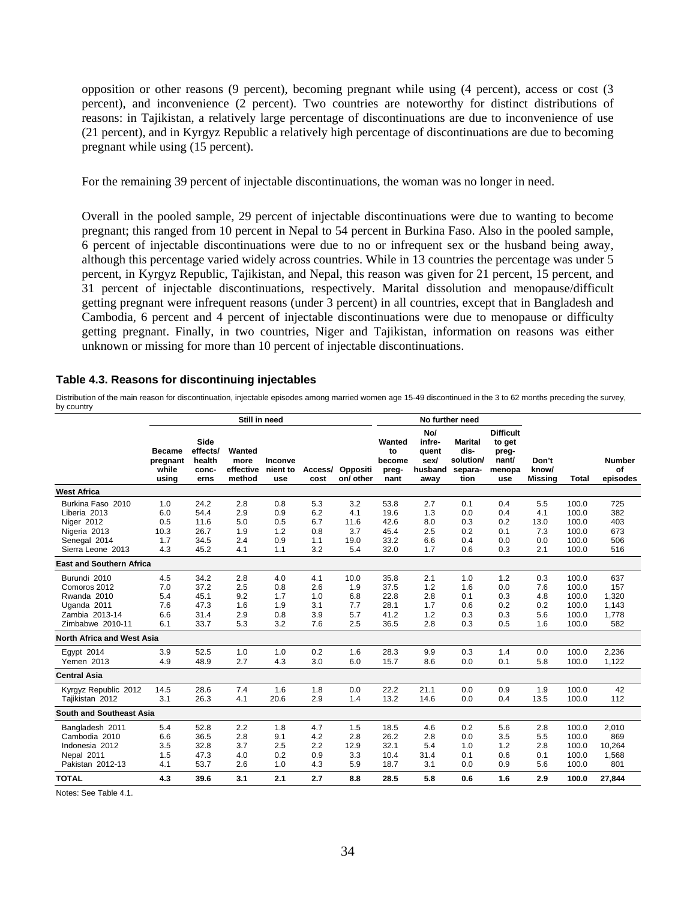opposition or other reasons (9 percent), becoming pregnant while using (4 percent), access or cost (3 percent), and inconvenience (2 percent). Two countries are noteworthy for distinct distributions of reasons: in Tajikistan, a relatively large percentage of discontinuations are due to inconvenience of use (21 percent), and in Kyrgyz Republic a relatively high percentage of discontinuations are due to becoming pregnant while using (15 percent).

For the remaining 39 percent of injectable discontinuations, the woman was no longer in need.

Overall in the pooled sample, 29 percent of injectable discontinuations were due to wanting to become pregnant; this ranged from 10 percent in Nepal to 54 percent in Burkina Faso. Also in the pooled sample, 6 percent of injectable discontinuations were due to no or infrequent sex or the husband being away, although this percentage varied widely across countries. While in 13 countries the percentage was under 5 percent, in Kyrgyz Republic, Tajikistan, and Nepal, this reason was given for 21 percent, 15 percent, and 31 percent of injectable discontinuations, respectively. Marital dissolution and menopause/difficult getting pregnant were infrequent reasons (under 3 percent) in all countries, except that in Bangladesh and Cambodia, 6 percent and 4 percent of injectable discontinuations were due to menopause or difficulty getting pregnant. Finally, in two countries, Niger and Tajikistan, information on reasons was either unknown or missing for more than 10 percent of injectable discontinuations.

**Table 4.3. Reasons for discontinuing injectables**

Distribution of the main reason for discontinuation, injectable episodes among married women age 15-49 discontinued in the 3 to 62 months preceding the survey, by country

| | Still in need | | | | | | No further need | | | | | | |
|---|---|---|---|---|---|---|---|---|---|---|---|---|---|
| | Became pregnant while using | Side effects/ health concerns | Wanted more effective method | Inconvenient to use | Access/ cost | Opposition/ other | Wanted to become pregnant | No/ infrequent sex/ husband away | Marital dissolution/ separation | Difficult to get pregnant/ menopause | Don't know/ Missing | Total | Number of episodes |
| **West Africa** | | | | | | | | | | | | | |
| Burkina Faso 2010 | 1.0 | 24.2 | 2.8 | 0.8 | 5.3 | 3.2 | 53.8 | 2.7 | 0.1 | 0.4 | 5.5 | 100.0 | 725 |
| Liberia 2013 | 6.0 | 54.4 | 2.9 | 0.9 | 6.2 | 4.1 | 19.6 | 1.3 | 0.0 | 0.4 | 4.1 | 100.0 | 382 |
| Niger 2012 | 0.5 | 11.6 | 5.0 | 0.5 | 6.7 | 11.6 | 42.6 | 8.0 | 0.3 | 0.2 | 13.0 | 100.0 | 403 |
| Nigeria 2013 | 10.3 | 26.7 | 1.9 | 1.2 | 0.8 | 3.7 | 45.4 | 2.5 | 0.2 | 0.1 | 7.3 | 100.0 | 673 |
| Senegal 2014 | 1.7 | 34.5 | 2.4 | 0.9 | 1.1 | 19.0 | 33.2 | 6.6 | 0.4 | 0.0 | 0.0 | 100.0 | 506 |
| Sierra Leone 2013 | 4.3 | 45.2 | 4.1 | 1.1 | 3.2 | 5.4 | 32.0 | 1.7 | 0.6 | 0.3 | 2.1 | 100.0 | 516 |
| **East and Southern Africa** | | | | | | | | | | | | | |
| Burundi 2010 | 4.5 | 34.2 | 2.8 | 4.0 | 4.1 | 10.0 | 35.8 | 2.1 | 1.0 | 1.2 | 0.3 | 100.0 | 637 |
| Comoros 2012 | 7.0 | 37.2 | 2.5 | 0.8 | 2.6 | 1.9 | 37.5 | 1.2 | 1.6 | 0.0 | 7.6 | 100.0 | 157 |
| Rwanda 2010 | 5.4 | 45.1 | 9.2 | 1.7 | 1.0 | 6.8 | 22.8 | 2.8 | 0.1 | 0.3 | 4.8 | 100.0 | 1,320 |
| Uganda 2011 | 7.6 | 47.3 | 1.6 | 1.9 | 3.1 | 7.7 | 28.1 | 1.7 | 0.6 | 0.2 | 0.2 | 100.0 | 1,143 |
| Zambia 2013-14 | 6.6 | 31.4 | 2.9 | 0.8 | 3.9 | 5.7 | 41.2 | 1.2 | 0.3 | 0.3 | 5.6 | 100.0 | 1,778 |
| Zimbabwe 2010-11 | 6.1 | 33.7 | 5.3 | 3.2 | 7.6 | 2.5 | 36.5 | 2.8 | 0.3 | 0.5 | 1.6 | 100.0 | 582 |
| **North Africa and West Asia** | | | | | | | | | | | | | |
| Egypt 2014 | 3.9 | 52.5 | 1.0 | 1.0 | 0.2 | 1.6 | 28.3 | 9.9 | 0.3 | 1.4 | 0.0 | 100.0 | 2,236 |
| Yemen 2013 | 4.9 | 48.9 | 2.7 | 4.3 | 3.0 | 6.0 | 15.7 | 8.6 | 0.0 | 0.1 | 5.8 | 100.0 | 1,122 |
| **Central Asia** | | | | | | | | | | | | | |
| Kyrgyz Republic 2012 | 14.5 | 28.6 | 7.4 | 1.6 | 1.8 | 0.0 | 22.2 | 21.1 | 0.0 | 0.9 | 1.9 | 100.0 | 42 |
| Tajikistan 2012 | 3.1 | 26.3 | 4.1 | 20.6 | 2.9 | 1.4 | 13.2 | 14.6 | 0.0 | 0.4 | 13.5 | 100.0 | 112 |
| **South and Southeast Asia** | | | | | | | | | | | | | |
| Bangladesh 2011 | 5.4 | 52.8 | 2.2 | 1.8 | 4.7 | 1.5 | 18.5 | 4.6 | 0.2 | 5.6 | 2.8 | 100.0 | 2,010 |
| Cambodia 2010 | 6.6 | 36.5 | 2.8 | 9.1 | 4.2 | 2.8 | 26.2 | 2.8 | 0.0 | 3.5 | 5.5 | 100.0 | 869 |
| Indonesia 2012 | 3.5 | 32.8 | 3.7 | 2.5 | 2.2 | 12.9 | 32.1 | 5.4 | 1.0 | 1.2 | 2.8 | 100.0 | 10,264 |
| Nepal 2011 | 1.5 | 47.3 | 4.0 | 0.2 | 0.9 | 3.3 | 10.4 | 31.4 | 0.1 | 0.6 | 0.1 | 100.0 | 1,568 |
| Pakistan 2012-13 | 4.1 | 53.7 | 2.6 | 1.0 | 4.3 | 5.9 | 18.7 | 3.1 | 0.0 | 0.9 | 5.6 | 100.0 | 801 |
| **TOTAL** | **4.3** | **39.6** | **3.1** | **2.1** | **2.7** | **8.8** | **28.5** | **5.8** | **0.6** | **1.6** | **2.9** | **100.0** | **27,844** |

Notes: See Table 4.1.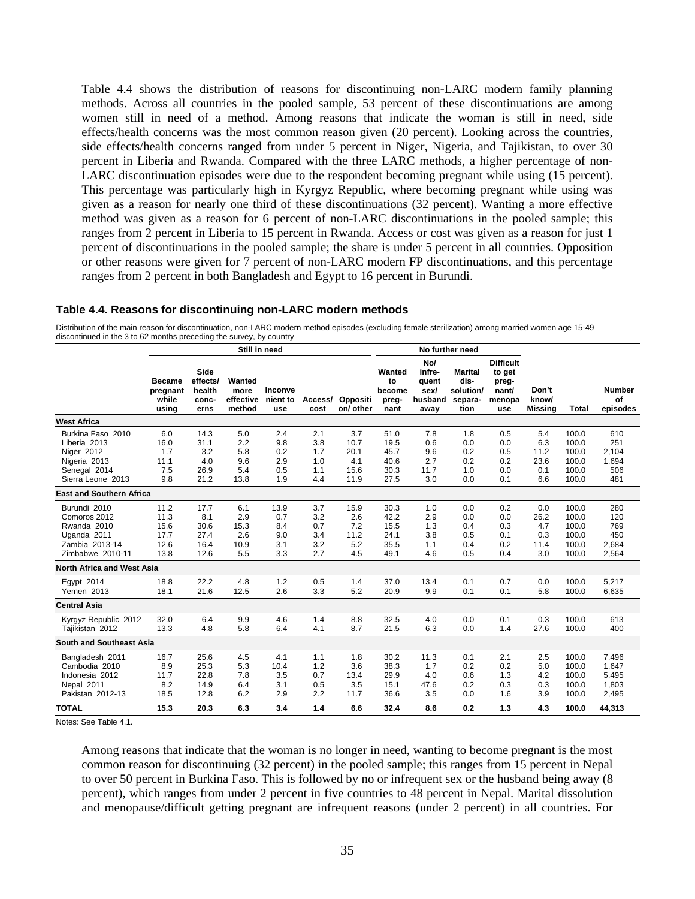Table 4.4 shows the distribution of reasons for discontinuing non-LARC modern family planning methods. Across all countries in the pooled sample, 53 percent of these discontinuations are among women still in need of a method. Among reasons that indicate the woman is still in need, side effects/health concerns was the most common reason given (20 percent). Looking across the countries, side effects/health concerns ranged from under 5 percent in Niger, Nigeria, and Tajikistan, to over 30 percent in Liberia and Rwanda. Compared with the three LARC methods, a higher percentage of non-LARC discontinuation episodes were due to the respondent becoming pregnant while using (15 percent). This percentage was particularly high in Kyrgyz Republic, where becoming pregnant while using was given as a reason for nearly one third of these discontinuations (32 percent). Wanting a more effective method was given as a reason for 6 percent of non-LARC discontinuations in the pooled sample; this ranges from 2 percent in Liberia to 15 percent in Rwanda. Access or cost was given as a reason for just 1 percent of discontinuations in the pooled sample; the share is under 5 percent in all countries. Opposition or other reasons were given for 7 percent of non-LARC modern FP discontinuations, and this percentage ranges from 2 percent in both Bangladesh and Egypt to 16 percent in Burundi.

**Table 4.4. Reasons for discontinuing non-LARC modern methods**

Distribution of the main reason for discontinuation, non-LARC modern method episodes (excluding female sterilization) among married women age 15-49 discontinued in the 3 to 62 months preceding the survey, by country

| | Still in need | | | | | | No further need | | | | | | |
|---|---|---|---|---|---|---|---|---|---|---|---|---|---|
| | Became pregnant while using | Side effects/ health concerns | Wanted more effective method | Inconvenient to use | Access/ cost | Opposition/ other | Wanted to become pregnant | No/ infrequent sex/ husband away | Marital dissolution/ separation | Difficult to get pregnant/ menopause | Don't know/ Missing | Total | Number of episodes |
| **West Africa** | | | | | | | | | | | | | |
| Burkina Faso 2010 | 6.0 | 14.3 | 5.0 | 2.4 | 2.1 | 3.7 | 51.0 | 7.8 | 1.8 | 0.5 | 5.4 | 100.0 | 610 |
| Liberia 2013 | 16.0 | 31.1 | 2.2 | 9.8 | 3.8 | 10.7 | 19.5 | 0.6 | 0.0 | 0.0 | 6.3 | 100.0 | 251 |
| Niger 2012 | 1.7 | 3.2 | 5.8 | 0.2 | 1.7 | 20.1 | 45.7 | 9.6 | 0.2 | 0.5 | 11.2 | 100.0 | 2,104 |
| Nigeria 2013 | 11.1 | 4.0 | 9.6 | 2.9 | 1.0 | 4.1 | 40.6 | 2.7 | 0.2 | 0.2 | 23.6 | 100.0 | 1,694 |
| Senegal 2014 | 7.5 | 26.9 | 5.4 | 0.5 | 1.1 | 15.6 | 30.3 | 11.7 | 1.0 | 0.0 | 0.1 | 100.0 | 506 |
| Sierra Leone 2013 | 9.8 | 21.2 | 13.8 | 1.9 | 4.4 | 11.9 | 27.5 | 3.0 | 0.0 | 0.1 | 6.6 | 100.0 | 481 |
| **East and Southern Africa** | | | | | | | | | | | | | |
| Burundi 2010 | 11.2 | 17.7 | 6.1 | 13.9 | 3.7 | 15.9 | 30.3 | 1.0 | 0.0 | 0.2 | 0.0 | 100.0 | 280 |
| Comoros 2012 | 11.3 | 8.1 | 2.9 | 0.7 | 3.2 | 2.6 | 42.2 | 2.9 | 0.0 | 0.0 | 26.2 | 100.0 | 120 |
| Rwanda 2010 | 15.6 | 30.6 | 15.3 | 8.4 | 0.7 | 7.2 | 15.5 | 1.3 | 0.4 | 0.3 | 4.7 | 100.0 | 769 |
| Uganda 2011 | 17.7 | 27.4 | 2.6 | 9.0 | 3.4 | 11.2 | 24.1 | 3.8 | 0.5 | 0.1 | 0.3 | 100.0 | 450 |
| Zambia 2013-14 | 12.6 | 16.4 | 10.9 | 3.1 | 3.2 | 5.2 | 35.5 | 1.1 | 0.4 | 0.2 | 11.4 | 100.0 | 2,684 |
| Zimbabwe 2010-11 | 13.8 | 12.6 | 5.5 | 3.3 | 2.7 | 4.5 | 49.1 | 4.6 | 0.5 | 0.4 | 3.0 | 100.0 | 2,564 |
| **North Africa and West Asia** | | | | | | | | | | | | | |
| Egypt 2014 | 18.8 | 22.2 | 4.8 | 1.2 | 0.5 | 1.4 | 37.0 | 13.4 | 0.1 | 0.7 | 0.0 | 100.0 | 5,217 |
| Yemen 2013 | 18.1 | 21.6 | 12.5 | 2.6 | 3.3 | 5.2 | 20.9 | 9.9 | 0.1 | 0.1 | 5.8 | 100.0 | 6,635 |
| **Central Asia** | | | | | | | | | | | | | |
| Kyrgyz Republic 2012 | 32.0 | 6.4 | 9.9 | 4.6 | 1.4 | 8.8 | 32.5 | 4.0 | 0.0 | 0.1 | 0.3 | 100.0 | 613 |
| Tajikistan 2012 | 13.3 | 4.8 | 5.8 | 6.4 | 4.1 | 8.7 | 21.5 | 6.3 | 0.0 | 1.4 | 27.6 | 100.0 | 400 |
| **South and Southeast Asia** | | | | | | | | | | | | | |
| Bangladesh 2011 | 16.7 | 25.6 | 4.5 | 4.1 | 1.1 | 1.8 | 30.2 | 11.3 | 0.1 | 2.1 | 2.5 | 100.0 | 7,496 |
| Cambodia 2010 | 8.9 | 25.3 | 5.3 | 10.4 | 1.2 | 3.6 | 38.3 | 1.7 | 0.2 | 0.2 | 5.0 | 100.0 | 1,647 |
| Indonesia 2012 | 11.7 | 22.8 | 7.8 | 3.5 | 0.7 | 13.4 | 29.9 | 4.0 | 0.6 | 1.3 | 4.2 | 100.0 | 5,495 |
| Nepal 2011 | 8.2 | 14.9 | 6.4 | 3.1 | 0.5 | 3.5 | 15.1 | 47.6 | 0.2 | 0.3 | 0.3 | 100.0 | 1,803 |
| Pakistan 2012-13 | 18.5 | 12.8 | 6.2 | 2.9 | 2.2 | 11.7 | 36.6 | 3.5 | 0.0 | 1.6 | 3.9 | 100.0 | 2,495 |
| **TOTAL** | **15.3** | **20.3** | **6.3** | **3.4** | **1.4** | **6.6** | **32.4** | **8.6** | **0.2** | **1.3** | **4.3** | **100.0** | **44,313** |

Notes: See Table 4.1.

Among reasons that indicate that the woman is no longer in need, wanting to become pregnant is the most common reason for discontinuing (32 percent) in the pooled sample; this ranges from 15 percent in Nepal to over 50 percent in Burkina Faso. This is followed by no or infrequent sex or the husband being away (8 percent), which ranges from under 2 percent in five countries to 48 percent in Nepal. Marital dissolution and menopause/difficult getting pregnant are infrequent reasons (under 2 percent) in all countries. For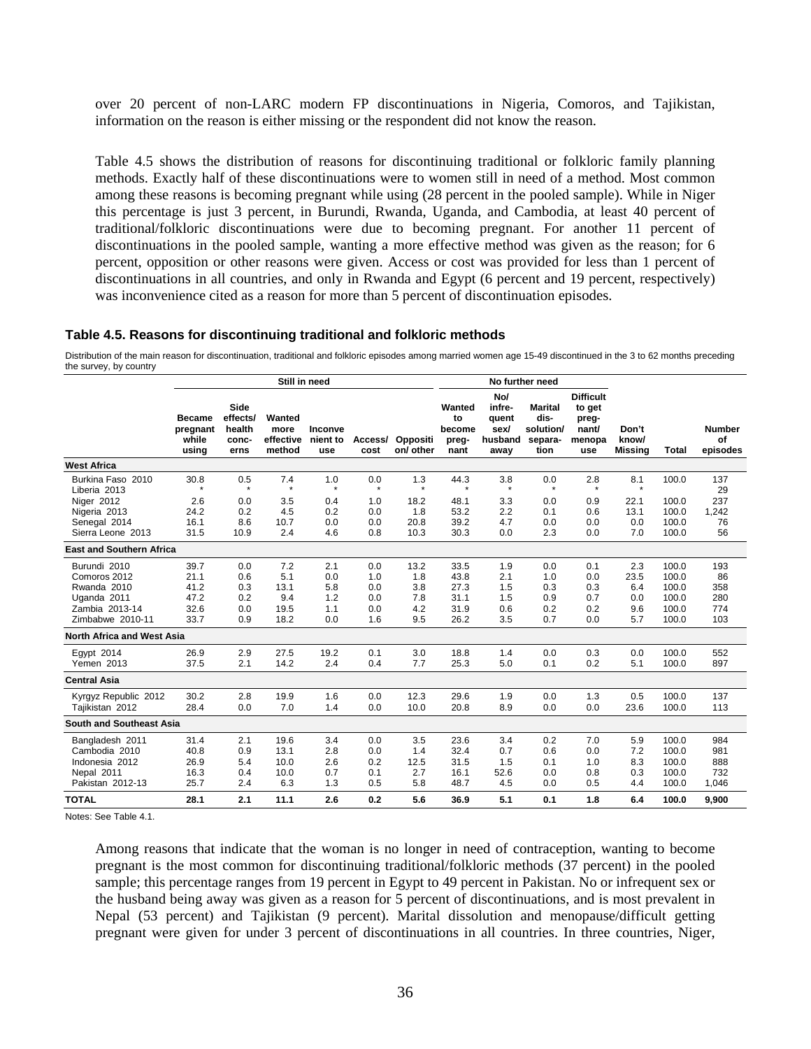over 20 percent of non-LARC modern FP discontinuations in Nigeria, Comoros, and Tajikistan, information on the reason is either missing or the respondent did not know the reason.

Table 4.5 shows the distribution of reasons for discontinuing traditional or folkloric family planning methods. Exactly half of these discontinuations were to women still in need of a method. Most common among these reasons is becoming pregnant while using (28 percent in the pooled sample). While in Niger this percentage is just 3 percent, in Burundi, Rwanda, Uganda, and Cambodia, at least 40 percent of traditional/folkloric discontinuations were due to becoming pregnant. For another 11 percent of discontinuations in the pooled sample, wanting a more effective method was given as the reason; for 6 percent, opposition or other reasons were given. Access or cost was provided for less than 1 percent of discontinuations in all countries, and only in Rwanda and Egypt (6 percent and 19 percent, respectively) was inconvenience cited as a reason for more than 5 percent of discontinuation episodes.

**Table 4.5. Reasons for discontinuing traditional and folkloric methods**

Distribution of the main reason for discontinuation, traditional and folkloric episodes among married women age 15-49 discontinued in the 3 to 62 months preceding the survey, by country

| | Still in need | | | | | | No further need | | | | | | |
|---|---|---|---|---|---|---|---|---|---|---|---|---|---|
| | Became pregnant while using | Side effects/ health concerns | Wanted more effective method | Inconvenient to use | Access/ cost | Opposition/ other | Wanted to become pregnant | No/ infrequent sex/ husband away | Marital dissolution/ separation | Difficult to get pregnant/ menopause | Don't know/ Missing | Total | Number of episodes |
| **West Africa** | | | | | | | | | | | | | |
| Burkina Faso 2010 | 30.8 | 0.5 | 7.4 | 1.0 | 0.0 | 1.3 | 44.3 | 3.8 | 0.0 | 2.8 | 8.1 | 100.0 | 137 |
| Liberia 2013 | * | * | * | * | * | * | * | * | * | * | * | | 29 |
| Niger 2012 | 2.6 | 0.0 | 3.5 | 0.4 | 1.0 | 18.2 | 48.1 | 3.3 | 0.0 | 0.9 | 22.1 | 100.0 | 237 |
| Nigeria 2013 | 24.2 | 0.2 | 4.5 | 0.2 | 0.0 | 1.8 | 53.2 | 2.2 | 0.1 | 0.6 | 13.1 | 100.0 | 1,242 |
| Senegal 2014 | 16.1 | 8.6 | 10.7 | 0.0 | 0.0 | 20.8 | 39.2 | 4.7 | 0.0 | 0.0 | 0.0 | 100.0 | 76 |
| Sierra Leone 2013 | 31.5 | 10.9 | 2.4 | 4.6 | 0.8 | 10.3 | 30.3 | 0.0 | 2.3 | 0.0 | 7.0 | 100.0 | 56 |
| **East and Southern Africa** | | | | | | | | | | | | | |
| Burundi 2010 | 39.7 | 0.0 | 7.2 | 2.1 | 0.0 | 13.2 | 33.5 | 1.9 | 0.0 | 0.1 | 2.3 | 100.0 | 193 |
| Comoros 2012 | 21.1 | 0.6 | 5.1 | 0.0 | 1.0 | 1.8 | 43.8 | 2.1 | 1.0 | 0.0 | 23.5 | 100.0 | 86 |
| Rwanda 2010 | 41.2 | 0.3 | 13.1 | 5.8 | 0.0 | 3.8 | 27.3 | 1.5 | 0.3 | 0.3 | 6.4 | 100.0 | 358 |
| Uganda 2011 | 47.2 | 0.2 | 9.4 | 1.2 | 0.0 | 7.8 | 31.1 | 1.5 | 0.9 | 0.7 | 0.0 | 100.0 | 280 |
| Zambia 2013-14 | 32.6 | 0.0 | 19.5 | 1.1 | 0.0 | 4.2 | 31.9 | 0.6 | 0.2 | 0.2 | 9.6 | 100.0 | 774 |
| Zimbabwe 2010-11 | 33.7 | 0.9 | 18.2 | 0.0 | 1.6 | 9.5 | 26.2 | 3.5 | 0.7 | 0.0 | 5.7 | 100.0 | 103 |
| **North Africa and West Asia** | | | | | | | | | | | | | |
| Egypt 2014 | 26.9 | 2.9 | 27.5 | 19.2 | 0.1 | 3.0 | 18.8 | 1.4 | 0.0 | 0.3 | 0.0 | 100.0 | 552 |
| Yemen 2013 | 37.5 | 2.1 | 14.2 | 2.4 | 0.4 | 7.7 | 25.3 | 5.0 | 0.1 | 0.2 | 5.1 | 100.0 | 897 |
| **Central Asia** | | | | | | | | | | | | | |
| Kyrgyz Republic 2012 | 30.2 | 2.8 | 19.9 | 1.6 | 0.0 | 12.3 | 29.6 | 1.9 | 0.0 | 1.3 | 0.5 | 100.0 | 137 |
| Tajikistan 2012 | 28.4 | 0.0 | 7.0 | 1.4 | 0.0 | 10.0 | 20.8 | 8.9 | 0.0 | 0.0 | 23.6 | 100.0 | 113 |
| **South and Southeast Asia** | | | | | | | | | | | | | |
| Bangladesh 2011 | 31.4 | 2.1 | 19.6 | 3.4 | 0.0 | 3.5 | 23.6 | 3.4 | 0.2 | 7.0 | 5.9 | 100.0 | 984 |
| Cambodia 2010 | 40.8 | 0.9 | 13.1 | 2.8 | 0.0 | 1.4 | 32.4 | 0.7 | 0.6 | 0.0 | 7.2 | 100.0 | 981 |
| Indonesia 2012 | 26.9 | 5.4 | 10.0 | 2.6 | 0.2 | 12.5 | 31.5 | 1.5 | 0.1 | 1.0 | 8.3 | 100.0 | 888 |
| Nepal 2011 | 16.3 | 0.4 | 10.0 | 0.7 | 0.1 | 2.7 | 16.1 | 52.6 | 0.0 | 0.8 | 0.3 | 100.0 | 732 |
| Pakistan 2012-13 | 25.7 | 2.4 | 6.3 | 1.3 | 0.5 | 5.8 | 48.7 | 4.5 | 0.0 | 0.5 | 4.4 | 100.0 | 1,046 |
| **TOTAL** | **28.1** | **2.1** | **11.1** | **2.6** | **0.2** | **5.6** | **36.9** | **5.1** | **0.1** | **1.8** | **6.4** | **100.0** | **9,900** |

Notes: See Table 4.1.

Among reasons that indicate that the woman is no longer in need of contraception, wanting to become pregnant is the most common for discontinuing traditional/folkloric methods (37 percent) in the pooled sample; this percentage ranges from 19 percent in Egypt to 49 percent in Pakistan. No or infrequent sex or the husband being away was given as a reason for 5 percent of discontinuations, and is most prevalent in Nepal (53 percent) and Tajikistan (9 percent). Marital dissolution and menopause/difficult getting pregnant were given for under 3 percent of discontinuations in all countries. In three countries, Niger,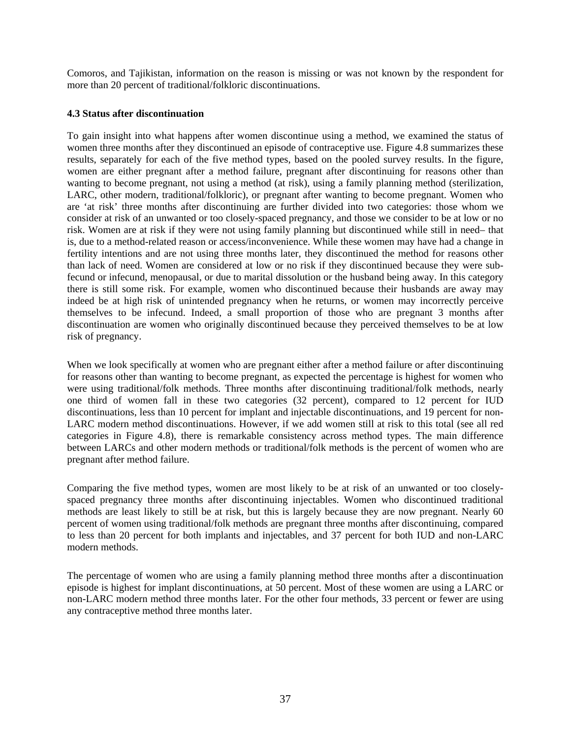Comoros, and Tajikistan, information on the reason is missing or was not known by the respondent for more than 20 percent of traditional/folkloric discontinuations.

### 4.3 Status after discontinuation

To gain insight into what happens after women discontinue using a method, we examined the status of women three months after they discontinued an episode of contraceptive use. Figure 4.8 summarizes these results, separately for each of the five method types, based on the pooled survey results. In the figure, women are either pregnant after a method failure, pregnant after discontinuing for reasons other than wanting to become pregnant, not using a method (at risk), using a family planning method (sterilization, LARC, other modern, traditional/folkloric), or pregnant after wanting to become pregnant. Women who are 'at risk' three months after discontinuing are further divided into two categories: those whom we consider at risk of an unwanted or too closely-spaced pregnancy, and those we consider to be at low or no risk. Women are at risk if they were not using family planning but discontinued while still in need– that is, due to a method-related reason or access/inconvenience. While these women may have had a change in fertility intentions and are not using three months later, they discontinued the method for reasons other than lack of need. Women are considered at low or no risk if they discontinued because they were sub-fecund or infecund, menopausal, or due to marital dissolution or the husband being away. In this category there is still some risk. For example, women who discontinued because their husbands are away may indeed be at high risk of unintended pregnancy when he returns, or women may incorrectly perceive themselves to be infecund. Indeed, a small proportion of those who are pregnant 3 months after discontinuation are women who originally discontinued because they perceived themselves to be at low risk of pregnancy.

When we look specifically at women who are pregnant either after a method failure or after discontinuing for reasons other than wanting to become pregnant, as expected the percentage is highest for women who were using traditional/folk methods. Three months after discontinuing traditional/folk methods, nearly one third of women fall in these two categories (32 percent), compared to 12 percent for IUD discontinuations, less than 10 percent for implant and injectable discontinuations, and 19 percent for non-LARC modern method discontinuations. However, if we add women still at risk to this total (see all red categories in Figure 4.8), there is remarkable consistency across method types. The main difference between LARCs and other modern methods or traditional/folk methods is the percent of women who are pregnant after method failure.

Comparing the five method types, women are most likely to be at risk of an unwanted or too closely-spaced pregnancy three months after discontinuing injectables. Women who discontinued traditional methods are least likely to still be at risk, but this is largely because they are now pregnant. Nearly 60 percent of women using traditional/folk methods are pregnant three months after discontinuing, compared to less than 20 percent for both implants and injectables, and 37 percent for both IUD and non-LARC modern methods.

The percentage of women who are using a family planning method three months after a discontinuation episode is highest for implant discontinuations, at 50 percent. Most of these women are using a LARC or non-LARC modern method three months later. For the other four methods, 33 percent or fewer are using any contraceptive method three months later.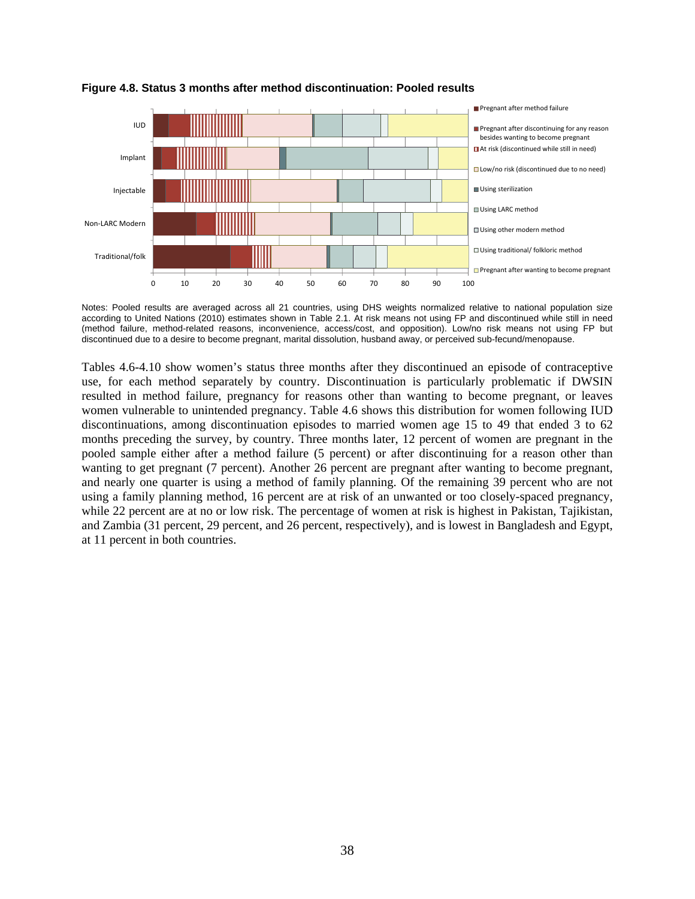**Figure 4.8. Status 3 months after method discontinuation: Pooled results**

Notes: Pooled results are averaged across all 21 countries, using DHS weights normalized relative to national population size according to United Nations (2010) estimates shown in Table 2.1. At risk means not using FP and discontinued while still in need (method failure, method-related reasons, inconvenience, access/cost, and opposition). Low/no risk means not using FP but discontinued due to a desire to become pregnant, marital dissolution, husband away, or perceived sub-fecund/menopause.

Tables 4.6-4.10 show women's status three months after they discontinued an episode of contraceptive use, for each method separately by country. Discontinuation is particularly problematic if DWSIN resulted in method failure, pregnancy for reasons other than wanting to become pregnant, or leaves women vulnerable to unintended pregnancy. Table 4.6 shows this distribution for women following IUD discontinuations, among discontinuation episodes to married women age 15 to 49 that ended 3 to 62 months preceding the survey, by country. Three months later, 12 percent of women are pregnant in the pooled sample either after a method failure (5 percent) or after discontinuing for a reason other than wanting to get pregnant (7 percent). Another 26 percent are pregnant after wanting to become pregnant, and nearly one quarter is using a method of family planning. Of the remaining 39 percent who are not using a family planning method, 16 percent are at risk of an unwanted or too closely-spaced pregnancy, while 22 percent are at no or low risk. The percentage of women at risk is highest in Pakistan, Tajikistan, and Zambia (31 percent, 29 percent, and 26 percent, respectively), and is lowest in Bangladesh and Egypt, at 11 percent in both countries.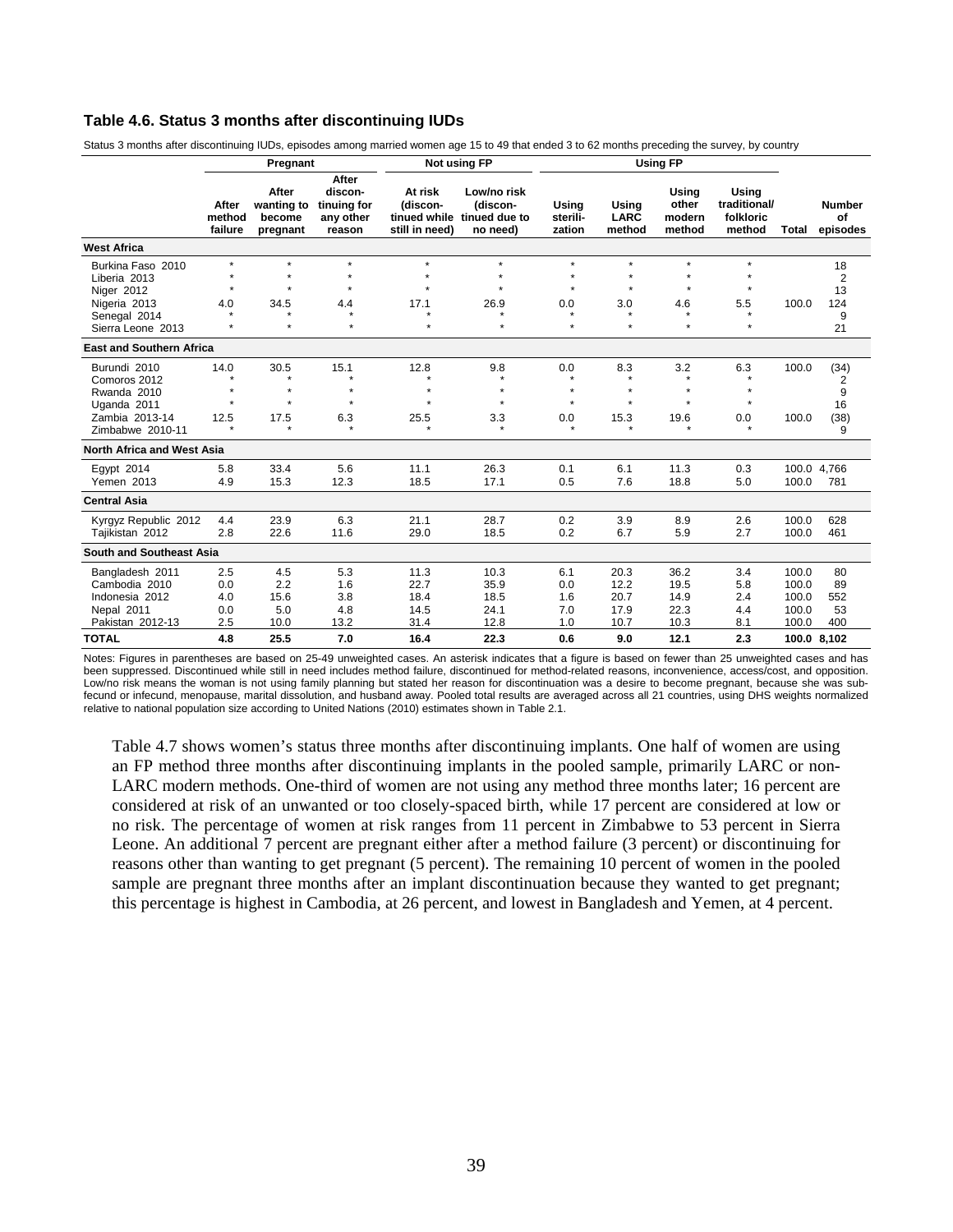### Table 4.6. Status 3 months after discontinuing IUDs

Status 3 months after discontinuing IUDs, episodes among married women age 15 to 49 that ended 3 to 62 months preceding the survey, by country

| | Pregnant | | | Not using FP | | Using FP | | | | | |
|---|---|---|---|---|---|---|---|---|---|---|---|
| | After method failure | After wanting to become pregnant | After discon-tinuing for any other reason | At risk (discon-tinued while still in need) | Low/no risk (discon-tinued due to no need) | Using sterili-zation | Using LARC method | Using other modern method | Using traditional/ folkloric method | Total | Number of episodes |
| **West Africa** | | | | | | | | | | | |
| Burkina Faso 2010 | * | * | * | * | * | * | * | * | * | | 18 |
| Liberia 2013 | * | * | * | * | * | * | * | * | * | | 2 |
| Niger 2012 | * | * | * | * | * | * | * | * | * | | 13 |
| Nigeria 2013 | 4.0 | 34.5 | 4.4 | 17.1 | 26.9 | 0.0 | 3.0 | 4.6 | 5.5 | 100.0 | 124 |
| Senegal 2014 | * | * | * | * | * | * | * | * | * | | 9 |
| Sierra Leone 2013 | * | * | * | * | * | * | * | * | * | | 21 |
| **East and Southern Africa** | | | | | | | | | | | |
| Burundi 2010 | 14.0 | 30.5 | 15.1 | 12.8 | 9.8 | 0.0 | 8.3 | 3.2 | 6.3 | 100.0 | (34) |
| Comoros 2012 | * | * | * | * | * | * | * | * | * | | 2 |
| Rwanda 2010 | * | * | * | * | * | * | * | * | * | | 9 |
| Uganda 2011 | * | * | * | * | * | * | * | * | * | | 16 |
| Zambia 2013-14 | 12.5 | 17.5 | 6.3 | 25.5 | 3.3 | 0.0 | 15.3 | 19.6 | 0.0 | 100.0 | (38) |
| Zimbabwe 2010-11 | * | * | * | * | * | * | * | * | * | | 9 |
| **North Africa and West Asia** | | | | | | | | | | | |
| Egypt 2014 | 5.8 | 33.4 | 5.6 | 11.1 | 26.3 | 0.1 | 6.1 | 11.3 | 0.3 | 100.0 | 4,766 |
| Yemen 2013 | 4.9 | 15.3 | 12.3 | 18.5 | 17.1 | 0.5 | 7.6 | 18.8 | 5.0 | 100.0 | 781 |
| **Central Asia** | | | | | | | | | | | |
| Kyrgyz Republic 2012 | 4.4 | 23.9 | 6.3 | 21.1 | 28.7 | 0.2 | 3.9 | 8.9 | 2.6 | 100.0 | 628 |
| Tajikistan 2012 | 2.8 | 22.6 | 11.6 | 29.0 | 18.5 | 0.2 | 6.7 | 5.9 | 2.7 | 100.0 | 461 |
| **South and Southeast Asia** | | | | | | | | | | | |
| Bangladesh 2011 | 2.5 | 4.5 | 5.3 | 11.3 | 10.3 | 6.1 | 20.3 | 36.2 | 3.4 | 100.0 | 80 |
| Cambodia 2010 | 0.0 | 2.2 | 1.6 | 22.7 | 35.9 | 0.0 | 12.2 | 19.5 | 5.8 | 100.0 | 89 |
| Indonesia 2012 | 4.0 | 15.6 | 3.8 | 18.4 | 18.5 | 1.6 | 20.7 | 14.9 | 2.4 | 100.0 | 552 |
| Nepal 2011 | 0.0 | 5.0 | 4.8 | 14.5 | 24.1 | 7.0 | 17.9 | 22.3 | 4.4 | 100.0 | 53 |
| Pakistan 2012-13 | 2.5 | 10.0 | 13.2 | 31.4 | 12.8 | 1.0 | 10.7 | 10.3 | 8.1 | 100.0 | 400 |
| **TOTAL** | **4.8** | **25.5** | **7.0** | **16.4** | **22.3** | **0.6** | **9.0** | **12.1** | **2.3** | **100.0** | **8,102** |

Notes: Figures in parentheses are based on 25-49 unweighted cases. An asterisk indicates that a figure is based on fewer than 25 unweighted cases and has been suppressed. Discontinued while still in need includes method failure, discontinued for method-related reasons, inconvenience, access/cost, and opposition. Low/no risk means the woman is not using family planning but stated her reason for discontinuation was a desire to become pregnant, because she was sub-fecund or infecund, menopause, marital dissolution, and husband away. Pooled total results are averaged across all 21 countries, using DHS weights normalized relative to national population size according to United Nations (2010) estimates shown in Table 2.1.

Table 4.7 shows women's status three months after discontinuing implants. One half of women are using an FP method three months after discontinuing implants in the pooled sample, primarily LARC or non-LARC modern methods. One-third of women are not using any method three months later; 16 percent are considered at risk of an unwanted or too closely-spaced birth, while 17 percent are considered at low or no risk. The percentage of women at risk ranges from 11 percent in Zimbabwe to 53 percent in Sierra Leone. An additional 7 percent are pregnant either after a method failure (3 percent) or discontinuing for reasons other than wanting to get pregnant (5 percent). The remaining 10 percent of women in the pooled sample are pregnant three months after an implant discontinuation because they wanted to get pregnant; this percentage is highest in Cambodia, at 26 percent, and lowest in Bangladesh and Yemen, at 4 percent.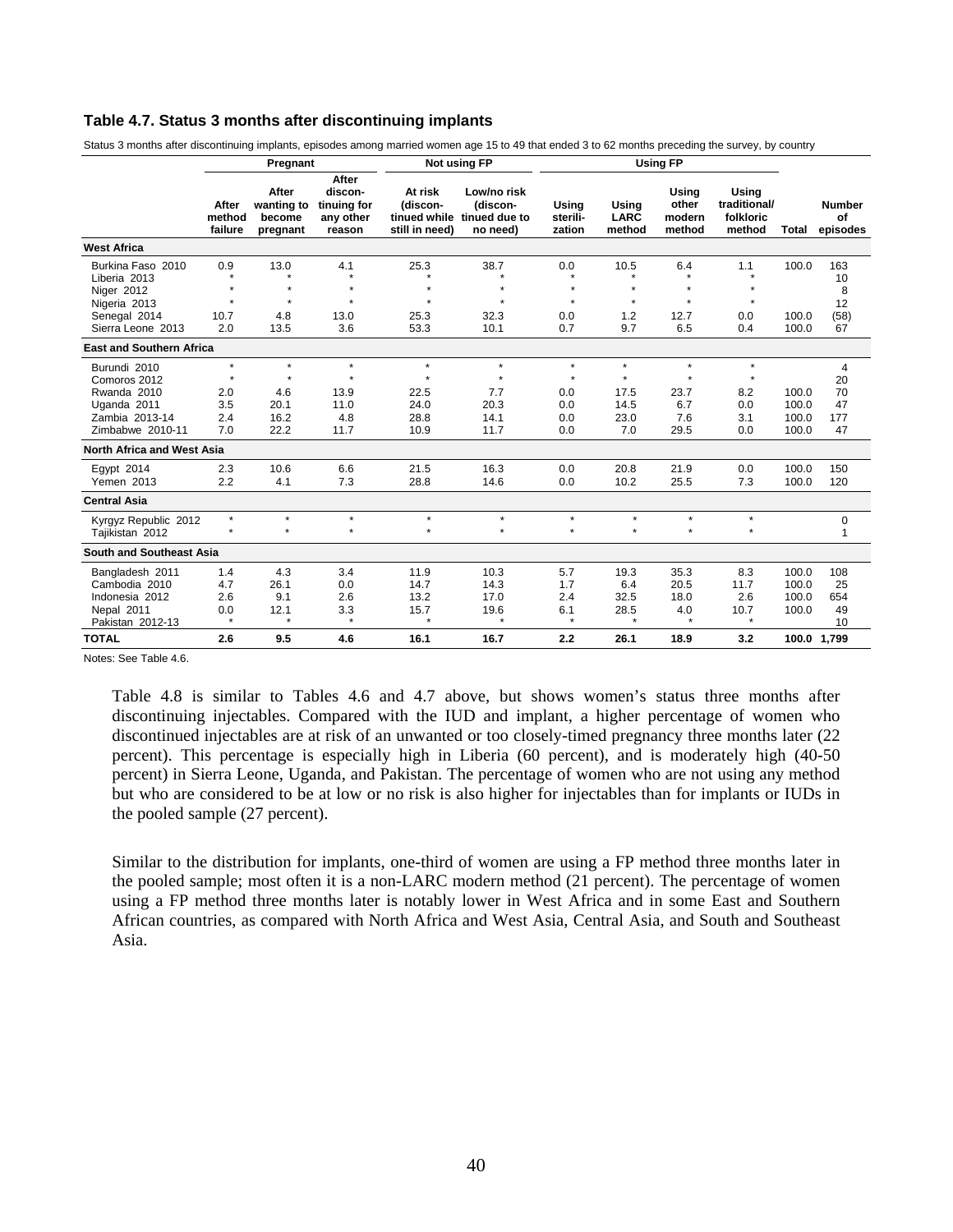### Table 4.7. Status 3 months after discontinuing implants

Status 3 months after discontinuing implants, episodes among married women age 15 to 49 that ended 3 to 62 months preceding the survey, by country

| | Pregnant | | | Not using FP | | Using FP | | | | | |
|---|---|---|---|---|---|---|---|---|---|---|---|
| | After method failure | After wanting to become pregnant | After discon-tinuing for any other reason | At risk (discon-tinued while still in need) | Low/no risk (discon-tinued due to no need) | Using sterili-zation | Using LARC method | Using other modern method | Using traditional/ folkloric method | Total | Number of episodes |
| **West Africa** | | | | | | | | | | | |
| Burkina Faso 2010 | 0.9 | 13.0 | 4.1 | 25.3 | 38.7 | 0.0 | 10.5 | 6.4 | 1.1 | 100.0 | 163 |
| Liberia 2013 | * | * | * | * | * | * | * | * | * | | 10 |
| Niger 2012 | * | * | * | * | * | * | * | * | * | | 8 |
| Nigeria 2013 | * | * | * | * | * | * | * | * | * | | 12 |
| Senegal 2014 | 10.7 | 4.8 | 13.0 | 25.3 | 32.3 | 0.0 | 1.2 | 12.7 | 0.0 | 100.0 | (58) |
| Sierra Leone 2013 | 2.0 | 13.5 | 3.6 | 53.3 | 10.1 | 0.7 | 9.7 | 6.5 | 0.4 | 100.0 | 67 |
| **East and Southern Africa** | | | | | | | | | | | |
| Burundi 2010 | * | * | * | * | * | * | * | * | * | | 4 |
| Comoros 2012 | * | * | * | * | * | * | * | * | * | | 20 |
| Rwanda 2010 | 2.0 | 4.6 | 13.9 | 22.5 | 7.7 | 0.0 | 17.5 | 23.7 | 8.2 | 100.0 | 70 |
| Uganda 2011 | 3.5 | 20.1 | 11.0 | 24.0 | 20.3 | 0.0 | 14.5 | 6.7 | 0.0 | 100.0 | 47 |
| Zambia 2013-14 | 2.4 | 16.2 | 4.8 | 28.8 | 14.1 | 0.0 | 23.0 | 7.6 | 3.1 | 100.0 | 177 |
| Zimbabwe 2010-11 | 7.0 | 22.2 | 11.7 | 10.9 | 11.7 | 0.0 | 7.0 | 29.5 | 0.0 | 100.0 | 47 |
| **North Africa and West Asia** | | | | | | | | | | | |
| Egypt 2014 | 2.3 | 10.6 | 6.6 | 21.5 | 16.3 | 0.0 | 20.8 | 21.9 | 0.0 | 100.0 | 150 |
| Yemen 2013 | 2.2 | 4.1 | 7.3 | 28.8 | 14.6 | 0.0 | 10.2 | 25.5 | 7.3 | 100.0 | 120 |
| **Central Asia** | | | | | | | | | | | |
| Kyrgyz Republic 2012 | * | * | * | * | * | * | * | * | * | | 0 |
| Tajikistan 2012 | * | * | * | * | * | * | * | * | * | | 1 |
| **South and Southeast Asia** | | | | | | | | | | | |
| Bangladesh 2011 | 1.4 | 4.3 | 3.4 | 11.9 | 10.3 | 5.7 | 19.3 | 35.3 | 8.3 | 100.0 | 108 |
| Cambodia 2010 | 4.7 | 26.1 | 0.0 | 14.7 | 14.3 | 1.7 | 6.4 | 20.5 | 11.7 | 100.0 | 25 |
| Indonesia 2012 | 2.6 | 9.1 | 2.6 | 13.2 | 17.0 | 2.4 | 32.5 | 18.0 | 2.6 | 100.0 | 654 |
| Nepal 2011 | 0.0 | 12.1 | 3.3 | 15.7 | 19.6 | 6.1 | 28.5 | 4.0 | 10.7 | 100.0 | 49 |
| Pakistan 2012-13 | * | * | * | * | * | * | * | * | * | | 10 |
| **TOTAL** | **2.6** | **9.5** | **4.6** | **16.1** | **16.7** | **2.2** | **26.1** | **18.9** | **3.2** | **100.0** | **1,799** |

Notes: See Table 4.6.

Table 4.8 is similar to Tables 4.6 and 4.7 above, but shows women's status three months after discontinuing injectables. Compared with the IUD and implant, a higher percentage of women who discontinued injectables are at risk of an unwanted or too closely-timed pregnancy three months later (22 percent). This percentage is especially high in Liberia (60 percent), and is moderately high (40-50 percent) in Sierra Leone, Uganda, and Pakistan. The percentage of women who are not using any method but who are considered to be at low or no risk is also higher for injectables than for implants or IUDs in the pooled sample (27 percent).

Similar to the distribution for implants, one-third of women are using a FP method three months later in the pooled sample; most often it is a non-LARC modern method (21 percent). The percentage of women using a FP method three months later is notably lower in West Africa and in some East and Southern African countries, as compared with North Africa and West Asia, Central Asia, and South and Southeast Asia.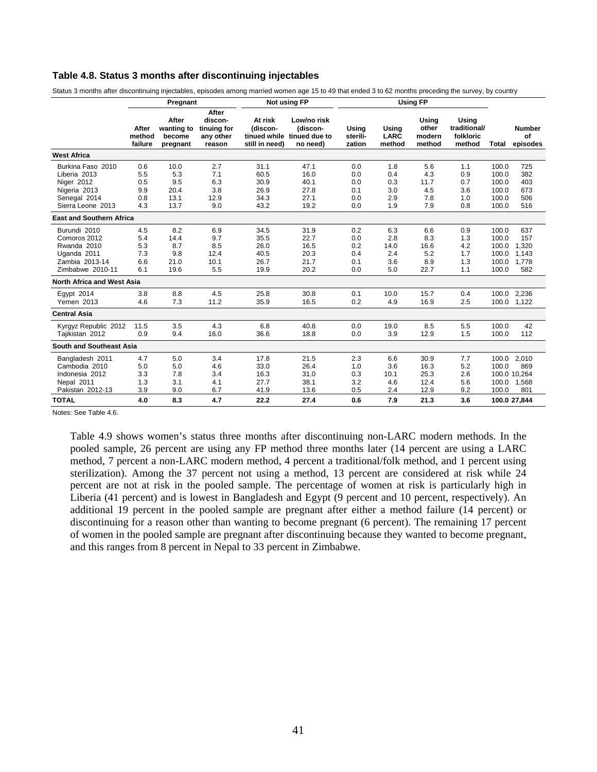**Table 4.8. Status 3 months after discontinuing injectables**

Status 3 months after discontinuing injectables, episodes among married women age 15 to 49 that ended 3 to 62 months preceding the survey, by country

| | Pregnant | | | Not using FP | | Using FP | | | | | |
|---|---|---|---|---|---|---|---|---|---|---|---|
| | After method failure | After wanting to become pregnant | After discon-tinuing for any other reason | At risk (discon-tinued while still in need) | Low/no risk (discon-tinued due to no need) | Using sterili-zation | Using LARC method | Using other modern method | Using traditional/ folkloric method | Total | Number of episodes |
| **West Africa** | | | | | | | | | | | |
| Burkina Faso 2010 | 0.6 | 10.0 | 2.7 | 31.1 | 47.1 | 0.0 | 1.8 | 5.6 | 1.1 | 100.0 | 725 |
| Liberia 2013 | 5.5 | 5.3 | 7.1 | 60.5 | 16.0 | 0.0 | 0.4 | 4.3 | 0.9 | 100.0 | 382 |
| Niger 2012 | 0.5 | 9.5 | 6.3 | 30.9 | 40.1 | 0.0 | 0.3 | 11.7 | 0.7 | 100.0 | 403 |
| Nigeria 2013 | 9.9 | 20.4 | 3.8 | 26.9 | 27.8 | 0.1 | 3.0 | 4.5 | 3.6 | 100.0 | 673 |
| Senegal 2014 | 0.8 | 13.1 | 12.9 | 34.3 | 27.1 | 0.0 | 2.9 | 7.8 | 1.0 | 100.0 | 506 |
| Sierra Leone 2013 | 4.3 | 13.7 | 9.0 | 43.2 | 19.2 | 0.0 | 1.9 | 7.9 | 0.8 | 100.0 | 516 |
| **East and Southern Africa** | | | | | | | | | | | |
| Burundi 2010 | 4.5 | 8.2 | 6.9 | 34.5 | 31.9 | 0.2 | 6.3 | 6.6 | 0.9 | 100.0 | 637 |
| Comoros 2012 | 5.4 | 14.4 | 9.7 | 35.5 | 22.7 | 0.0 | 2.8 | 8.3 | 1.3 | 100.0 | 157 |
| Rwanda 2010 | 5.3 | 8.7 | 8.5 | 26.0 | 16.5 | 0.2 | 14.0 | 16.6 | 4.2 | 100.0 | 1,320 |
| Uganda 2011 | 7.3 | 9.8 | 12.4 | 40.5 | 20.3 | 0.4 | 2.4 | 5.2 | 1.7 | 100.0 | 1,143 |
| Zambia 2013-14 | 6.6 | 21.0 | 10.1 | 26.7 | 21.7 | 0.1 | 3.6 | 8.9 | 1.3 | 100.0 | 1,778 |
| Zimbabwe 2010-11 | 6.1 | 19.6 | 5.5 | 19.9 | 20.2 | 0.0 | 5.0 | 22.7 | 1.1 | 100.0 | 582 |
| **North Africa and West Asia** | | | | | | | | | | | |
| Egypt 2014 | 3.8 | 8.8 | 4.5 | 25.8 | 30.8 | 0.1 | 10.0 | 15.7 | 0.4 | 100.0 | 2,236 |
| Yemen 2013 | 4.6 | 7.3 | 11.2 | 35.9 | 16.5 | 0.2 | 4.9 | 16.9 | 2.5 | 100.0 | 1,122 |
| **Central Asia** | | | | | | | | | | | |
| Kyrgyz Republic 2012 | 11.5 | 3.5 | 4.3 | 6.8 | 40.8 | 0.0 | 19.0 | 8.5 | 5.5 | 100.0 | 42 |
| Tajikistan 2012 | 0.9 | 9.4 | 16.0 | 36.6 | 18.8 | 0.0 | 3.9 | 12.9 | 1.5 | 100.0 | 112 |
| **South and Southeast Asia** | | | | | | | | | | | |
| Bangladesh 2011 | 4.7 | 5.0 | 3.4 | 17.8 | 21.5 | 2.3 | 6.6 | 30.9 | 7.7 | 100.0 | 2,010 |
| Cambodia 2010 | 5.0 | 5.0 | 4.6 | 33.0 | 26.4 | 1.0 | 3.6 | 16.3 | 5.2 | 100.0 | 869 |
| Indonesia 2012 | 3.3 | 7.8 | 3.4 | 16.3 | 31.0 | 0.3 | 10.1 | 25.3 | 2.6 | 100.0 | 10,264 |
| Nepal 2011 | 1.3 | 3.1 | 4.1 | 27.7 | 38.1 | 3.2 | 4.6 | 12.4 | 5.6 | 100.0 | 1,568 |
| Pakistan 2012-13 | 3.9 | 9.0 | 6.7 | 41.9 | 13.6 | 0.5 | 2.4 | 12.9 | 9.2 | 100.0 | 801 |
| **TOTAL** | **4.0** | **8.3** | **4.7** | **22.2** | **27.4** | **0.6** | **7.9** | **21.3** | **3.6** | **100.0** | **27,844** |

Notes: See Table 4.6.

Table 4.9 shows women's status three months after discontinuing non-LARC modern methods. In the pooled sample, 26 percent are using any FP method three months later (14 percent are using a LARC method, 7 percent a non-LARC modern method, 4 percent a traditional/folk method, and 1 percent using sterilization). Among the 37 percent not using a method, 13 percent are considered at risk while 24 percent are not at risk in the pooled sample. The percentage of women at risk is particularly high in Liberia (41 percent) and is lowest in Bangladesh and Egypt (9 percent and 10 percent, respectively). An additional 19 percent in the pooled sample are pregnant after either a method failure (14 percent) or discontinuing for a reason other than wanting to become pregnant (6 percent). The remaining 17 percent of women in the pooled sample are pregnant after discontinuing because they wanted to become pregnant, and this ranges from 8 percent in Nepal to 33 percent in Zimbabwe.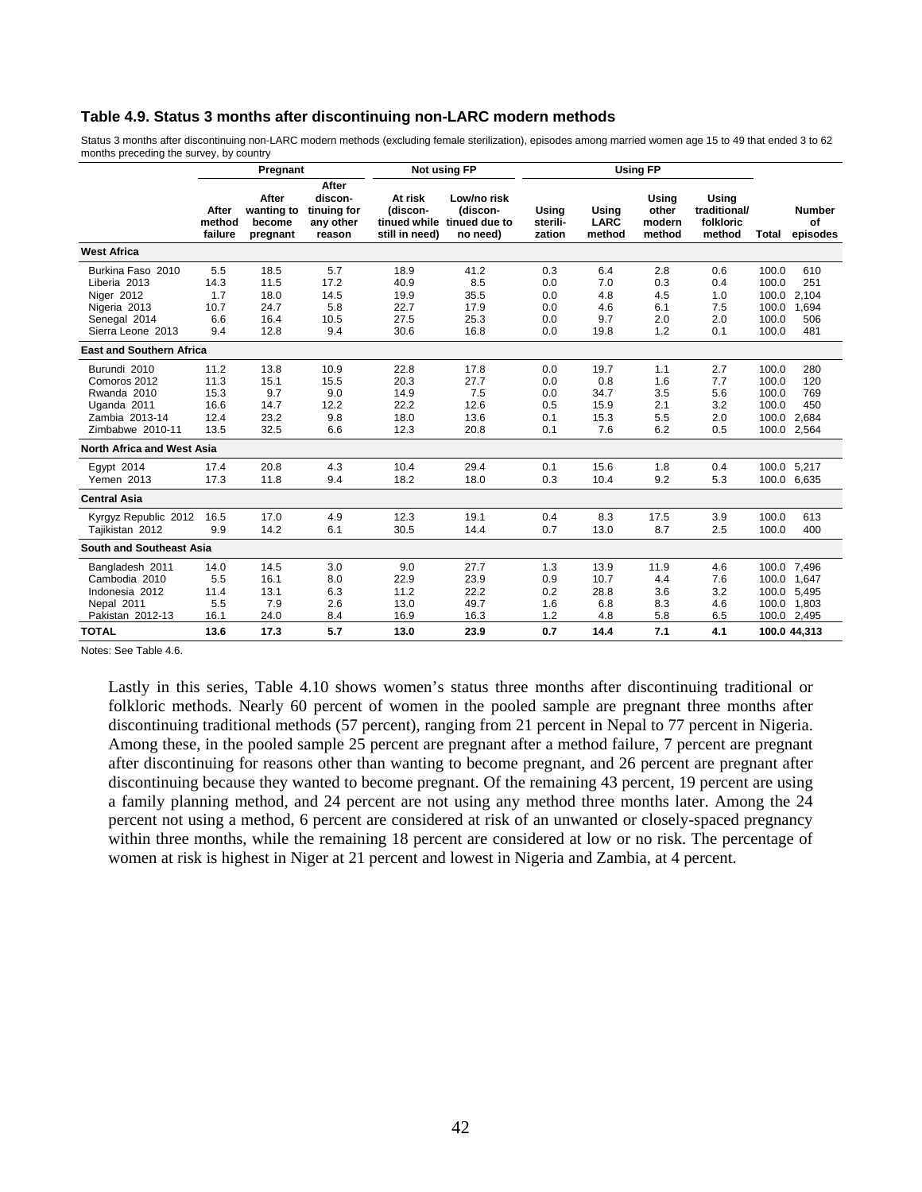### Table 4.9. Status 3 months after discontinuing non-LARC modern methods

Status 3 months after discontinuing non-LARC modern methods (excluding female sterilization), episodes among married women age 15 to 49 that ended 3 to 62 months preceding the survey, by country

| | Pregnant | | | Not using FP | | Using FP | | | | | |
|---|---|---|---|---|---|---|---|---|---|---|---|
| | After method failure | After wanting to become pregnant | After discon-tinuing for any other reason | At risk (discon-tinued while still in need) | Low/no risk (discon-tinued due to no need) | Using sterili-zation | Using LARC method | Using other modern method | Using traditional/ folkloric method | Total | Number of episodes |
| **West Africa** | | | | | | | | | | | |
| Burkina Faso 2010 | 5.5 | 18.5 | 5.7 | 18.9 | 41.2 | 0.3 | 6.4 | 2.8 | 0.6 | 100.0 | 610 |
| Liberia 2013 | 14.3 | 11.5 | 17.2 | 40.9 | 8.5 | 0.0 | 7.0 | 0.3 | 0.4 | 100.0 | 251 |
| Niger 2012 | 1.7 | 18.0 | 14.5 | 19.9 | 35.5 | 0.0 | 4.8 | 4.5 | 1.0 | 100.0 | 2,104 |
| Nigeria 2013 | 10.7 | 24.7 | 5.8 | 22.7 | 17.9 | 0.0 | 4.6 | 6.1 | 7.5 | 100.0 | 1,694 |
| Senegal 2014 | 6.6 | 16.4 | 10.5 | 27.5 | 25.3 | 0.0 | 9.7 | 2.0 | 2.0 | 100.0 | 506 |
| Sierra Leone 2013 | 9.4 | 12.8 | 9.4 | 30.6 | 16.8 | 0.0 | 19.8 | 1.2 | 0.1 | 100.0 | 481 |
| **East and Southern Africa** | | | | | | | | | | | |
| Burundi 2010 | 11.2 | 13.8 | 10.9 | 22.8 | 17.8 | 0.0 | 19.7 | 1.1 | 2.7 | 100.0 | 280 |
| Comoros 2012 | 11.3 | 15.1 | 15.5 | 20.3 | 27.7 | 0.0 | 0.8 | 1.6 | 7.7 | 100.0 | 120 |
| Rwanda 2010 | 15.3 | 9.7 | 9.0 | 14.9 | 7.5 | 0.0 | 34.7 | 3.5 | 5.6 | 100.0 | 769 |
| Uganda 2011 | 16.6 | 14.7 | 12.2 | 22.2 | 12.6 | 0.5 | 15.9 | 2.1 | 3.2 | 100.0 | 450 |
| Zambia 2013-14 | 12.4 | 23.2 | 9.8 | 18.0 | 13.6 | 0.1 | 15.3 | 5.5 | 2.0 | 100.0 | 2,684 |
| Zimbabwe 2010-11 | 13.5 | 32.5 | 6.6 | 12.3 | 20.8 | 0.1 | 7.6 | 6.2 | 0.5 | 100.0 | 2,564 |
| **North Africa and West Asia** | | | | | | | | | | | |
| Egypt 2014 | 17.4 | 20.8 | 4.3 | 10.4 | 29.4 | 0.1 | 15.6 | 1.8 | 0.4 | 100.0 | 5,217 |
| Yemen 2013 | 17.3 | 11.8 | 9.4 | 18.2 | 18.0 | 0.3 | 10.4 | 9.2 | 5.3 | 100.0 | 6,635 |
| **Central Asia** | | | | | | | | | | | |
| Kyrgyz Republic 2012 | 16.5 | 17.0 | 4.9 | 12.3 | 19.1 | 0.4 | 8.3 | 17.5 | 3.9 | 100.0 | 613 |
| Tajikistan 2012 | 9.9 | 14.2 | 6.1 | 30.5 | 14.4 | 0.7 | 13.0 | 8.7 | 2.5 | 100.0 | 400 |
| **South and Southeast Asia** | | | | | | | | | | | |
| Bangladesh 2011 | 14.0 | 14.5 | 3.0 | 9.0 | 27.7 | 1.3 | 13.9 | 11.9 | 4.6 | 100.0 | 7,496 |
| Cambodia 2010 | 5.5 | 16.1 | 8.0 | 22.9 | 23.9 | 0.9 | 10.7 | 4.4 | 7.6 | 100.0 | 1,647 |
| Indonesia 2012 | 11.4 | 13.1 | 6.3 | 11.2 | 22.2 | 0.2 | 28.8 | 3.6 | 3.2 | 100.0 | 5,495 |
| Nepal 2011 | 5.5 | 7.9 | 2.6 | 13.0 | 49.7 | 1.6 | 6.8 | 8.3 | 4.6 | 100.0 | 1,803 |
| Pakistan 2012-13 | 16.1 | 24.0 | 8.4 | 16.9 | 16.3 | 1.2 | 4.8 | 5.8 | 6.5 | 100.0 | 2,495 |
| **TOTAL** | **13.6** | **17.3** | **5.7** | **13.0** | **23.9** | **0.7** | **14.4** | **7.1** | **4.1** | **100.0** | **44,313** |

Notes: See Table 4.6.

Lastly in this series, Table 4.10 shows women's status three months after discontinuing traditional or folkloric methods. Nearly 60 percent of women in the pooled sample are pregnant three months after discontinuing traditional methods (57 percent), ranging from 21 percent in Nepal to 77 percent in Nigeria. Among these, in the pooled sample 25 percent are pregnant after a method failure, 7 percent are pregnant after discontinuing for reasons other than wanting to become pregnant, and 26 percent are pregnant after discontinuing because they wanted to become pregnant. Of the remaining 43 percent, 19 percent are using a family planning method, and 24 percent are not using any method three months later. Among the 24 percent not using a method, 6 percent are considered at risk of an unwanted or closely-spaced pregnancy within three months, while the remaining 18 percent are considered at low or no risk. The percentage of women at risk is highest in Niger at 21 percent and lowest in Nigeria and Zambia, at 4 percent.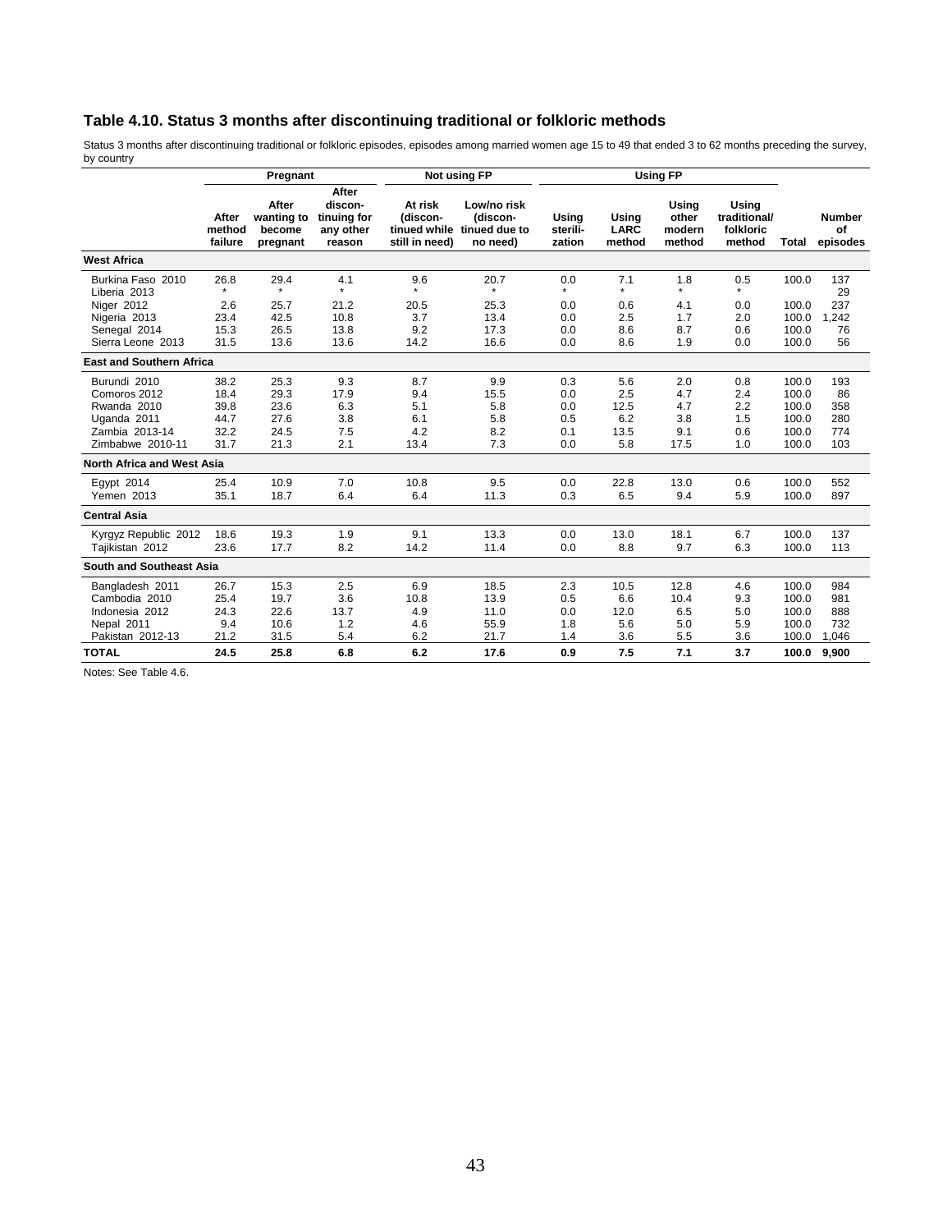## Table 4.10. Status 3 months after discontinuing traditional or folkloric methods

Status 3 months after discontinuing traditional or folkloric episodes, episodes among married women age 15 to 49 that ended 3 to 62 months preceding the survey, by country

| | Pregnant | | | Not using FP | | Using FP | | | | | |
|---|---|---|---|---|---|---|---|---|---|---|---|
| | After method failure | After wanting to become pregnant | After discon-tinuing for any other reason | At risk (discon-tinued while still in need) | Low/no risk (discon-tinued due to no need) | Using sterili-zation | Using LARC method | Using other modern method | Using traditional/ folkloric method | Total | Number of episodes |
| **West Africa** | | | | | | | | | | | |
| Burkina Faso 2010 | 26.8 | 29.4 | 4.1 | 9.6 | 20.7 | 0.0 | 7.1 | 1.8 | 0.5 | 100.0 | 137 |
| Liberia 2013 | * | * | * | * | * | * | * | * | * | | 29 |
| Niger 2012 | 2.6 | 25.7 | 21.2 | 20.5 | 25.3 | 0.0 | 0.6 | 4.1 | 0.0 | 100.0 | 237 |
| Nigeria 2013 | 23.4 | 42.5 | 10.8 | 3.7 | 13.4 | 0.0 | 2.5 | 1.7 | 2.0 | 100.0 | 1,242 |
| Senegal 2014 | 15.3 | 26.5 | 13.8 | 9.2 | 17.3 | 0.0 | 8.6 | 8.7 | 0.6 | 100.0 | 76 |
| Sierra Leone 2013 | 31.5 | 13.6 | 13.6 | 14.2 | 16.6 | 0.0 | 8.6 | 1.9 | 0.0 | 100.0 | 56 |
| **East and Southern Africa** | | | | | | | | | | | |
| Burundi 2010 | 38.2 | 25.3 | 9.3 | 8.7 | 9.9 | 0.3 | 5.6 | 2.0 | 0.8 | 100.0 | 193 |
| Comoros 2012 | 18.4 | 29.3 | 17.9 | 9.4 | 15.5 | 0.0 | 2.5 | 4.7 | 2.4 | 100.0 | 86 |
| Rwanda 2010 | 39.8 | 23.6 | 6.3 | 5.1 | 5.8 | 0.0 | 12.5 | 4.7 | 2.2 | 100.0 | 358 |
| Uganda 2011 | 44.7 | 27.6 | 3.8 | 6.1 | 5.8 | 0.5 | 6.2 | 3.8 | 1.5 | 100.0 | 280 |
| Zambia 2013-14 | 32.2 | 24.5 | 7.5 | 4.2 | 8.2 | 0.1 | 13.5 | 9.1 | 0.6 | 100.0 | 774 |
| Zimbabwe 2010-11 | 31.7 | 21.3 | 2.1 | 13.4 | 7.3 | 0.0 | 5.8 | 17.5 | 1.0 | 100.0 | 103 |
| **North Africa and West Asia** | | | | | | | | | | | |
| Egypt 2014 | 25.4 | 10.9 | 7.0 | 10.8 | 9.5 | 0.0 | 22.8 | 13.0 | 0.6 | 100.0 | 552 |
| Yemen 2013 | 35.1 | 18.7 | 6.4 | 6.4 | 11.3 | 0.3 | 6.5 | 9.4 | 5.9 | 100.0 | 897 |
| **Central Asia** | | | | | | | | | | | |
| Kyrgyz Republic 2012 | 18.6 | 19.3 | 1.9 | 9.1 | 13.3 | 0.0 | 13.0 | 18.1 | 6.7 | 100.0 | 137 |
| Tajikistan 2012 | 23.6 | 17.7 | 8.2 | 14.2 | 11.4 | 0.0 | 8.8 | 9.7 | 6.3 | 100.0 | 113 |
| **South and Southeast Asia** | | | | | | | | | | | |
| Bangladesh 2011 | 26.7 | 15.3 | 2.5 | 6.9 | 18.5 | 2.3 | 10.5 | 12.8 | 4.6 | 100.0 | 984 |
| Cambodia 2010 | 25.4 | 19.7 | 3.6 | 10.8 | 13.9 | 0.5 | 6.6 | 10.4 | 9.3 | 100.0 | 981 |
| Indonesia 2012 | 24.3 | 22.6 | 13.7 | 4.9 | 11.0 | 0.0 | 12.0 | 6.5 | 5.0 | 100.0 | 888 |
| Nepal 2011 | 9.4 | 10.6 | 1.2 | 4.6 | 55.9 | 1.8 | 5.6 | 5.0 | 5.9 | 100.0 | 732 |
| Pakistan 2012-13 | 21.2 | 31.5 | 5.4 | 6.2 | 21.7 | 1.4 | 3.6 | 5.5 | 3.6 | 100.0 | 1,046 |
| **TOTAL** | **24.5** | **25.8** | **6.8** | **6.2** | **17.6** | **0.9** | **7.5** | **7.1** | **3.7** | **100.0** | **9,900** |

Notes: See Table 4.6.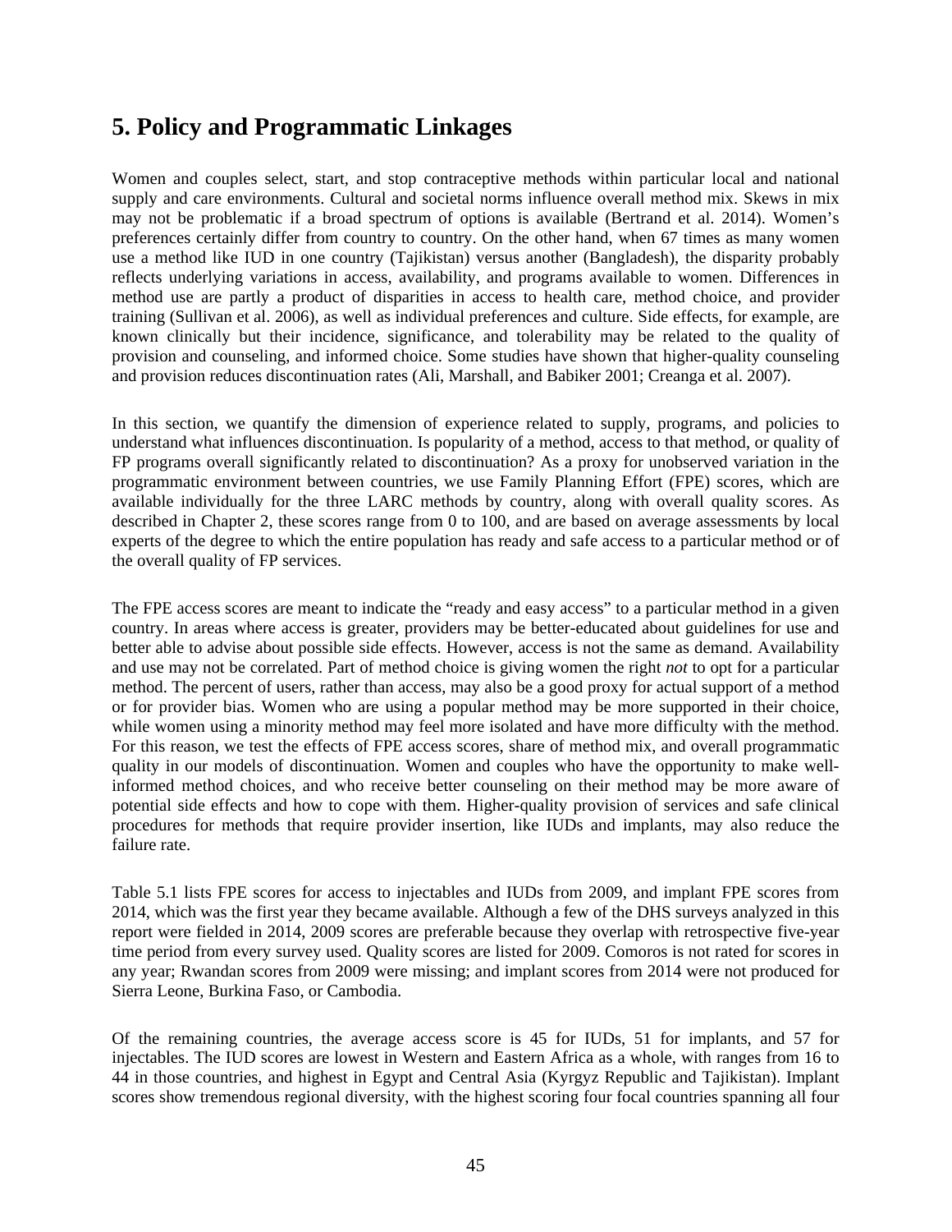## 5. Policy and Programmatic Linkages

Women and couples select, start, and stop contraceptive methods within particular local and national supply and care environments. Cultural and societal norms influence overall method mix. Skews in mix may not be problematic if a broad spectrum of options is available (Bertrand et al. 2014). Women's preferences certainly differ from country to country. On the other hand, when 67 times as many women use a method like IUD in one country (Tajikistan) versus another (Bangladesh), the disparity probably reflects underlying variations in access, availability, and programs available to women. Differences in method use are partly a product of disparities in access to health care, method choice, and provider training (Sullivan et al. 2006), as well as individual preferences and culture. Side effects, for example, are known clinically but their incidence, significance, and tolerability may be related to the quality of provision and counseling, and informed choice. Some studies have shown that higher-quality counseling and provision reduces discontinuation rates (Ali, Marshall, and Babiker 2001; Creanga et al. 2007).

In this section, we quantify the dimension of experience related to supply, programs, and policies to understand what influences discontinuation. Is popularity of a method, access to that method, or quality of FP programs overall significantly related to discontinuation? As a proxy for unobserved variation in the programmatic environment between countries, we use Family Planning Effort (FPE) scores, which are available individually for the three LARC methods by country, along with overall quality scores. As described in Chapter 2, these scores range from 0 to 100, and are based on average assessments by local experts of the degree to which the entire population has ready and safe access to a particular method or of the overall quality of FP services.

The FPE access scores are meant to indicate the "ready and easy access" to a particular method in a given country. In areas where access is greater, providers may be better-educated about guidelines for use and better able to advise about possible side effects. However, access is not the same as demand. Availability and use may not be correlated. Part of method choice is giving women the right *not* to opt for a particular method. The percent of users, rather than access, may also be a good proxy for actual support of a method or for provider bias. Women who are using a popular method may be more supported in their choice, while women using a minority method may feel more isolated and have more difficulty with the method. For this reason, we test the effects of FPE access scores, share of method mix, and overall programmatic quality in our models of discontinuation. Women and couples who have the opportunity to make well-informed method choices, and who receive better counseling on their method may be more aware of potential side effects and how to cope with them. Higher-quality provision of services and safe clinical procedures for methods that require provider insertion, like IUDs and implants, may also reduce the failure rate.

Table 5.1 lists FPE scores for access to injectables and IUDs from 2009, and implant FPE scores from 2014, which was the first year they became available. Although a few of the DHS surveys analyzed in this report were fielded in 2014, 2009 scores are preferable because they overlap with retrospective five-year time period from every survey used. Quality scores are listed for 2009. Comoros is not rated for scores in any year; Rwandan scores from 2009 were missing; and implant scores from 2014 were not produced for Sierra Leone, Burkina Faso, or Cambodia.

Of the remaining countries, the average access score is 45 for IUDs, 51 for implants, and 57 for injectables. The IUD scores are lowest in Western and Eastern Africa as a whole, with ranges from 16 to 44 in those countries, and highest in Egypt and Central Asia (Kyrgyz Republic and Tajikistan). Implant scores show tremendous regional diversity, with the highest scoring four focal countries spanning all four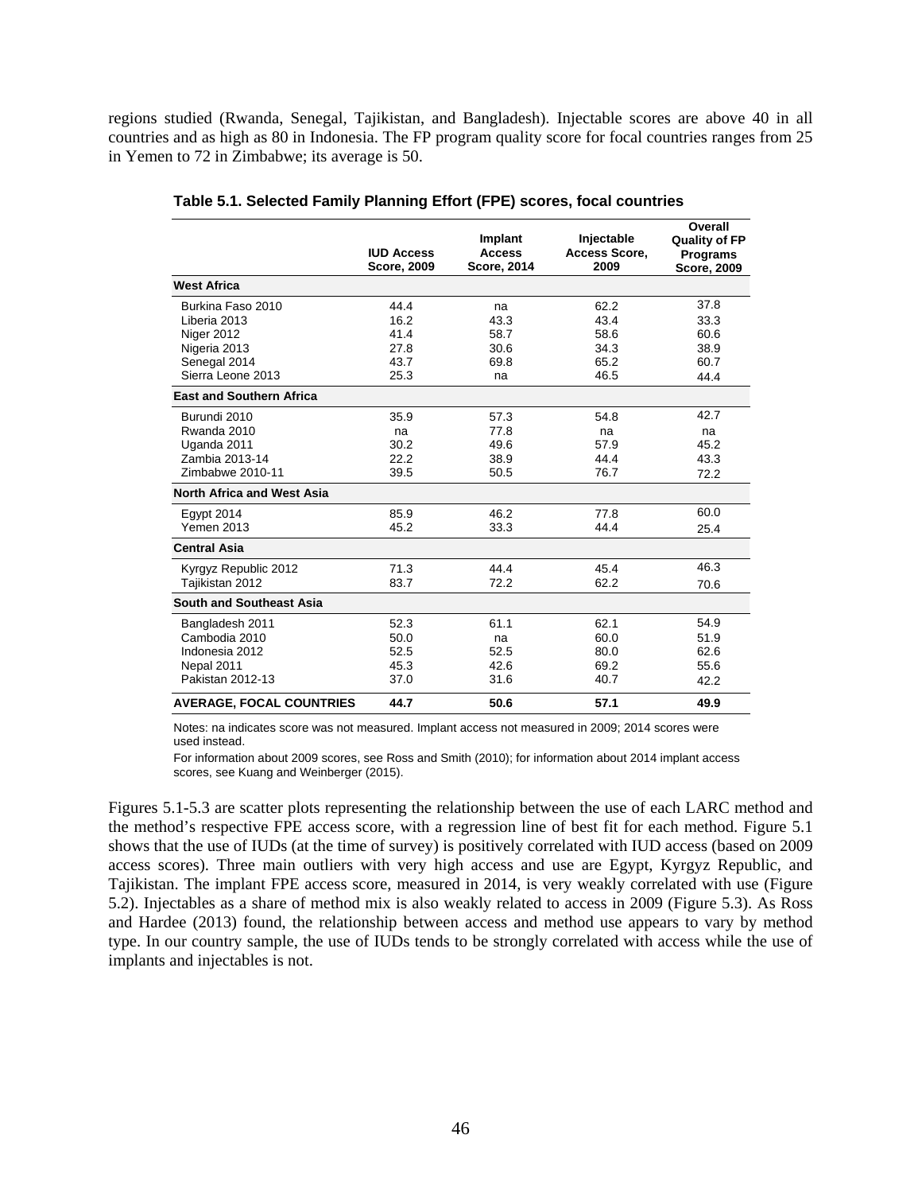regions studied (Rwanda, Senegal, Tajikistan, and Bangladesh). Injectable scores are above 40 in all countries and as high as 80 in Indonesia. The FP program quality score for focal countries ranges from 25 in Yemen to 72 in Zimbabwe; its average is 50.

**Table 5.1. Selected Family Planning Effort (FPE) scores, focal countries**

| | IUD Access Score, 2009 | Implant Access Score, 2014 | Injectable Access Score, 2009 | Overall Quality of FP Programs Score, 2009 |
|---|---|---|---|---|
| **West Africa** | | | | |
| Burkina Faso 2010 | 44.4 | na | 62.2 | 37.8 |
| Liberia 2013 | 16.2 | 43.3 | 43.4 | 33.3 |
| Niger 2012 | 41.4 | 58.7 | 58.6 | 60.6 |
| Nigeria 2013 | 27.8 | 30.6 | 34.3 | 38.9 |
| Senegal 2014 | 43.7 | 69.8 | 65.2 | 60.7 |
| Sierra Leone 2013 | 25.3 | na | 46.5 | 44.4 |
| **East and Southern Africa** | | | | |
| Burundi 2010 | 35.9 | 57.3 | 54.8 | 42.7 |
| Rwanda 2010 | na | 77.8 | na | na |
| Uganda 2011 | 30.2 | 49.6 | 57.9 | 45.2 |
| Zambia 2013-14 | 22.2 | 38.9 | 44.4 | 43.3 |
| Zimbabwe 2010-11 | 39.5 | 50.5 | 76.7 | 72.2 |
| **North Africa and West Asia** | | | | |
| Egypt 2014 | 85.9 | 46.2 | 77.8 | 60.0 |
| Yemen 2013 | 45.2 | 33.3 | 44.4 | 25.4 |
| **Central Asia** | | | | |
| Kyrgyz Republic 2012 | 71.3 | 44.4 | 45.4 | 46.3 |
| Tajikistan 2012 | 83.7 | 72.2 | 62.2 | 70.6 |
| **South and Southeast Asia** | | | | |
| Bangladesh 2011 | 52.3 | 61.1 | 62.1 | 54.9 |
| Cambodia 2010 | 50.0 | na | 60.0 | 51.9 |
| Indonesia 2012 | 52.5 | 52.5 | 80.0 | 62.6 |
| Nepal 2011 | 45.3 | 42.6 | 69.2 | 55.6 |
| Pakistan 2012-13 | 37.0 | 31.6 | 40.7 | 42.2 |
| **AVERAGE, FOCAL COUNTRIES** | **44.7** | **50.6** | **57.1** | **49.9** |

Notes: na indicates score was not measured. Implant access not measured in 2009; 2014 scores were used instead.

For information about 2009 scores, see Ross and Smith (2010); for information about 2014 implant access scores, see Kuang and Weinberger (2015).

Figures 5.1-5.3 are scatter plots representing the relationship between the use of each LARC method and the method's respective FPE access score, with a regression line of best fit for each method. Figure 5.1 shows that the use of IUDs (at the time of survey) is positively correlated with IUD access (based on 2009 access scores). Three main outliers with very high access and use are Egypt, Kyrgyz Republic, and Tajikistan. The implant FPE access score, measured in 2014, is very weakly correlated with use (Figure 5.2). Injectables as a share of method mix is also weakly related to access in 2009 (Figure 5.3). As Ross and Hardee (2013) found, the relationship between access and method use appears to vary by method type. In our country sample, the use of IUDs tends to be strongly correlated with access while the use of implants and injectables is not.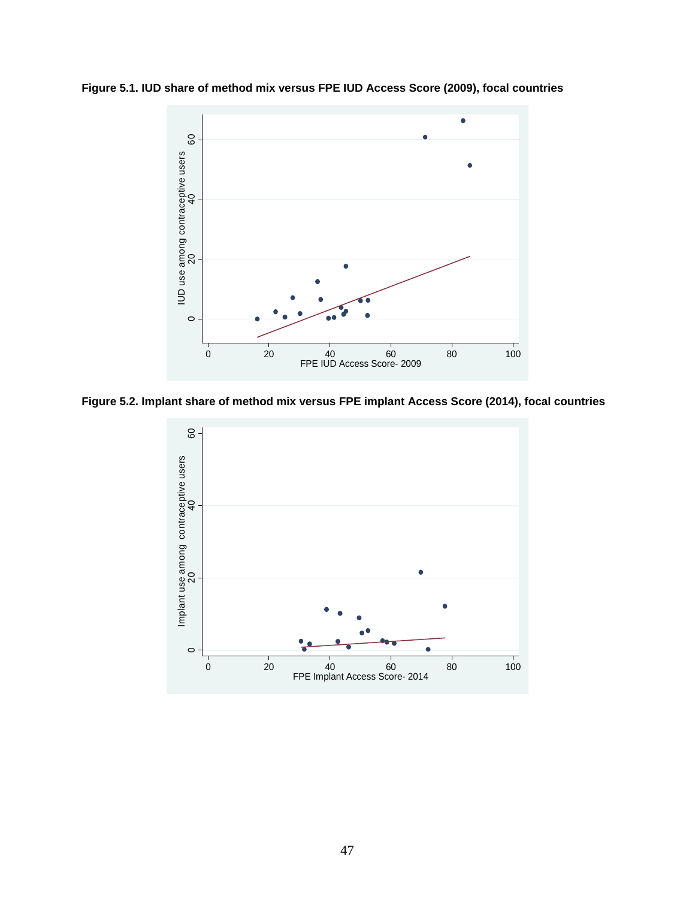**Figure 5.1. IUD share of method mix versus FPE IUD Access Score (2009), focal countries**

**Figure 5.2. Implant share of method mix versus FPE implant Access Score (2014), focal countries**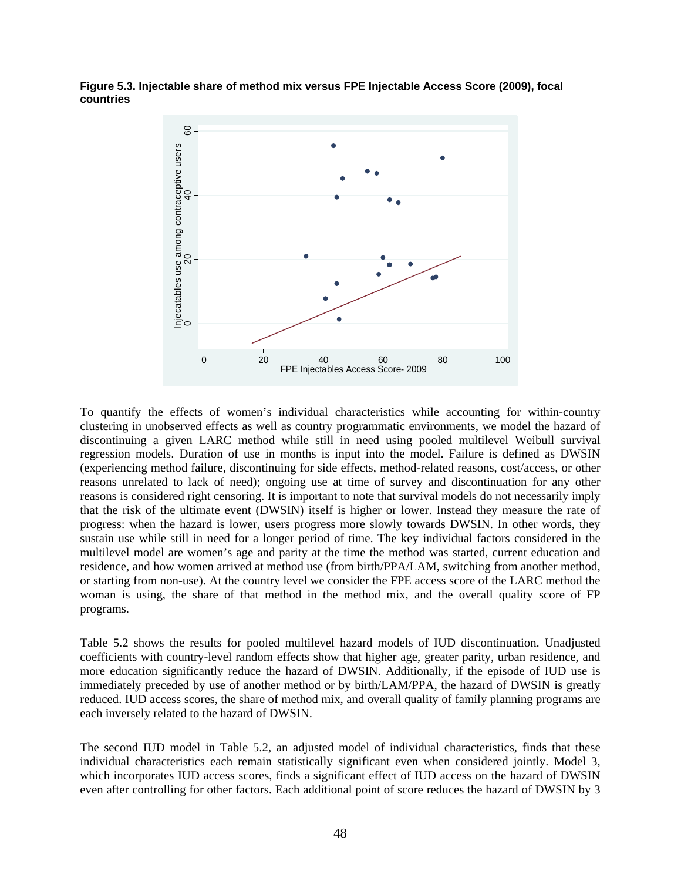**Figure 5.3. Injectable share of method mix versus FPE Injectable Access Score (2009), focal countries**

To quantify the effects of women's individual characteristics while accounting for within-country clustering in unobserved effects as well as country programmatic environments, we model the hazard of discontinuing a given LARC method while still in need using pooled multilevel Weibull survival regression models. Duration of use in months is input into the model. Failure is defined as DWSIN (experiencing method failure, discontinuing for side effects, method-related reasons, cost/access, or other reasons unrelated to lack of need); ongoing use at time of survey and discontinuation for any other reasons is considered right censoring. It is important to note that survival models do not necessarily imply that the risk of the ultimate event (DWSIN) itself is higher or lower. Instead they measure the rate of progress: when the hazard is lower, users progress more slowly towards DWSIN. In other words, they sustain use while still in need for a longer period of time. The key individual factors considered in the multilevel model are women's age and parity at the time the method was started, current education and residence, and how women arrived at method use (from birth/PPA/LAM, switching from another method, or starting from non-use). At the country level we consider the FPE access score of the LARC method the woman is using, the share of that method in the method mix, and the overall quality score of FP programs.

Table 5.2 shows the results for pooled multilevel hazard models of IUD discontinuation. Unadjusted coefficients with country-level random effects show that higher age, greater parity, urban residence, and more education significantly reduce the hazard of DWSIN. Additionally, if the episode of IUD use is immediately preceded by use of another method or by birth/LAM/PPA, the hazard of DWSIN is greatly reduced. IUD access scores, the share of method mix, and overall quality of family planning programs are each inversely related to the hazard of DWSIN.

The second IUD model in Table 5.2, an adjusted model of individual characteristics, finds that these individual characteristics each remain statistically significant even when considered jointly. Model 3, which incorporates IUD access scores, finds a significant effect of IUD access on the hazard of DWSIN even after controlling for other factors. Each additional point of score reduces the hazard of DWSIN by 3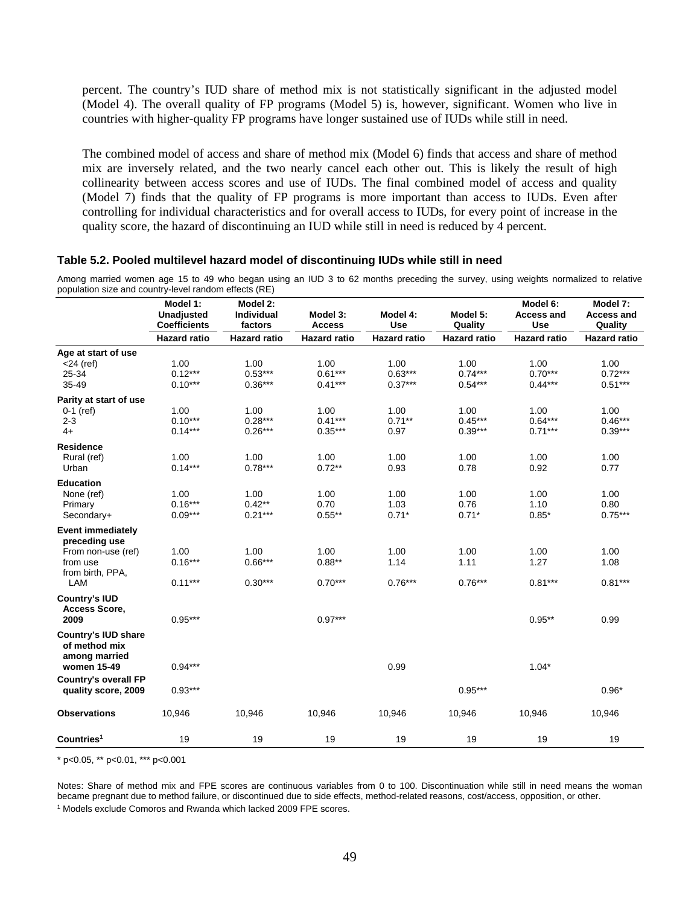percent. The country's IUD share of method mix is not statistically significant in the adjusted model (Model 4). The overall quality of FP programs (Model 5) is, however, significant. Women who live in countries with higher-quality FP programs have longer sustained use of IUDs while still in need.

The combined model of access and share of method mix (Model 6) finds that access and share of method mix are inversely related, and the two nearly cancel each other out. This is likely the result of high collinearity between access scores and use of IUDs. The final combined model of access and quality (Model 7) finds that the quality of FP programs is more important than access to IUDs. Even after controlling for individual characteristics and for overall access to IUDs, for every point of increase in the quality score, the hazard of discontinuing an IUD while still in need is reduced by 4 percent.

**Table 5.2. Pooled multilevel hazard model of discontinuing IUDs while still in need**

Among married women age 15 to 49 who began using an IUD 3 to 62 months preceding the survey, using weights normalized to relative population size and country-level random effects (RE)

| | Model 1: Unadjusted Coefficients | Model 2: Individual factors | Model 3: Access | Model 4: Use | Model 5: Quality | Model 6: Access and Use | Model 7: Access and Quality |
|---|---|---|---|---|---|---|---|
| | Hazard ratio | Hazard ratio | Hazard ratio | Hazard ratio | Hazard ratio | Hazard ratio | Hazard ratio |
| **Age at start of use** | | | | | | | |
| <24 (ref) | 1.00 | 1.00 | 1.00 | 1.00 | 1.00 | 1.00 | 1.00 |
| 25-34 | 0.12*** | 0.53*** | 0.61*** | 0.63*** | 0.74*** | 0.70*** | 0.72*** |
| 35-49 | 0.10*** | 0.36*** | 0.41*** | 0.37*** | 0.54*** | 0.44*** | 0.51*** |
| **Parity at start of use** | | | | | | | |
| 0-1 (ref) | 1.00 | 1.00 | 1.00 | 1.00 | 1.00 | 1.00 | 1.00 |
| 2-3 | 0.10*** | 0.28*** | 0.41*** | 0.71** | 0.45*** | 0.64*** | 0.46*** |
| 4+ | 0.14*** | 0.26*** | 0.35*** | 0.97 | 0.39*** | 0.71*** | 0.39*** |
| **Residence** | | | | | | | |
| Rural (ref) | 1.00 | 1.00 | 1.00 | 1.00 | 1.00 | 1.00 | 1.00 |
| Urban | 0.14*** | 0.78*** | 0.72** | 0.93 | 0.78 | 0.92 | 0.77 |
| **Education** | | | | | | | |
| None (ref) | 1.00 | 1.00 | 1.00 | 1.00 | 1.00 | 1.00 | 1.00 |
| Primary | 0.16*** | 0.42** | 0.70 | 1.03 | 0.76 | 1.10 | 0.80 |
| Secondary+ | 0.09*** | 0.21*** | 0.55** | 0.71* | 0.71* | 0.85* | 0.75*** |
| **Event immediately preceding use** | | | | | | | |
| From non-use (ref) | 1.00 | 1.00 | 1.00 | 1.00 | 1.00 | 1.00 | 1.00 |
| from use | 0.16*** | 0.66*** | 0.88** | 1.14 | 1.11 | 1.27 | 1.08 |
| from birth, PPA, LAM | 0.11*** | 0.30*** | 0.70*** | 0.76*** | 0.76*** | 0.81*** | 0.81*** |
| **Country's IUD Access Score, 2009** | 0.95*** | | 0.97*** | | | 0.95** | 0.99 |
| **Country's IUD share of method mix among married women 15-49** | 0.94*** | | | 0.99 | | 1.04* | |
| **Country's overall FP quality score, 2009** | 0.93*** | | | | 0.95*** | | 0.96* |
| **Observations** | 10,946 | 10,946 | 10,946 | 10,946 | 10,946 | 10,946 | 10,946 |
| **Countries[1]** | 19 | 19 | 19 | 19 | 19 | 19 | 19 |

\* p<0.05, ** p<0.01, *** p<0.001

Notes: Share of method mix and FPE scores are continuous variables from 0 to 100. Discontinuation while still in need means the woman became pregnant due to method failure, or discontinued due to side effects, method-related reasons, cost/access, opposition, or other.

[1] Models exclude Comoros and Rwanda which lacked 2009 FPE scores.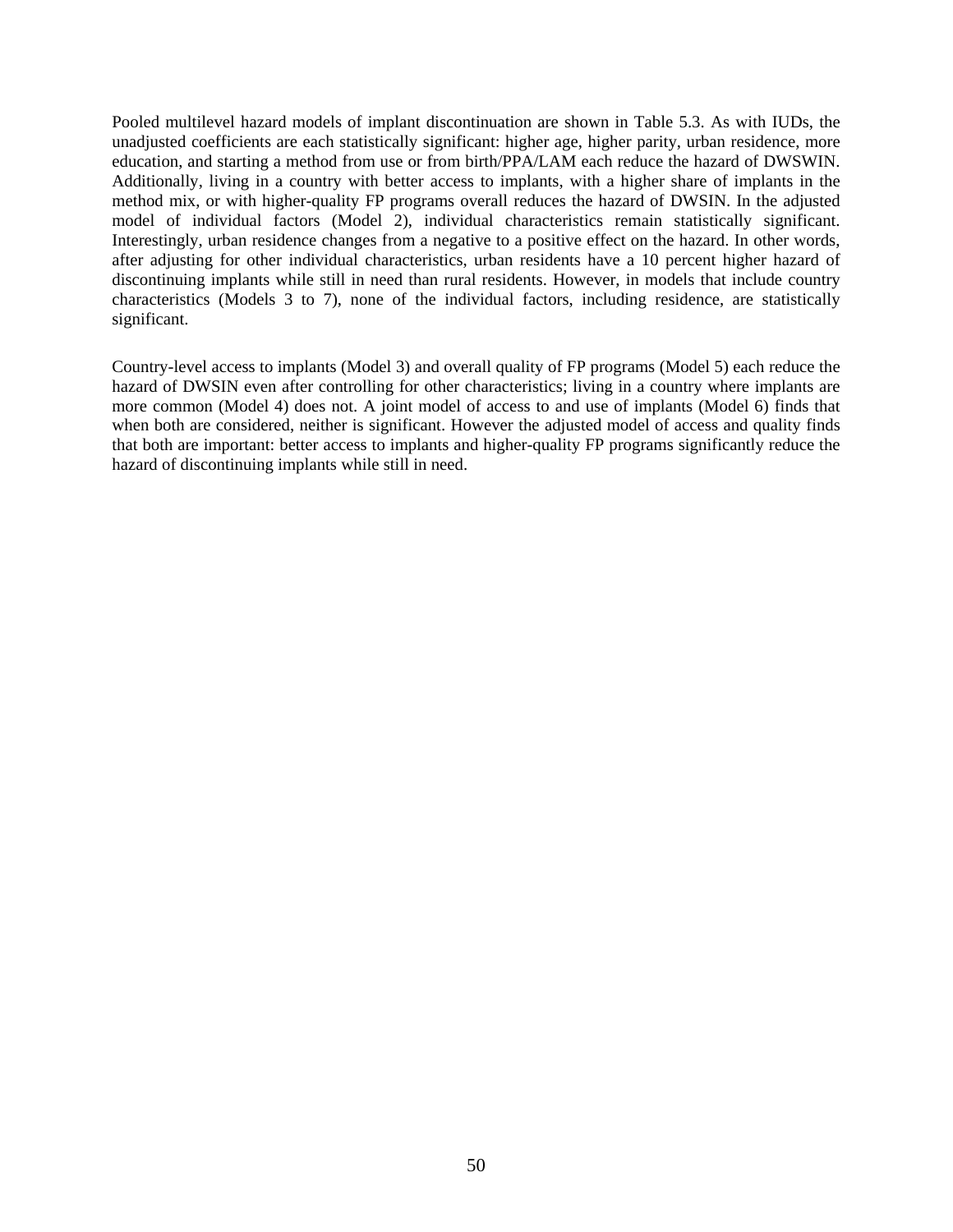Pooled multilevel hazard models of implant discontinuation are shown in Table 5.3. As with IUDs, the unadjusted coefficients are each statistically significant: higher age, higher parity, urban residence, more education, and starting a method from use or from birth/PPA/LAM each reduce the hazard of DWSWIN. Additionally, living in a country with better access to implants, with a higher share of implants in the method mix, or with higher-quality FP programs overall reduces the hazard of DWSIN. In the adjusted model of individual factors (Model 2), individual characteristics remain statistically significant. Interestingly, urban residence changes from a negative to a positive effect on the hazard. In other words, after adjusting for other individual characteristics, urban residents have a 10 percent higher hazard of discontinuing implants while still in need than rural residents. However, in models that include country characteristics (Models 3 to 7), none of the individual factors, including residence, are statistically significant.

Country-level access to implants (Model 3) and overall quality of FP programs (Model 5) each reduce the hazard of DWSIN even after controlling for other characteristics; living in a country where implants are more common (Model 4) does not. A joint model of access to and use of implants (Model 6) finds that when both are considered, neither is significant. However the adjusted model of access and quality finds that both are important: better access to implants and higher-quality FP programs significantly reduce the hazard of discontinuing implants while still in need.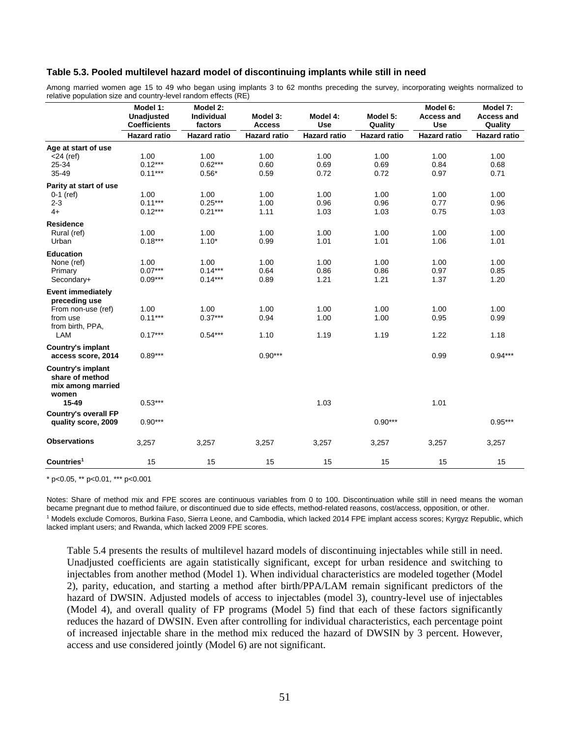**Table 5.3. Pooled multilevel hazard model of discontinuing implants while still in need**

Among married women age 15 to 49 who began using implants 3 to 62 months preceding the survey, incorporating weights normalized to relative population size and country-level random effects (RE)

| | Model 1: Unadjusted Coefficients | Model 2: Individual factors | Model 3: Access | Model 4: Use | Model 5: Quality | Model 6: Access and Use | Model 7: Access and Quality |
|---|---|---|---|---|---|---|---|
| | Hazard ratio | Hazard ratio | Hazard ratio | Hazard ratio | Hazard ratio | Hazard ratio | Hazard ratio |
| **Age at start of use** | | | | | | | |
| <24 (ref) | 1.00 | 1.00 | 1.00 | 1.00 | 1.00 | 1.00 | 1.00 |
| 25-34 | 0.12*** | 0.62*** | 0.60 | 0.69 | 0.69 | 0.84 | 0.68 |
| 35-49 | 0.11*** | 0.56* | 0.59 | 0.72 | 0.72 | 0.97 | 0.71 |
| **Parity at start of use** | | | | | | | |
| 0-1 (ref) | 1.00 | 1.00 | 1.00 | 1.00 | 1.00 | 1.00 | 1.00 |
| 2-3 | 0.11*** | 0.25*** | 1.00 | 0.96 | 0.96 | 0.77 | 0.96 |
| 4+ | 0.12*** | 0.21*** | 1.11 | 1.03 | 1.03 | 0.75 | 1.03 |
| **Residence** | | | | | | | |
| Rural (ref) | 1.00 | 1.00 | 1.00 | 1.00 | 1.00 | 1.00 | 1.00 |
| Urban | 0.18*** | 1.10* | 0.99 | 1.01 | 1.01 | 1.06 | 1.01 |
| **Education** | | | | | | | |
| None (ref) | 1.00 | 1.00 | 1.00 | 1.00 | 1.00 | 1.00 | 1.00 |
| Primary | 0.07*** | 0.14*** | 0.64 | 0.86 | 0.86 | 0.97 | 0.85 |
| Secondary+ | 0.09*** | 0.14*** | 0.89 | 1.21 | 1.21 | 1.37 | 1.20 |
| **Event immediately preceding use** | | | | | | | |
| From non-use (ref) | 1.00 | 1.00 | 1.00 | 1.00 | 1.00 | 1.00 | 1.00 |
| from use | 0.11*** | 0.37*** | 0.94 | 1.00 | 1.00 | 0.95 | 0.99 |
| from birth, PPA, LAM | 0.17*** | 0.54*** | 1.10 | 1.19 | 1.19 | 1.22 | 1.18 |
| **Country's implant access score, 2014** | 0.89*** | | 0.90*** | | | 0.99 | 0.94*** |
| **Country's implant share of method mix among married women 15-49** | 0.53*** | | | 1.03 | | 1.01 | |
| **Country's overall FP quality score, 2009** | 0.90*** | | | | 0.90*** | | 0.95*** |
| **Observations** | 3,257 | 3,257 | 3,257 | 3,257 | 3,257 | 3,257 | 3,257 |
| **Countries[1]** | 15 | 15 | 15 | 15 | 15 | 15 | 15 |

* p<0.05, ** p<0.01, *** p<0.001

Notes: Share of method mix and FPE scores are continuous variables from 0 to 100. Discontinuation while still in need means the woman became pregnant due to method failure, or discontinued due to side effects, method-related reasons, cost/access, opposition, or other.

[1] Models exclude Comoros, Burkina Faso, Sierra Leone, and Cambodia, which lacked 2014 FPE implant access scores; Kyrgyz Republic, which lacked implant users; and Rwanda, which lacked 2009 FPE scores.

Table 5.4 presents the results of multilevel hazard models of discontinuing injectables while still in need. Unadjusted coefficients are again statistically significant, except for urban residence and switching to injectables from another method (Model 1). When individual characteristics are modeled together (Model 2), parity, education, and starting a method after birth/PPA/LAM remain significant predictors of the hazard of DWSIN. Adjusted models of access to injectables (model 3), country-level use of injectables (Model 4), and overall quality of FP programs (Model 5) find that each of these factors significantly reduces the hazard of DWSIN. Even after controlling for individual characteristics, each percentage point of increased injectable share in the method mix reduced the hazard of DWSIN by 3 percent. However, access and use considered jointly (Model 6) are not significant.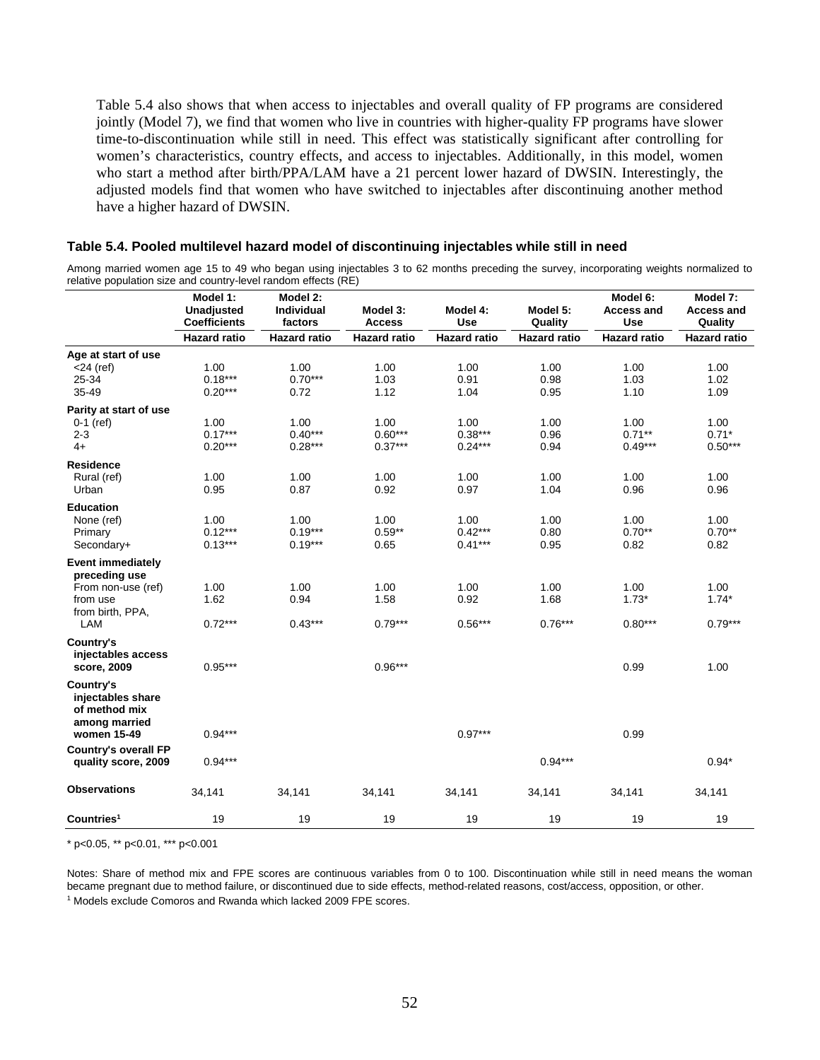Table 5.4 also shows that when access to injectables and overall quality of FP programs are considered jointly (Model 7), we find that women who live in countries with higher-quality FP programs have slower time-to-discontinuation while still in need. This effect was statistically significant after controlling for women's characteristics, country effects, and access to injectables. Additionally, in this model, women who start a method after birth/PPA/LAM have a 21 percent lower hazard of DWSIN. Interestingly, the adjusted models find that women who have switched to injectables after discontinuing another method have a higher hazard of DWSIN.

### Table 5.4. Pooled multilevel hazard model of discontinuing injectables while still in need

Among married women age 15 to 49 who began using injectables 3 to 62 months preceding the survey, incorporating weights normalized to relative population size and country-level random effects (RE)

| | Model 1: Unadjusted Coefficients | Model 2: Individual factors | Model 3: Access | Model 4: Use | Model 5: Quality | Model 6: Access and Use | Model 7: Access and Quality |
|---|---|---|---|---|---|---|---|
| | Hazard ratio | Hazard ratio | Hazard ratio | Hazard ratio | Hazard ratio | Hazard ratio | Hazard ratio |
| **Age at start of use** | | | | | | | |
| <24 (ref) | 1.00 | 1.00 | 1.00 | 1.00 | 1.00 | 1.00 | 1.00 |
| 25-34 | 0.18*** | 0.70*** | 1.03 | 0.91 | 0.98 | 1.03 | 1.02 |
| 35-49 | 0.20*** | 0.72 | 1.12 | 1.04 | 0.95 | 1.10 | 1.09 |
| **Parity at start of use** | | | | | | | |
| 0-1 (ref) | 1.00 | 1.00 | 1.00 | 1.00 | 1.00 | 1.00 | 1.00 |
| 2-3 | 0.17*** | 0.40*** | 0.60*** | 0.38*** | 0.96 | 0.71** | 0.71* |
| 4+ | 0.20*** | 0.28*** | 0.37*** | 0.24*** | 0.94 | 0.49*** | 0.50*** |
| **Residence** | | | | | | | |
| Rural (ref) | 1.00 | 1.00 | 1.00 | 1.00 | 1.00 | 1.00 | 1.00 |
| Urban | 0.95 | 0.87 | 0.92 | 0.97 | 1.04 | 0.96 | 0.96 |
| **Education** | | | | | | | |
| None (ref) | 1.00 | 1.00 | 1.00 | 1.00 | 1.00 | 1.00 | 1.00 |
| Primary | 0.12*** | 0.19*** | 0.59** | 0.42*** | 0.80 | 0.70** | 0.70** |
| Secondary+ | 0.13*** | 0.19*** | 0.65 | 0.41*** | 0.95 | 0.82 | 0.82 |
| **Event immediately preceding use** | | | | | | | |
| From non-use (ref) | 1.00 | 1.00 | 1.00 | 1.00 | 1.00 | 1.00 | 1.00 |
| from use | 1.62 | 0.94 | 1.58 | 0.92 | 1.68 | 1.73* | 1.74* |
| from birth, PPA, LAM | 0.72*** | 0.43*** | 0.79*** | 0.56*** | 0.76*** | 0.80*** | 0.79*** |
| **Country's injectables access score, 2009** | 0.95*** | | 0.96*** | | | 0.99 | 1.00 |
| **Country's injectables share of method mix among married women 15-49** | 0.94*** | | | 0.97*** | | 0.99 | |
| **Country's overall FP quality score, 2009** | 0.94*** | | | | 0.94*** | | 0.94* |
| **Observations** | 34,141 | 34,141 | 34,141 | 34,141 | 34,141 | 34,141 | 34,141 |
| **Countries[1]** | 19 | 19 | 19 | 19 | 19 | 19 | 19 |

* p<0.05, ** p<0.01, *** p<0.001

Notes: Share of method mix and FPE scores are continuous variables from 0 to 100. Discontinuation while still in need means the woman became pregnant due to method failure, or discontinued due to side effects, method-related reasons, cost/access, opposition, or other.

[1] Models exclude Comoros and Rwanda which lacked 2009 FPE scores.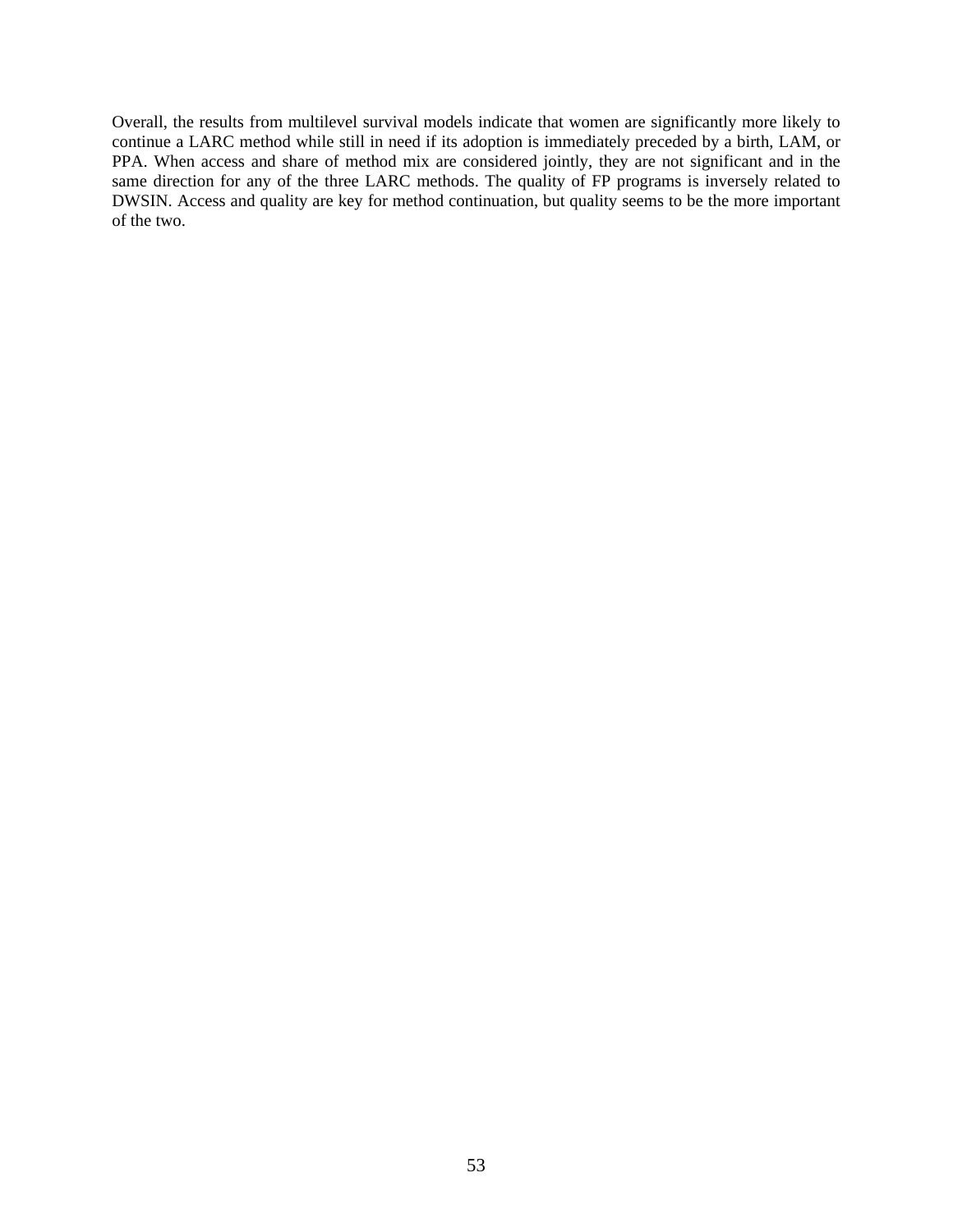Overall, the results from multilevel survival models indicate that women are significantly more likely to continue a LARC method while still in need if its adoption is immediately preceded by a birth, LAM, or PPA. When access and share of method mix are considered jointly, they are not significant and in the same direction for any of the three LARC methods. The quality of FP programs is inversely related to DWSIN. Access and quality are key for method continuation, but quality seems to be the more important of the two.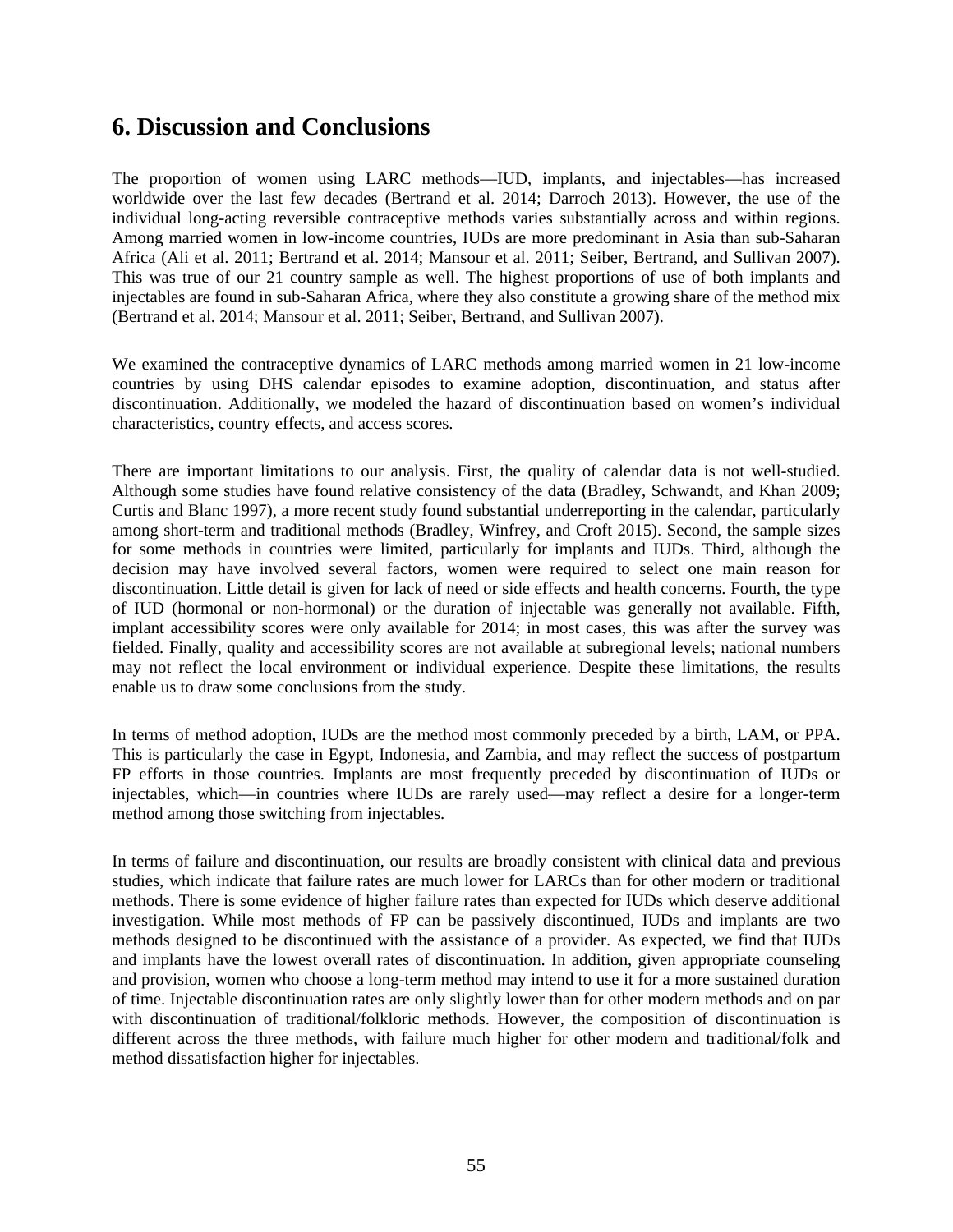## 6. Discussion and Conclusions

The proportion of women using LARC methods—IUD, implants, and injectables—has increased worldwide over the last few decades (Bertrand et al. 2014; Darroch 2013). However, the use of the individual long-acting reversible contraceptive methods varies substantially across and within regions. Among married women in low-income countries, IUDs are more predominant in Asia than sub-Saharan Africa (Ali et al. 2011; Bertrand et al. 2014; Mansour et al. 2011; Seiber, Bertrand, and Sullivan 2007). This was true of our 21 country sample as well. The highest proportions of use of both implants and injectables are found in sub-Saharan Africa, where they also constitute a growing share of the method mix (Bertrand et al. 2014; Mansour et al. 2011; Seiber, Bertrand, and Sullivan 2007).

We examined the contraceptive dynamics of LARC methods among married women in 21 low-income countries by using DHS calendar episodes to examine adoption, discontinuation, and status after discontinuation. Additionally, we modeled the hazard of discontinuation based on women's individual characteristics, country effects, and access scores.

There are important limitations to our analysis. First, the quality of calendar data is not well-studied. Although some studies have found relative consistency of the data (Bradley, Schwandt, and Khan 2009; Curtis and Blanc 1997), a more recent study found substantial underreporting in the calendar, particularly among short-term and traditional methods (Bradley, Winfrey, and Croft 2015). Second, the sample sizes for some methods in countries were limited, particularly for implants and IUDs. Third, although the decision may have involved several factors, women were required to select one main reason for discontinuation. Little detail is given for lack of need or side effects and health concerns. Fourth, the type of IUD (hormonal or non-hormonal) or the duration of injectable was generally not available. Fifth, implant accessibility scores were only available for 2014; in most cases, this was after the survey was fielded. Finally, quality and accessibility scores are not available at subregional levels; national numbers may not reflect the local environment or individual experience. Despite these limitations, the results enable us to draw some conclusions from the study.

In terms of method adoption, IUDs are the method most commonly preceded by a birth, LAM, or PPA. This is particularly the case in Egypt, Indonesia, and Zambia, and may reflect the success of postpartum FP efforts in those countries. Implants are most frequently preceded by discontinuation of IUDs or injectables, which—in countries where IUDs are rarely used—may reflect a desire for a longer-term method among those switching from injectables.

In terms of failure and discontinuation, our results are broadly consistent with clinical data and previous studies, which indicate that failure rates are much lower for LARCs than for other modern or traditional methods. There is some evidence of higher failure rates than expected for IUDs which deserve additional investigation. While most methods of FP can be passively discontinued, IUDs and implants are two methods designed to be discontinued with the assistance of a provider. As expected, we find that IUDs and implants have the lowest overall rates of discontinuation. In addition, given appropriate counseling and provision, women who choose a long-term method may intend to use it for a more sustained duration of time. Injectable discontinuation rates are only slightly lower than for other modern methods and on par with discontinuation of traditional/folkloric methods. However, the composition of discontinuation is different across the three methods, with failure much higher for other modern and traditional/folk and method dissatisfaction higher for injectables.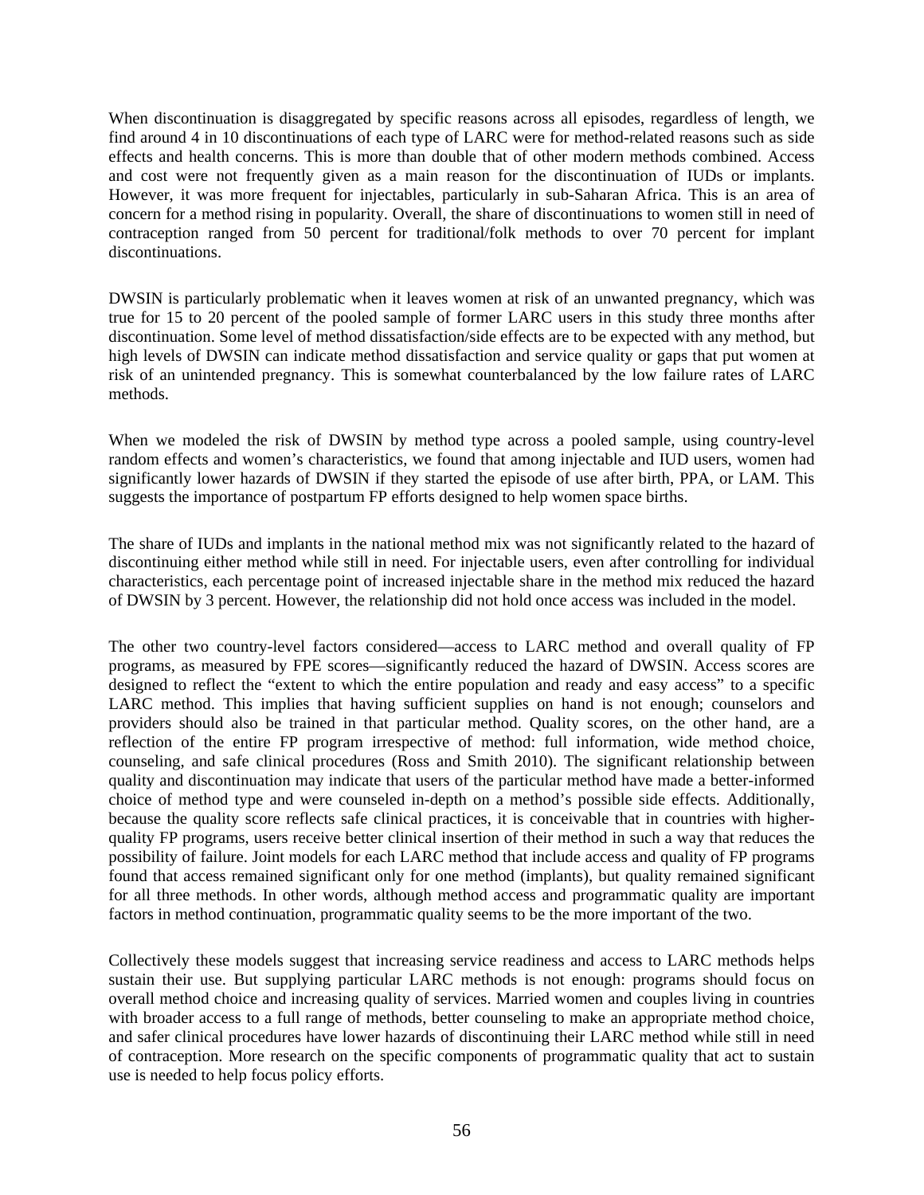When discontinuation is disaggregated by specific reasons across all episodes, regardless of length, we find around 4 in 10 discontinuations of each type of LARC were for method-related reasons such as side effects and health concerns. This is more than double that of other modern methods combined. Access and cost were not frequently given as a main reason for the discontinuation of IUDs or implants. However, it was more frequent for injectables, particularly in sub-Saharan Africa. This is an area of concern for a method rising in popularity. Overall, the share of discontinuations to women still in need of contraception ranged from 50 percent for traditional/folk methods to over 70 percent for implant discontinuations.

DWSIN is particularly problematic when it leaves women at risk of an unwanted pregnancy, which was true for 15 to 20 percent of the pooled sample of former LARC users in this study three months after discontinuation. Some level of method dissatisfaction/side effects are to be expected with any method, but high levels of DWSIN can indicate method dissatisfaction and service quality or gaps that put women at risk of an unintended pregnancy. This is somewhat counterbalanced by the low failure rates of LARC methods.

When we modeled the risk of DWSIN by method type across a pooled sample, using country-level random effects and women's characteristics, we found that among injectable and IUD users, women had significantly lower hazards of DWSIN if they started the episode of use after birth, PPA, or LAM. This suggests the importance of postpartum FP efforts designed to help women space births.

The share of IUDs and implants in the national method mix was not significantly related to the hazard of discontinuing either method while still in need. For injectable users, even after controlling for individual characteristics, each percentage point of increased injectable share in the method mix reduced the hazard of DWSIN by 3 percent. However, the relationship did not hold once access was included in the model.

The other two country-level factors considered—access to LARC method and overall quality of FP programs, as measured by FPE scores—significantly reduced the hazard of DWSIN. Access scores are designed to reflect the "extent to which the entire population and ready and easy access" to a specific LARC method. This implies that having sufficient supplies on hand is not enough; counselors and providers should also be trained in that particular method. Quality scores, on the other hand, are a reflection of the entire FP program irrespective of method: full information, wide method choice, counseling, and safe clinical procedures (Ross and Smith 2010). The significant relationship between quality and discontinuation may indicate that users of the particular method have made a better-informed choice of method type and were counseled in-depth on a method's possible side effects. Additionally, because the quality score reflects safe clinical practices, it is conceivable that in countries with higher-quality FP programs, users receive better clinical insertion of their method in such a way that reduces the possibility of failure. Joint models for each LARC method that include access and quality of FP programs found that access remained significant only for one method (implants), but quality remained significant for all three methods. In other words, although method access and programmatic quality are important factors in method continuation, programmatic quality seems to be the more important of the two.

Collectively these models suggest that increasing service readiness and access to LARC methods helps sustain their use. But supplying particular LARC methods is not enough: programs should focus on overall method choice and increasing quality of services. Married women and couples living in countries with broader access to a full range of methods, better counseling to make an appropriate method choice, and safer clinical procedures have lower hazards of discontinuing their LARC method while still in need of contraception. More research on the specific components of programmatic quality that act to sustain use is needed to help focus policy efforts.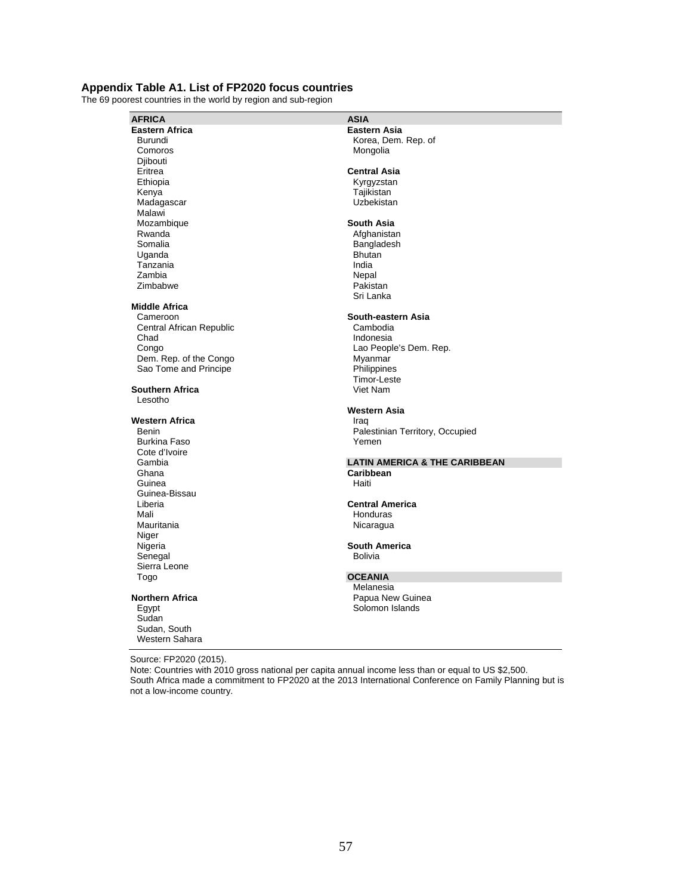**Appendix Table A1. List of FP2020 focus countries**

The 69 poorest countries in the world by region and sub-region

| AFRICA | ASIA |
|---|---|
| **Eastern Africa** | **Eastern Asia** |
| Burundi | Korea, Dem. Rep. of |
| Comoros | Mongolia |
| Djibouti | |
| Eritrea | **Central Asia** |
| Ethiopia | Kyrgyzstan |
| Kenya | Tajikistan |
| Madagascar | Uzbekistan |
| Malawi | |
| Mozambique | **South Asia** |
| Rwanda | Afghanistan |
| Somalia | Bangladesh |
| Uganda | Bhutan |
| Tanzania | India |
| Zambia | Nepal |
| Zimbabwe | Pakistan |
| | Sri Lanka |
| **Middle Africa** | |
| Cameroon | **South-eastern Asia** |
| Central African Republic | Cambodia |
| Chad | Indonesia |
| Congo | Lao People's Dem. Rep. |
| Dem. Rep. of the Congo | Myanmar |
| Sao Tome and Principe | Philippines |
| | Timor-Leste |
| **Southern Africa** | Viet Nam |
| Lesotho | |
| | **Western Asia** |
| **Western Africa** | Iraq |
| Benin | Palestinian Territory, Occupied |
| Burkina Faso | Yemen |
| Cote d'Ivoire | |
| Gambia | **LATIN AMERICA & THE CARIBBEAN** |
| Ghana | **Caribbean** |
| Guinea | Haiti |
| Guinea-Bissau | |
| Liberia | **Central America** |
| Mali | Honduras |
| Mauritania | Nicaragua |
| Niger | |
| Nigeria | **South America** |
| Senegal | Bolivia |
| Sierra Leone | |
| Togo | **OCEANIA** |
| | Melanesia |
| **Northern Africa** | Papua New Guinea |
| Egypt | Solomon Islands |
| Sudan | |
| Sudan, South | |
| Western Sahara | |

Source: FP2020 (2015).

Note: Countries with 2010 gross national per capita annual income less than or equal to US $2,500.
South Africa made a commitment to FP2020 at the 2013 International Conference on Family Planning but is not a low-income country.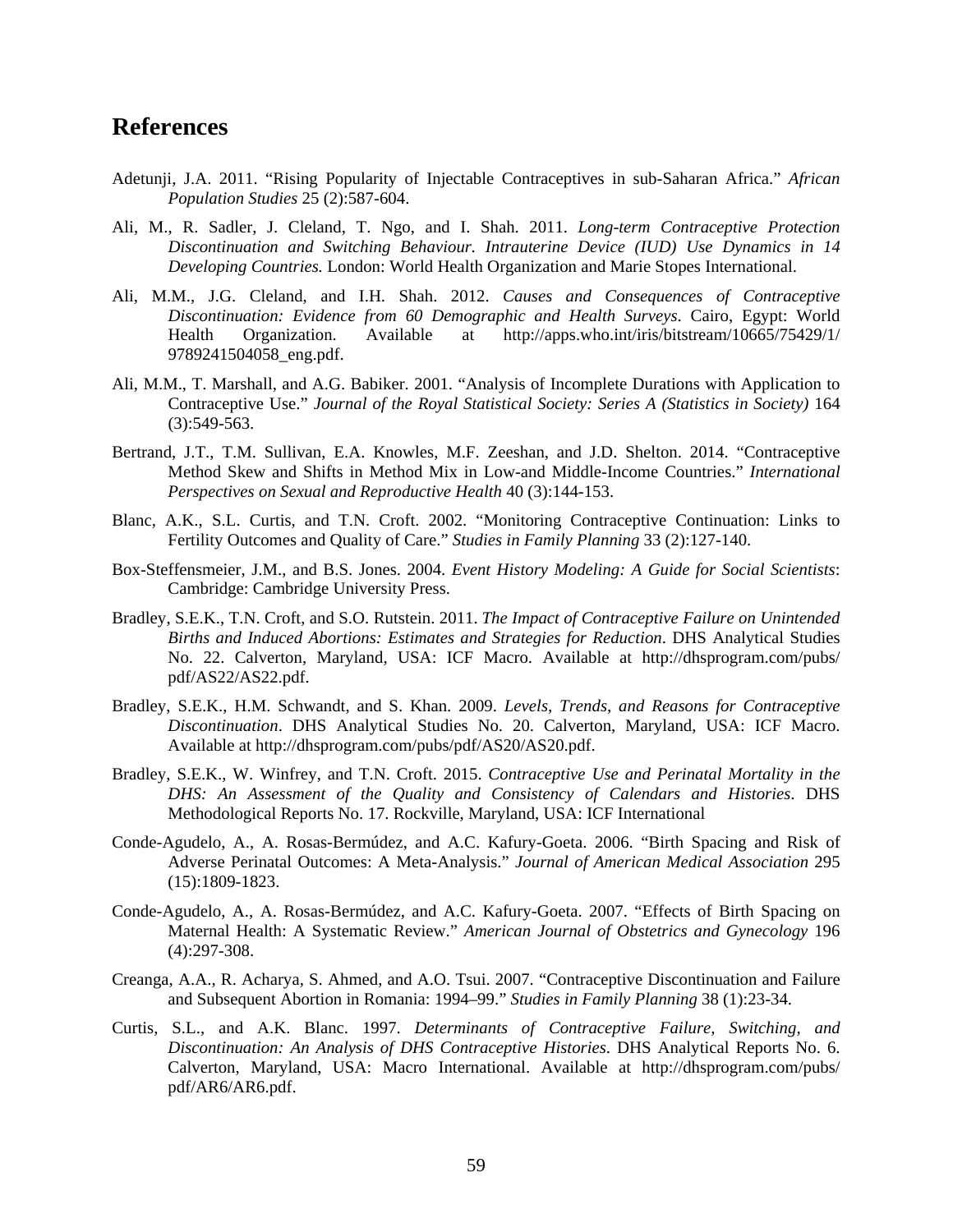## References

Adetunji, J.A. 2011. "Rising Popularity of Injectable Contraceptives in sub-Saharan Africa." *African Population Studies* 25 (2):587-604.

Ali, M., R. Sadler, J. Cleland, T. Ngo, and I. Shah. 2011. *Long-term Contraceptive Protection Discontinuation and Switching Behaviour. Intrauterine Device (IUD) Use Dynamics in 14 Developing Countries.* London: World Health Organization and Marie Stopes International.

Ali, M.M., J.G. Cleland, and I.H. Shah. 2012. *Causes and Consequences of Contraceptive Discontinuation: Evidence from 60 Demographic and Health Surveys*. Cairo, Egypt: World Health Organization. Available at http://apps.who.int/iris/bitstream/10665/75429/1/9789241504058_eng.pdf.

Ali, M.M., T. Marshall, and A.G. Babiker. 2001. "Analysis of Incomplete Durations with Application to Contraceptive Use." *Journal of the Royal Statistical Society: Series A (Statistics in Society)* 164 (3):549-563.

Bertrand, J.T., T.M. Sullivan, E.A. Knowles, M.F. Zeeshan, and J.D. Shelton. 2014. "Contraceptive Method Skew and Shifts in Method Mix in Low-and Middle-Income Countries." *International Perspectives on Sexual and Reproductive Health* 40 (3):144-153.

Blanc, A.K., S.L. Curtis, and T.N. Croft. 2002. "Monitoring Contraceptive Continuation: Links to Fertility Outcomes and Quality of Care." *Studies in Family Planning* 33 (2):127-140.

Box-Steffensmeier, J.M., and B.S. Jones. 2004. *Event History Modeling: A Guide for Social Scientists*: Cambridge: Cambridge University Press.

Bradley, S.E.K., T.N. Croft, and S.O. Rutstein. 2011. *The Impact of Contraceptive Failure on Unintended Births and Induced Abortions: Estimates and Strategies for Reduction*. DHS Analytical Studies No. 22. Calverton, Maryland, USA: ICF Macro. Available at http://dhsprogram.com/pubs/pdf/AS22/AS22.pdf.

Bradley, S.E.K., H.M. Schwandt, and S. Khan. 2009. *Levels, Trends, and Reasons for Contraceptive Discontinuation*. DHS Analytical Studies No. 20. Calverton, Maryland, USA: ICF Macro. Available at http://dhsprogram.com/pubs/pdf/AS20/AS20.pdf.

Bradley, S.E.K., W. Winfrey, and T.N. Croft. 2015. *Contraceptive Use and Perinatal Mortality in the DHS: An Assessment of the Quality and Consistency of Calendars and Histories*. DHS Methodological Reports No. 17. Rockville, Maryland, USA: ICF International

Conde-Agudelo, A., A. Rosas-Bermúdez, and A.C. Kafury-Goeta. 2006. "Birth Spacing and Risk of Adverse Perinatal Outcomes: A Meta-Analysis." *Journal of American Medical Association* 295 (15):1809-1823.

Conde-Agudelo, A., A. Rosas-Bermúdez, and A.C. Kafury-Goeta. 2007. "Effects of Birth Spacing on Maternal Health: A Systematic Review." *American Journal of Obstetrics and Gynecology* 196 (4):297-308.

Creanga, A.A., R. Acharya, S. Ahmed, and A.O. Tsui. 2007. "Contraceptive Discontinuation and Failure and Subsequent Abortion in Romania: 1994–99." *Studies in Family Planning* 38 (1):23-34.

Curtis, S.L., and A.K. Blanc. 1997. *Determinants of Contraceptive Failure, Switching, and Discontinuation: An Analysis of DHS Contraceptive Histories*. DHS Analytical Reports No. 6. Calverton, Maryland, USA: Macro International. Available at http://dhsprogram.com/pubs/pdf/AR6/AR6.pdf.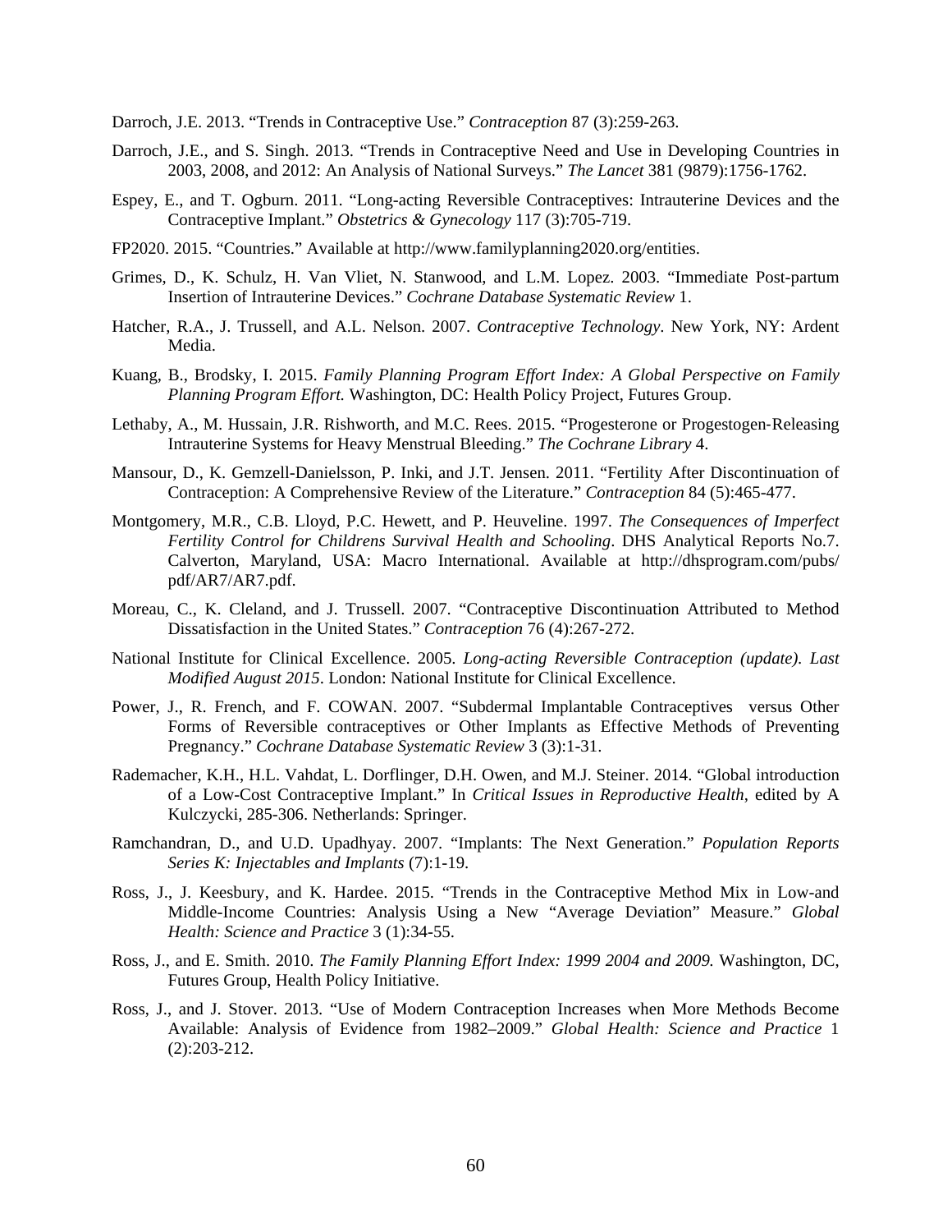Darroch, J.E. 2013. “Trends in Contraceptive Use.” *Contraception* 87 (3):259-263.

Darroch, J.E., and S. Singh. 2013. “Trends in Contraceptive Need and Use in Developing Countries in 2003, 2008, and 2012: An Analysis of National Surveys.” *The Lancet* 381 (9879):1756-1762.

Espey, E., and T. Ogburn. 2011. “Long-acting Reversible Contraceptives: Intrauterine Devices and the Contraceptive Implant.” *Obstetrics & Gynecology* 117 (3):705-719.

FP2020. 2015. “Countries.” Available at http://www.familyplanning2020.org/entities.

Grimes, D., K. Schulz, H. Van Vliet, N. Stanwood, and L.M. Lopez. 2003. “Immediate Post-partum Insertion of Intrauterine Devices.” *Cochrane Database Systematic Review* 1.

Hatcher, R.A., J. Trussell, and A.L. Nelson. 2007. *Contraceptive Technology*. New York, NY: Ardent Media.

Kuang, B., Brodsky, I. 2015. *Family Planning Program Effort Index: A Global Perspective on Family Planning Program Effort.* Washington, DC: Health Policy Project, Futures Group.

Lethaby, A., M. Hussain, J.R. Rishworth, and M.C. Rees. 2015. “Progesterone or Progestogen-Releasing Intrauterine Systems for Heavy Menstrual Bleeding.” *The Cochrane Library* 4.

Mansour, D., K. Gemzell-Danielsson, P. Inki, and J.T. Jensen. 2011. “Fertility After Discontinuation of Contraception: A Comprehensive Review of the Literature.” *Contraception* 84 (5):465-477.

Montgomery, M.R., C.B. Lloyd, P.C. Hewett, and P. Heuveline. 1997. *The Consequences of Imperfect Fertility Control for Childrens Survival Health and Schooling*. DHS Analytical Reports No.7. Calverton, Maryland, USA: Macro International. Available at http://dhsprogram.com/pubs/pdf/AR7/AR7.pdf.

Moreau, C., K. Cleland, and J. Trussell. 2007. “Contraceptive Discontinuation Attributed to Method Dissatisfaction in the United States.” *Contraception* 76 (4):267-272.

National Institute for Clinical Excellence. 2005. *Long-acting Reversible Contraception (update). Last Modified August 2015*. London: National Institute for Clinical Excellence.

Power, J., R. French, and F. COWAN. 2007. “Subdermal Implantable Contraceptives versus Other Forms of Reversible contraceptives or Other Implants as Effective Methods of Preventing Pregnancy.” *Cochrane Database Systematic Review* 3 (3):1-31.

Rademacher, K.H., H.L. Vahdat, L. Dorflinger, D.H. Owen, and M.J. Steiner. 2014. “Global introduction of a Low-Cost Contraceptive Implant.” In *Critical Issues in Reproductive Health*, edited by A Kulczycki, 285-306. Netherlands: Springer.

Ramchandran, D., and U.D. Upadhyay. 2007. “Implants: The Next Generation.” *Population Reports Series K: Injectables and Implants* (7):1-19.

Ross, J., J. Keesbury, and K. Hardee. 2015. “Trends in the Contraceptive Method Mix in Low-and Middle-Income Countries: Analysis Using a New “Average Deviation” Measure.” *Global Health: Science and Practice* 3 (1):34-55.

Ross, J., and E. Smith. 2010. *The Family Planning Effort Index: 1999 2004 and 2009.* Washington, DC, Futures Group, Health Policy Initiative.

Ross, J., and J. Stover. 2013. “Use of Modern Contraception Increases when More Methods Become Available: Analysis of Evidence from 1982–2009.” *Global Health: Science and Practice* 1 (2):203-212.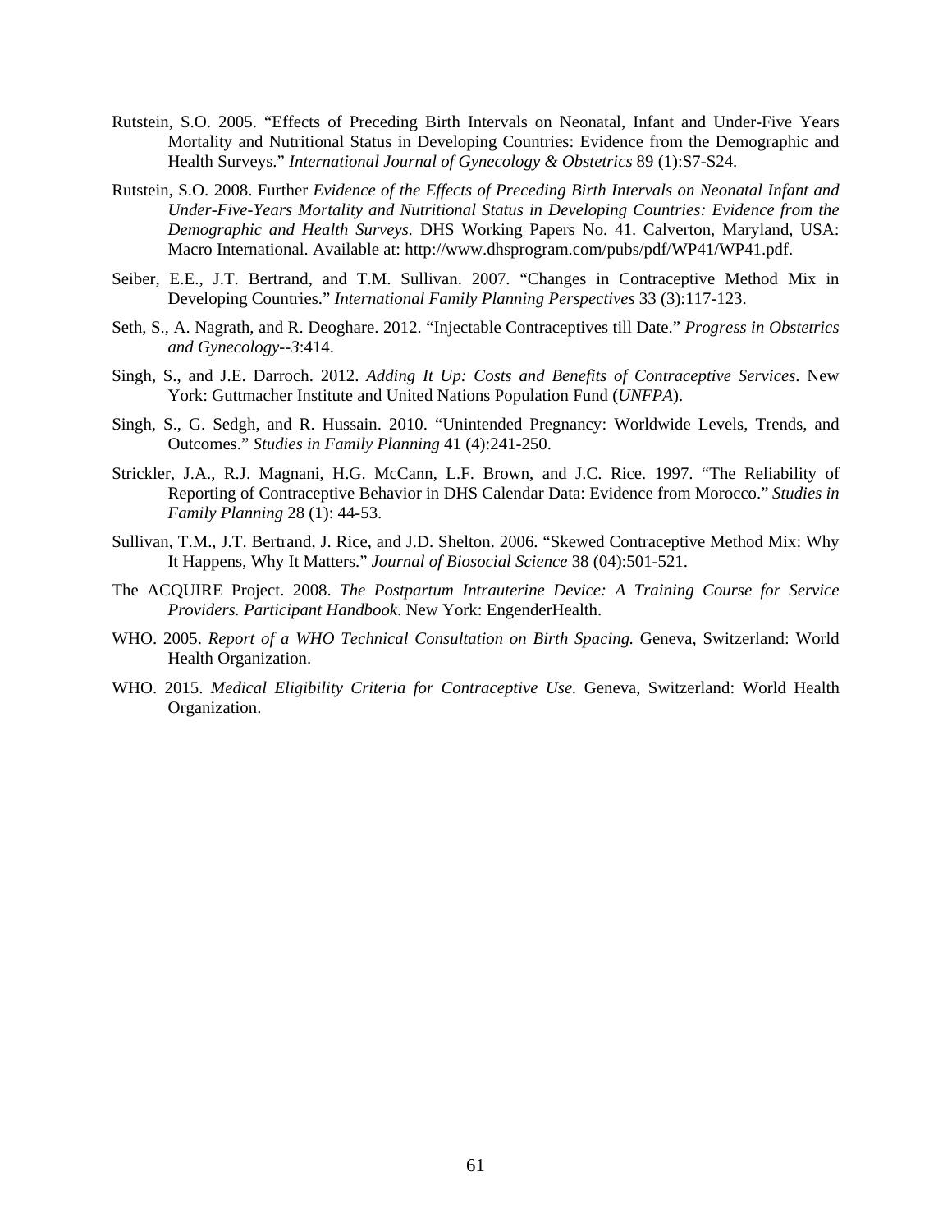Rutstein, S.O. 2005. "Effects of Preceding Birth Intervals on Neonatal, Infant and Under-Five Years Mortality and Nutritional Status in Developing Countries: Evidence from the Demographic and Health Surveys." *International Journal of Gynecology & Obstetrics* 89 (1):S7-S24.

Rutstein, S.O. 2008. Further *Evidence of the Effects of Preceding Birth Intervals on Neonatal Infant and Under-Five-Years Mortality and Nutritional Status in Developing Countries: Evidence from the Demographic and Health Surveys.* DHS Working Papers No. 41. Calverton, Maryland, USA: Macro International. Available at: http://www.dhsprogram.com/pubs/pdf/WP41/WP41.pdf.

Seiber, E.E., J.T. Bertrand, and T.M. Sullivan. 2007. "Changes in Contraceptive Method Mix in Developing Countries." *International Family Planning Perspectives* 33 (3):117-123.

Seth, S., A. Nagrath, and R. Deoghare. 2012. "Injectable Contraceptives till Date." *Progress in Obstetrics and Gynecology--3*:414.

Singh, S., and J.E. Darroch. 2012. *Adding It Up: Costs and Benefits of Contraceptive Services*. New York: Guttmacher Institute and United Nations Population Fund (*UNFPA*).

Singh, S., G. Sedgh, and R. Hussain. 2010. "Unintended Pregnancy: Worldwide Levels, Trends, and Outcomes." *Studies in Family Planning* 41 (4):241-250.

Strickler, J.A., R.J. Magnani, H.G. McCann, L.F. Brown, and J.C. Rice. 1997. "The Reliability of Reporting of Contraceptive Behavior in DHS Calendar Data: Evidence from Morocco." *Studies in Family Planning* 28 (1): 44-53.

Sullivan, T.M., J.T. Bertrand, J. Rice, and J.D. Shelton. 2006. "Skewed Contraceptive Method Mix: Why It Happens, Why It Matters." *Journal of Biosocial Science* 38 (04):501-521.

The ACQUIRE Project. 2008. *The Postpartum Intrauterine Device: A Training Course for Service Providers. Participant Handbook*. New York: EngenderHealth.

WHO. 2005. *Report of a WHO Technical Consultation on Birth Spacing.* Geneva, Switzerland: World Health Organization.

WHO. 2015. *Medical Eligibility Criteria for Contraceptive Use.* Geneva, Switzerland: World Health Organization.